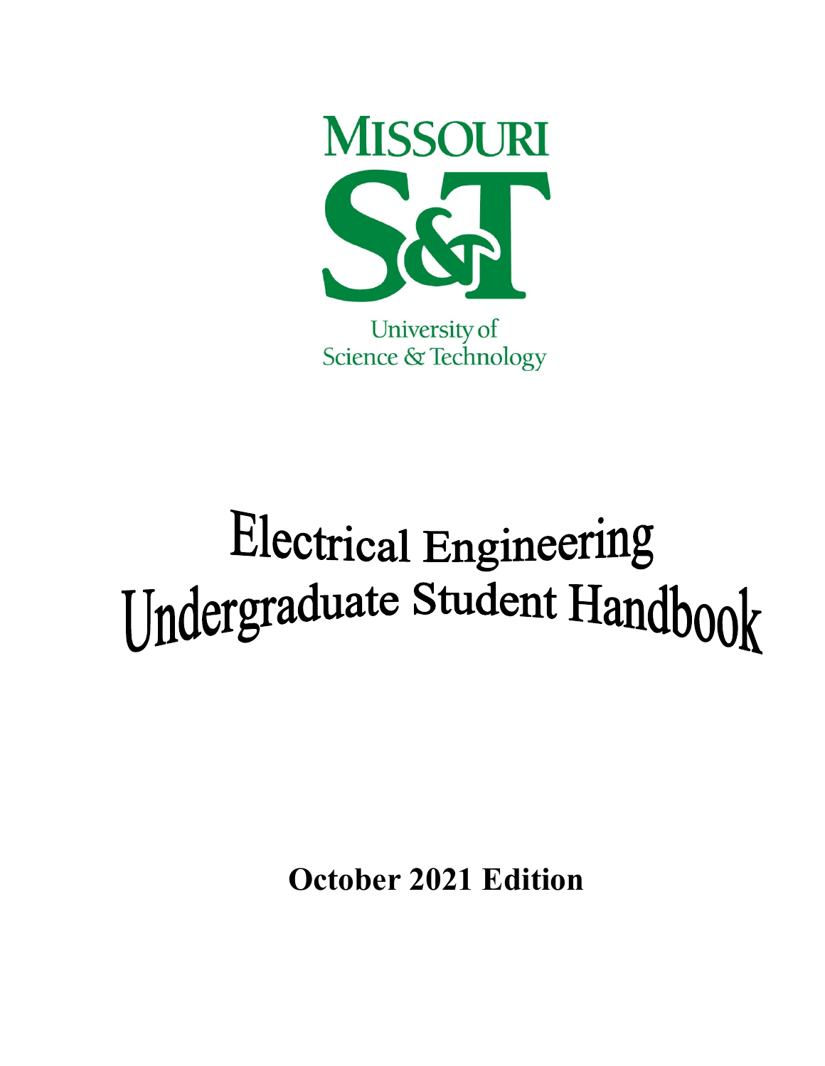MISSOURI

S&T

University of
Science & Technology

# Electrical Engineering Undergraduate Student Handbook

**October 2021 Edition**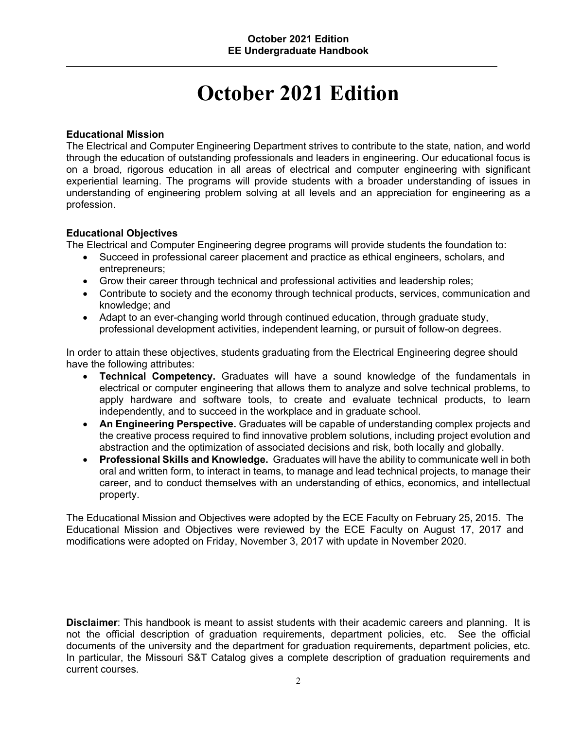# October 2021 Edition

**Educational Mission**
The Electrical and Computer Engineering Department strives to contribute to the state, nation, and world through the education of outstanding professionals and leaders in engineering. Our educational focus is on a broad, rigorous education in all areas of electrical and computer engineering with significant experiential learning. The programs will provide students with a broader understanding of issues in understanding of engineering problem solving at all levels and an appreciation for engineering as a profession.

**Educational Objectives**
The Electrical and Computer Engineering degree programs will provide students the foundation to:

- Succeed in professional career placement and practice as ethical engineers, scholars, and entrepreneurs;
- Grow their career through technical and professional activities and leadership roles;
- Contribute to society and the economy through technical products, services, communication and knowledge; and
- Adapt to an ever-changing world through continued education, through graduate study, professional development activities, independent learning, or pursuit of follow-on degrees.

In order to attain these objectives, students graduating from the Electrical Engineering degree should have the following attributes:

- **Technical Competency.** Graduates will have a sound knowledge of the fundamentals in electrical or computer engineering that allows them to analyze and solve technical problems, to apply hardware and software tools, to create and evaluate technical products, to learn independently, and to succeed in the workplace and in graduate school.
- **An Engineering Perspective.** Graduates will be capable of understanding complex projects and the creative process required to find innovative problem solutions, including project evolution and abstraction and the optimization of associated decisions and risk, both locally and globally.
- **Professional Skills and Knowledge.** Graduates will have the ability to communicate well in both oral and written form, to interact in teams, to manage and lead technical projects, to manage their career, and to conduct themselves with an understanding of ethics, economics, and intellectual property.

The Educational Mission and Objectives were adopted by the ECE Faculty on February 25, 2015. The Educational Mission and Objectives were reviewed by the ECE Faculty on August 17, 2017 and modifications were adopted on Friday, November 3, 2017 with update in November 2020.

**Disclaimer**: This handbook is meant to assist students with their academic careers and planning. It is not the official description of graduation requirements, department policies, etc. See the official documents of the university and the department for graduation requirements, department policies, etc. In particular, the Missouri S&T Catalog gives a complete description of graduation requirements and current courses.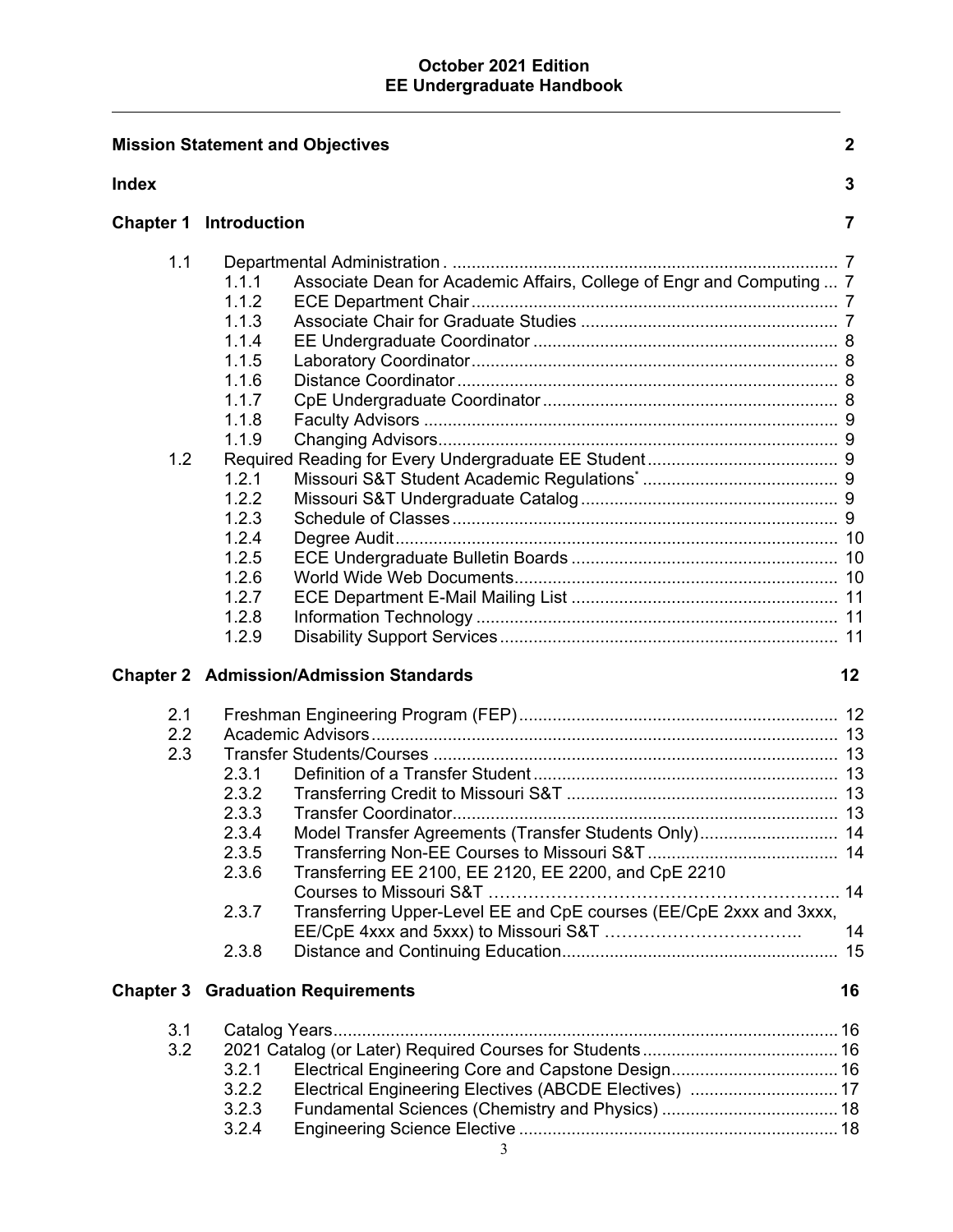**October 2021 Edition**
**EE Undergraduate Handbook**

| | | | |
|---|---|---|---|
| **Mission Statement and Objectives** | | | **2** |
| **Index** | | | **3** |
| **Chapter 1** | **Introduction** | | **7** |
| 1.1 | | Departmental Administration | 7 |
| | 1.1.1 | Associate Dean for Academic Affairs, College of Engr and Computing | 7 |
| | 1.1.2 | ECE Department Chair | 7 |
| | 1.1.3 | Associate Chair for Graduate Studies | 7 |
| | 1.1.4 | EE Undergraduate Coordinator | 8 |
| | 1.1.5 | Laboratory Coordinator | 8 |
| | 1.1.6 | Distance Coordinator | 8 |
| | 1.1.7 | CpE Undergraduate Coordinator | 8 |
| | 1.1.8 | Faculty Advisors | 9 |
| | 1.1.9 | Changing Advisors | 9 |
| 1.2 | | Required Reading for Every Undergraduate EE Student | 9 |
| | 1.2.1 | Missouri S&T Student Academic Regulations* | 9 |
| | 1.2.2 | Missouri S&T Undergraduate Catalog | 9 |
| | 1.2.3 | Schedule of Classes | 9 |
| | 1.2.4 | Degree Audit | 10 |
| | 1.2.5 | ECE Undergraduate Bulletin Boards | 10 |
| | 1.2.6 | World Wide Web Documents | 10 |
| | 1.2.7 | ECE Department E-Mail Mailing List | 11 |
| | 1.2.8 | Information Technology | 11 |
| | 1.2.9 | Disability Support Services | 11 |
| **Chapter 2** | **Admission/Admission Standards** | | **12** |
| 2.1 | | Freshman Engineering Program (FEP) | 12 |
| 2.2 | | Academic Advisors | 13 |
| 2.3 | | Transfer Students/Courses | 13 |
| | 2.3.1 | Definition of a Transfer Student | 13 |
| | 2.3.2 | Transferring Credit to Missouri S&T | 13 |
| | 2.3.3 | Transfer Coordinator | 13 |
| | 2.3.4 | Model Transfer Agreements (Transfer Students Only) | 14 |
| | 2.3.5 | Transferring Non-EE Courses to Missouri S&T | 14 |
| | 2.3.6 | Transferring EE 2100, EE 2120, EE 2200, and CpE 2210 Courses to Missouri S&T | 14 |
| | 2.3.7 | Transferring Upper-Level EE and CpE courses (EE/CpE 2xxx and 3xxx, EE/CpE 4xxx and 5xxx) to Missouri S&T | 14 |
| | 2.3.8 | Distance and Continuing Education | 15 |
| **Chapter 3** | **Graduation Requirements** | | **16** |
| 3.1 | | Catalog Years | 16 |
| 3.2 | | 2021 Catalog (or Later) Required Courses for Students | 16 |
| | 3.2.1 | Electrical Engineering Core and Capstone Design | 16 |
| | 3.2.2 | Electrical Engineering Electives (ABCDE Electives) | 17 |
| | 3.2.3 | Fundamental Sciences (Chemistry and Physics) | 18 |
| | 3.2.4 | Engineering Science Elective | 18 |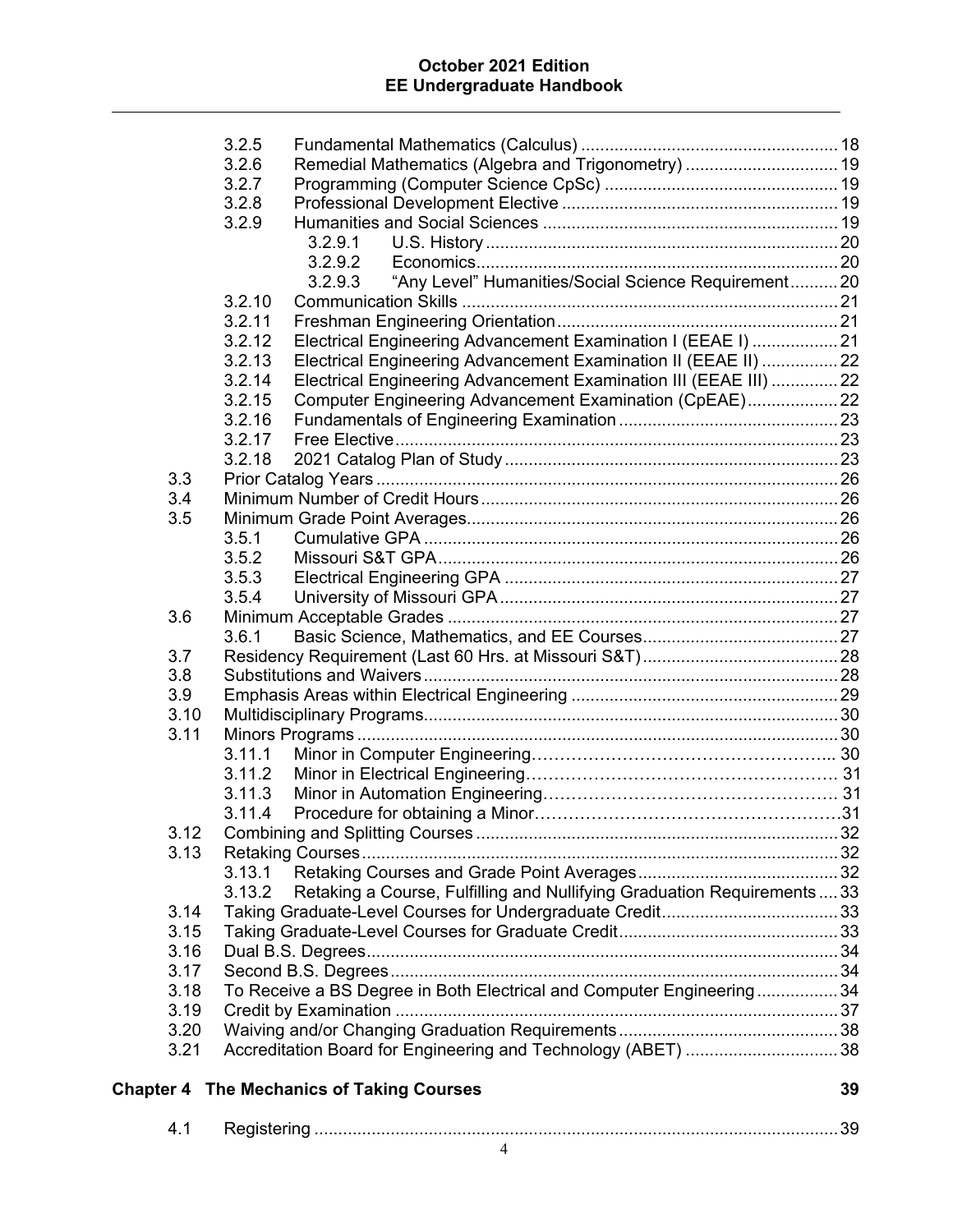| | | | |
|---|---|---|---|
| 3.2.5 | Fundamental Mathematics (Calculus) | | 18 |
| 3.2.6 | Remedial Mathematics (Algebra and Trigonometry) | | 19 |
| 3.2.7 | Programming (Computer Science CpSc) | | 19 |
| 3.2.8 | Professional Development Elective | | 19 |
| 3.2.9 | Humanities and Social Sciences | | 19 |
| | 3.2.9.1 | U.S. History | 20 |
| | 3.2.9.2 | Economics | 20 |
| | 3.2.9.3 | "Any Level" Humanities/Social Science Requirement | 20 |
| 3.2.10 | Communication Skills | | 21 |
| 3.2.11 | Freshman Engineering Orientation | | 21 |
| 3.2.12 | Electrical Engineering Advancement Examination I (EEAE I) | | 21 |
| 3.2.13 | Electrical Engineering Advancement Examination II (EEAE II) | | 22 |
| 3.2.14 | Electrical Engineering Advancement Examination III (EEAE III) | | 22 |
| 3.2.15 | Computer Engineering Advancement Examination (CpEAE) | | 22 |
| 3.2.16 | Fundamentals of Engineering Examination | | 23 |
| 3.2.17 | Free Elective | | 23 |
| 3.2.18 | 2021 Catalog Plan of Study | | 23 |

| | | |
|---|---|---|
| 3.3 | Prior Catalog Years | 26 |
| 3.4 | Minimum Number of Credit Hours | 26 |
| 3.5 | Minimum Grade Point Averages | 26 |
| | 3.5.1 Cumulative GPA | 26 |
| | 3.5.2 Missouri S&T GPA | 26 |
| | 3.5.3 Electrical Engineering GPA | 27 |
| | 3.5.4 University of Missouri GPA | 27 |
| 3.6 | Minimum Acceptable Grades | 27 |
| | 3.6.1 Basic Science, Mathematics, and EE Courses | 27 |
| 3.7 | Residency Requirement (Last 60 Hrs. at Missouri S&T) | 28 |
| 3.8 | Substitutions and Waivers | 28 |
| 3.9 | Emphasis Areas within Electrical Engineering | 29 |
| 3.10 | Multidisciplinary Programs | 30 |
| 3.11 | Minors Programs | 30 |
| | 3.11.1 Minor in Computer Engineering | 30 |
| | 3.11.2 Minor in Electrical Engineering | 31 |
| | 3.11.3 Minor in Automation Engineering | 31 |
| | 3.11.4 Procedure for obtaining a Minor | 31 |
| 3.12 | Combining and Splitting Courses | 32 |
| 3.13 | Retaking Courses | 32 |
| | 3.13.1 Retaking Courses and Grade Point Averages | 32 |
| | 3.13.2 Retaking a Course, Fulfilling and Nullifying Graduation Requirements | 33 |
| 3.14 | Taking Graduate-Level Courses for Undergraduate Credit | 33 |
| 3.15 | Taking Graduate-Level Courses for Graduate Credit | 33 |
| 3.16 | Dual B.S. Degrees | 34 |
| 3.17 | Second B.S. Degrees | 34 |
| 3.18 | To Receive a BS Degree in Both Electrical and Computer Engineering | 34 |
| 3.19 | Credit by Examination | 37 |
| 3.20 | Waiving and/or Changing Graduation Requirements | 38 |
| 3.21 | Accreditation Board for Engineering and Technology (ABET) | 38 |

**Chapter 4 The Mechanics of Taking Courses** 39

| | | |
|---|---|---|
| 4.1 | Registering | 39 |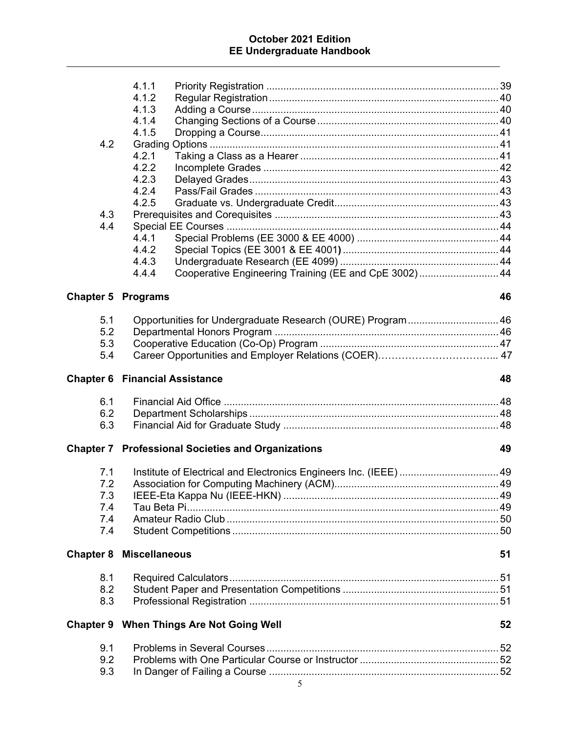| | | | |
|---|---|---|---|
| | 4.1.1 | Priority Registration | 39 |
| | 4.1.2 | Regular Registration | 40 |
| | 4.1.3 | Adding a Course | 40 |
| | 4.1.4 | Changing Sections of a Course | 40 |
| | 4.1.5 | Dropping a Course | 41 |
| 4.2 | Grading Options | | 41 |
| | 4.2.1 | Taking a Class as a Hearer | 41 |
| | 4.2.2 | Incomplete Grades | 42 |
| | 4.2.3 | Delayed Grades | 43 |
| | 4.2.4 | Pass/Fail Grades | 43 |
| | 4.2.5 | Graduate vs. Undergraduate Credit | 43 |
| 4.3 | Prerequisites and Corequisites | | 43 |
| 4.4 | Special EE Courses | | 44 |
| | 4.4.1 | Special Problems (EE 3000 & EE 4000) | 44 |
| | 4.4.2 | Special Topics (EE 3001 & EE 4001) | 44 |
| | 4.4.3 | Undergraduate Research (EE 4099) | 44 |
| | 4.4.4 | Cooperative Engineering Training (EE and CpE 3002) | 44 |

**Chapter 5 Programs** 46

| | | |
|---|---|---|
| 5.1 | Opportunities for Undergraduate Research (OURE) Program | 46 |
| 5.2 | Departmental Honors Program | 46 |
| 5.3 | Cooperative Education (Co-Op) Program | 47 |
| 5.4 | Career Opportunities and Employer Relations (COER) | 47 |

**Chapter 6 Financial Assistance** 48

| | | |
|---|---|---|
| 6.1 | Financial Aid Office | 48 |
| 6.2 | Department Scholarships | 48 |
| 6.3 | Financial Aid for Graduate Study | 48 |

**Chapter 7 Professional Societies and Organizations** 49

| | | |
|---|---|---|
| 7.1 | Institute of Electrical and Electronics Engineers Inc. (IEEE) | 49 |
| 7.2 | Association for Computing Machinery (ACM) | 49 |
| 7.3 | IEEE-Eta Kappa Nu (IEEE-HKN) | 49 |
| 7.4 | Tau Beta Pi | 49 |
| 7.4 | Amateur Radio Club | 50 |
| 7.4 | Student Competitions | 50 |

**Chapter 8 Miscellaneous** 51

| | | |
|---|---|---|
| 8.1 | Required Calculators | 51 |
| 8.2 | Student Paper and Presentation Competitions | 51 |
| 8.3 | Professional Registration | 51 |

**Chapter 9 When Things Are Not Going Well** 52

| | | |
|---|---|---|
| 9.1 | Problems in Several Courses | 52 |
| 9.2 | Problems with One Particular Course or Instructor | 52 |
| 9.3 | In Danger of Failing a Course | 52 |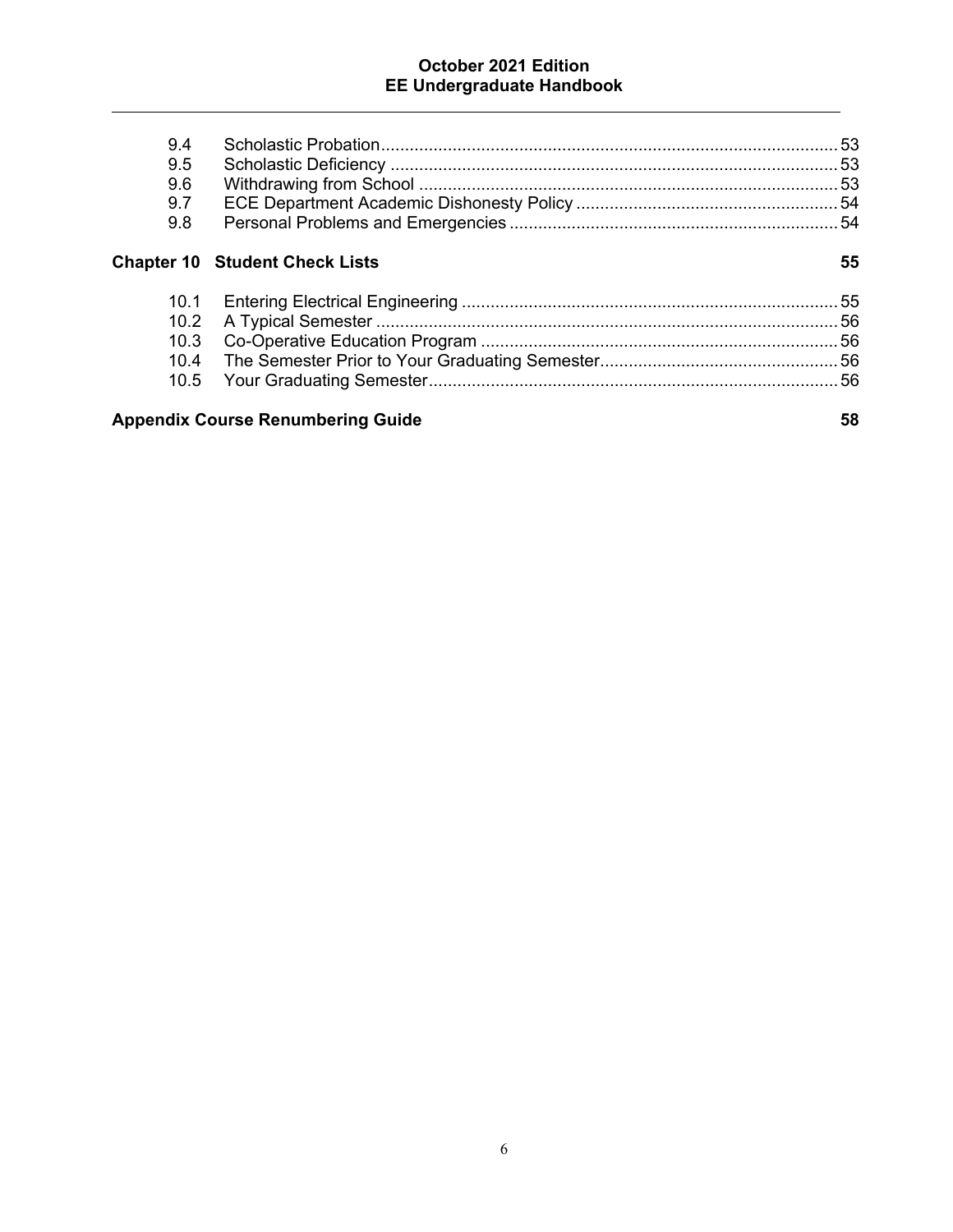| | | |
|---|---|---|
| 9.4 | Scholastic Probation | 53 |
| 9.5 | Scholastic Deficiency | 53 |
| 9.6 | Withdrawing from School | 53 |
| 9.7 | ECE Department Academic Dishonesty Policy | 54 |
| 9.8 | Personal Problems and Emergencies | 54 |

**Chapter 10 Student Check Lists** — **55**

| | | |
|---|---|---|
| 10.1 | Entering Electrical Engineering | 55 |
| 10.2 | A Typical Semester | 56 |
| 10.3 | Co-Operative Education Program | 56 |
| 10.4 | The Semester Prior to Your Graduating Semester | 56 |
| 10.5 | Your Graduating Semester | 56 |

**Appendix Course Renumbering Guide** — **58**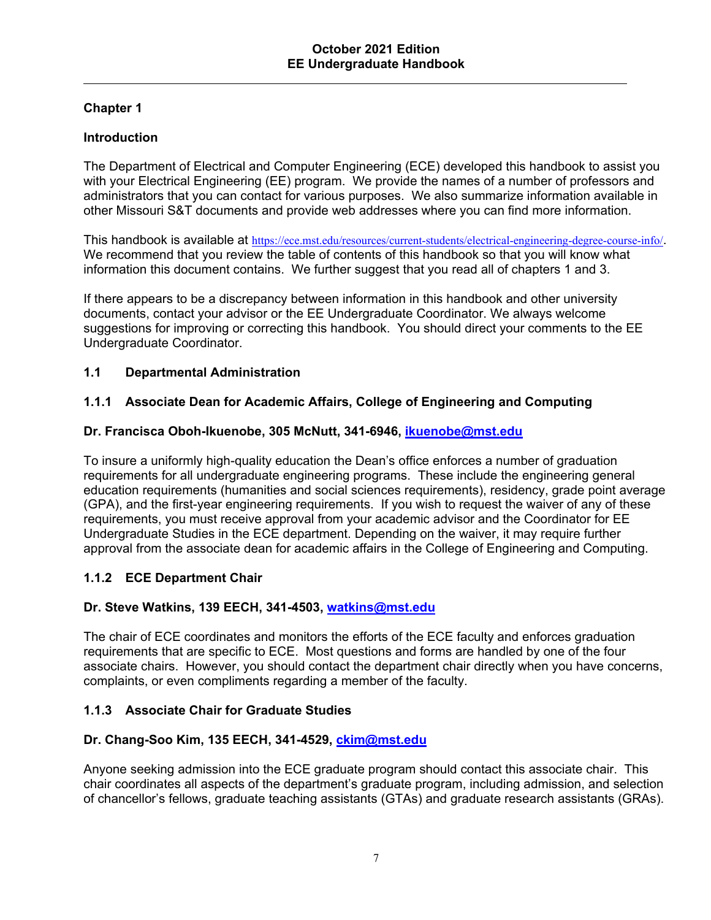## Chapter 1

## Introduction

The Department of Electrical and Computer Engineering (ECE) developed this handbook to assist you with your Electrical Engineering (EE) program. We provide the names of a number of professors and administrators that you can contact for various purposes. We also summarize information available in other Missouri S&T documents and provide web addresses where you can find more information.

This handbook is available at https://ece.mst.edu/resources/current-students/electrical-engineering-degree-course-info/. We recommend that you review the table of contents of this handbook so that you will know what information this document contains. We further suggest that you read all of chapters 1 and 3.

If there appears to be a discrepancy between information in this handbook and other university documents, contact your advisor or the EE Undergraduate Coordinator. We always welcome suggestions for improving or correcting this handbook. You should direct your comments to the EE Undergraduate Coordinator.

### 1.1 Departmental Administration

#### 1.1.1 Associate Dean for Academic Affairs, College of Engineering and Computing

**Dr. Francisca Oboh-Ikuenobe, 305 McNutt, 341-6946, ikuenobe@mst.edu**

To insure a uniformly high-quality education the Dean's office enforces a number of graduation requirements for all undergraduate engineering programs. These include the engineering general education requirements (humanities and social sciences requirements), residency, grade point average (GPA), and the first-year engineering requirements. If you wish to request the waiver of any of these requirements, you must receive approval from your academic advisor and the Coordinator for EE Undergraduate Studies in the ECE department. Depending on the waiver, it may require further approval from the associate dean for academic affairs in the College of Engineering and Computing.

#### 1.1.2 ECE Department Chair

**Dr. Steve Watkins, 139 EECH, 341-4503, watkins@mst.edu**

The chair of ECE coordinates and monitors the efforts of the ECE faculty and enforces graduation requirements that are specific to ECE. Most questions and forms are handled by one of the four associate chairs. However, you should contact the department chair directly when you have concerns, complaints, or even compliments regarding a member of the faculty.

#### 1.1.3 Associate Chair for Graduate Studies

**Dr. Chang-Soo Kim, 135 EECH, 341-4529, ckim@mst.edu**

Anyone seeking admission into the ECE graduate program should contact this associate chair. This chair coordinates all aspects of the department's graduate program, including admission, and selection of chancellor's fellows, graduate teaching assistants (GTAs) and graduate research assistants (GRAs).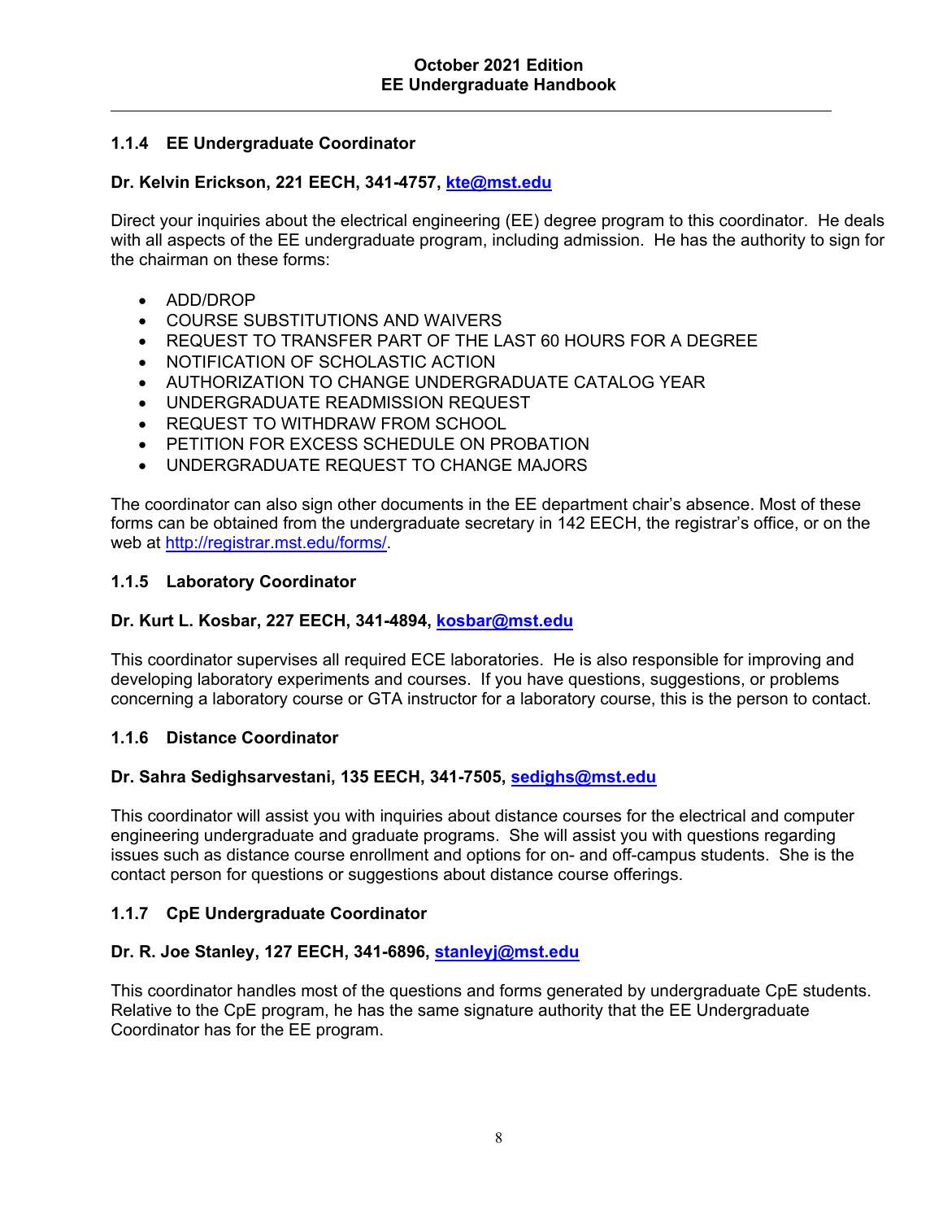### 1.1.4 EE Undergraduate Coordinator

**Dr. Kelvin Erickson, 221 EECH, 341-4757, kte@mst.edu**

Direct your inquiries about the electrical engineering (EE) degree program to this coordinator. He deals with all aspects of the EE undergraduate program, including admission. He has the authority to sign for the chairman on these forms:

- ADD/DROP
- COURSE SUBSTITUTIONS AND WAIVERS
- REQUEST TO TRANSFER PART OF THE LAST 60 HOURS FOR A DEGREE
- NOTIFICATION OF SCHOLASTIC ACTION
- AUTHORIZATION TO CHANGE UNDERGRADUATE CATALOG YEAR
- UNDERGRADUATE READMISSION REQUEST
- REQUEST TO WITHDRAW FROM SCHOOL
- PETITION FOR EXCESS SCHEDULE ON PROBATION
- UNDERGRADUATE REQUEST TO CHANGE MAJORS

The coordinator can also sign other documents in the EE department chair's absence. Most of these forms can be obtained from the undergraduate secretary in 142 EECH, the registrar's office, or on the web at http://registrar.mst.edu/forms/.

### 1.1.5 Laboratory Coordinator

**Dr. Kurt L. Kosbar, 227 EECH, 341-4894, kosbar@mst.edu**

This coordinator supervises all required ECE laboratories. He is also responsible for improving and developing laboratory experiments and courses. If you have questions, suggestions, or problems concerning a laboratory course or GTA instructor for a laboratory course, this is the person to contact.

### 1.1.6 Distance Coordinator

**Dr. Sahra Sedighsarvestani, 135 EECH, 341-7505, sedighs@mst.edu**

This coordinator will assist you with inquiries about distance courses for the electrical and computer engineering undergraduate and graduate programs. She will assist you with questions regarding issues such as distance course enrollment and options for on- and off-campus students. She is the contact person for questions or suggestions about distance course offerings.

### 1.1.7 CpE Undergraduate Coordinator

**Dr. R. Joe Stanley, 127 EECH, 341-6896, stanleyj@mst.edu**

This coordinator handles most of the questions and forms generated by undergraduate CpE students. Relative to the CpE program, he has the same signature authority that the EE Undergraduate Coordinator has for the EE program.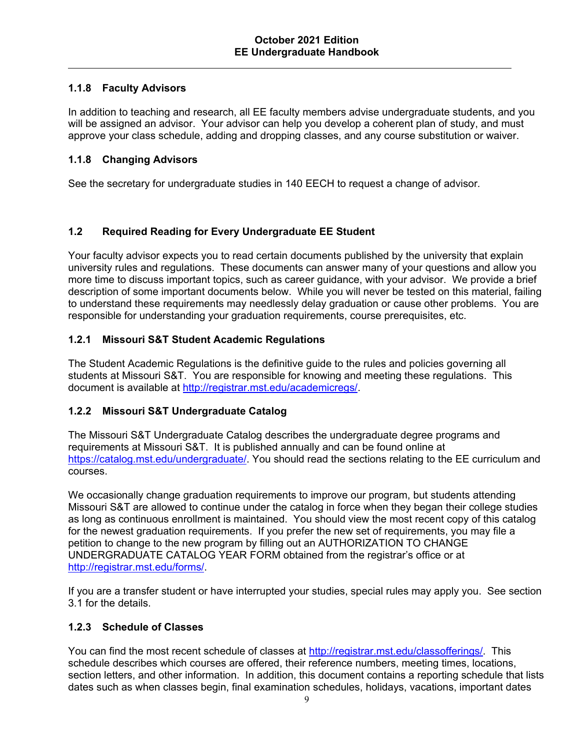### 1.1.8 Faculty Advisors

In addition to teaching and research, all EE faculty members advise undergraduate students, and you will be assigned an advisor. Your advisor can help you develop a coherent plan of study, and must approve your class schedule, adding and dropping classes, and any course substitution or waiver.

### 1.1.8 Changing Advisors

See the secretary for undergraduate studies in 140 EECH to request a change of advisor.

## 1.2 Required Reading for Every Undergraduate EE Student

Your faculty advisor expects you to read certain documents published by the university that explain university rules and regulations. These documents can answer many of your questions and allow you more time to discuss important topics, such as career guidance, with your advisor. We provide a brief description of some important documents below. While you will never be tested on this material, failing to understand these requirements may needlessly delay graduation or cause other problems. You are responsible for understanding your graduation requirements, course prerequisites, etc.

### 1.2.1 Missouri S&T Student Academic Regulations

The Student Academic Regulations is the definitive guide to the rules and policies governing all students at Missouri S&T. You are responsible for knowing and meeting these regulations. This document is available at http://registrar.mst.edu/academicregs/.

### 1.2.2 Missouri S&T Undergraduate Catalog

The Missouri S&T Undergraduate Catalog describes the undergraduate degree programs and requirements at Missouri S&T. It is published annually and can be found online at https://catalog.mst.edu/undergraduate/. You should read the sections relating to the EE curriculum and courses.

We occasionally change graduation requirements to improve our program, but students attending Missouri S&T are allowed to continue under the catalog in force when they began their college studies as long as continuous enrollment is maintained. You should view the most recent copy of this catalog for the newest graduation requirements. If you prefer the new set of requirements, you may file a petition to change to the new program by filling out an AUTHORIZATION TO CHANGE UNDERGRADUATE CATALOG YEAR FORM obtained from the registrar's office or at http://registrar.mst.edu/forms/.

If you are a transfer student or have interrupted your studies, special rules may apply you. See section 3.1 for the details.

### 1.2.3 Schedule of Classes

You can find the most recent schedule of classes at http://registrar.mst.edu/classofferings/. This schedule describes which courses are offered, their reference numbers, meeting times, locations, section letters, and other information. In addition, this document contains a reporting schedule that lists dates such as when classes begin, final examination schedules, holidays, vacations, important dates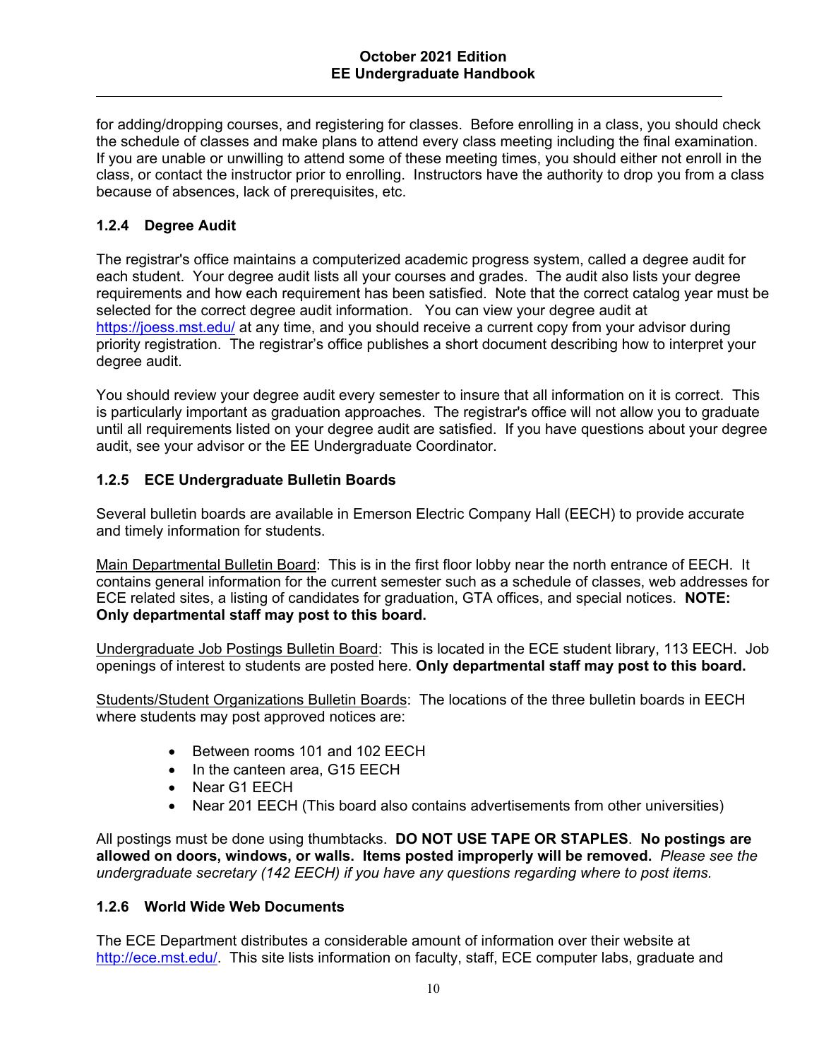for adding/dropping courses, and registering for classes. Before enrolling in a class, you should check the schedule of classes and make plans to attend every class meeting including the final examination. If you are unable or unwilling to attend some of these meeting times, you should either not enroll in the class, or contact the instructor prior to enrolling. Instructors have the authority to drop you from a class because of absences, lack of prerequisites, etc.

### 1.2.4 Degree Audit

The registrar's office maintains a computerized academic progress system, called a degree audit for each student. Your degree audit lists all your courses and grades. The audit also lists your degree requirements and how each requirement has been satisfied. Note that the correct catalog year must be selected for the correct degree audit information. You can view your degree audit at https://joess.mst.edu/ at any time, and you should receive a current copy from your advisor during priority registration. The registrar's office publishes a short document describing how to interpret your degree audit.

You should review your degree audit every semester to insure that all information on it is correct. This is particularly important as graduation approaches. The registrar's office will not allow you to graduate until all requirements listed on your degree audit are satisfied. If you have questions about your degree audit, see your advisor or the EE Undergraduate Coordinator.

### 1.2.5 ECE Undergraduate Bulletin Boards

Several bulletin boards are available in Emerson Electric Company Hall (EECH) to provide accurate and timely information for students.

Main Departmental Bulletin Board: This is in the first floor lobby near the north entrance of EECH. It contains general information for the current semester such as a schedule of classes, web addresses for ECE related sites, a listing of candidates for graduation, GTA offices, and special notices. **NOTE: Only departmental staff may post to this board.**

Undergraduate Job Postings Bulletin Board: This is located in the ECE student library, 113 EECH. Job openings of interest to students are posted here. **Only departmental staff may post to this board.**

Students/Student Organizations Bulletin Boards: The locations of the three bulletin boards in EECH where students may post approved notices are:

- Between rooms 101 and 102 EECH
- In the canteen area, G15 EECH
- Near G1 EECH
- Near 201 EECH (This board also contains advertisements from other universities)

All postings must be done using thumbtacks. **DO NOT USE TAPE OR STAPLES**. **No postings are allowed on doors, windows, or walls. Items posted improperly will be removed.** *Please see the undergraduate secretary (142 EECH) if you have any questions regarding where to post items.*

### 1.2.6 World Wide Web Documents

The ECE Department distributes a considerable amount of information over their website at http://ece.mst.edu/. This site lists information on faculty, staff, ECE computer labs, graduate and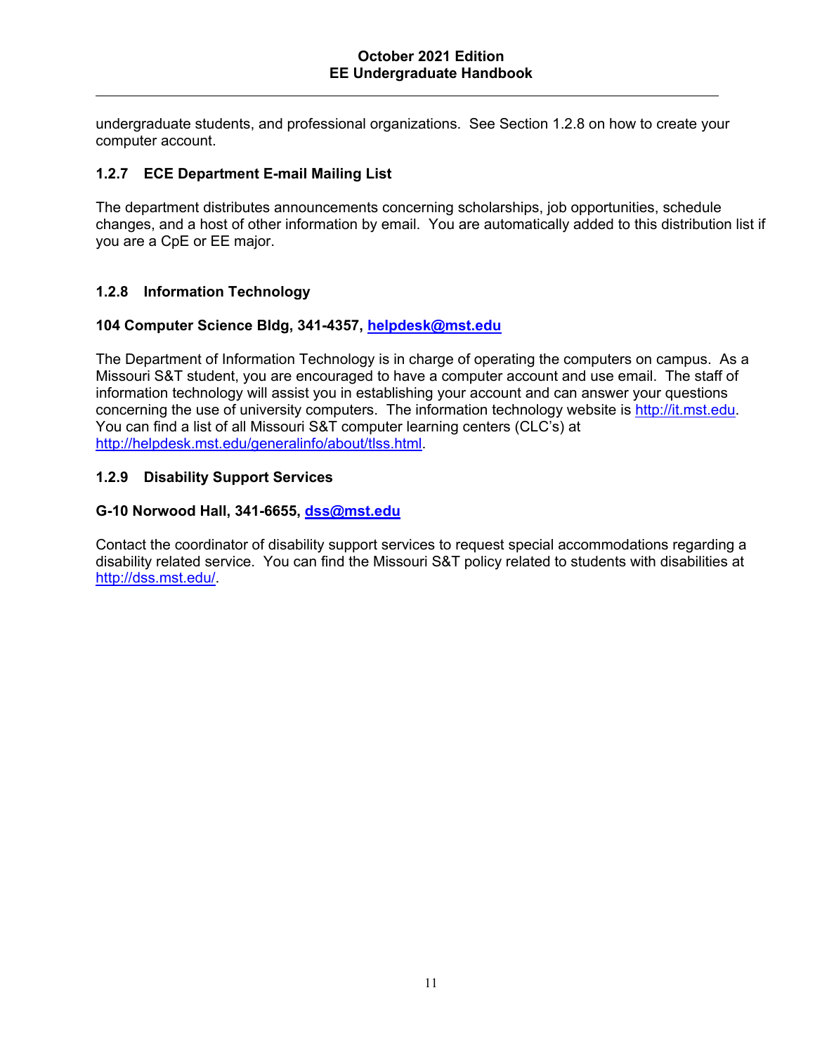undergraduate students, and professional organizations. See Section 1.2.8 on how to create your computer account.

### 1.2.7 ECE Department E-mail Mailing List

The department distributes announcements concerning scholarships, job opportunities, schedule changes, and a host of other information by email. You are automatically added to this distribution list if you are a CpE or EE major.

### 1.2.8 Information Technology

**104 Computer Science Bldg, 341-4357, helpdesk@mst.edu**

The Department of Information Technology is in charge of operating the computers on campus. As a Missouri S&T student, you are encouraged to have a computer account and use email. The staff of information technology will assist you in establishing your account and can answer your questions concerning the use of university computers. The information technology website is http://it.mst.edu. You can find a list of all Missouri S&T computer learning centers (CLC's) at http://helpdesk.mst.edu/generalinfo/about/tlss.html.

### 1.2.9 Disability Support Services

**G-10 Norwood Hall, 341-6655, dss@mst.edu**

Contact the coordinator of disability support services to request special accommodations regarding a disability related service. You can find the Missouri S&T policy related to students with disabilities at http://dss.mst.edu/.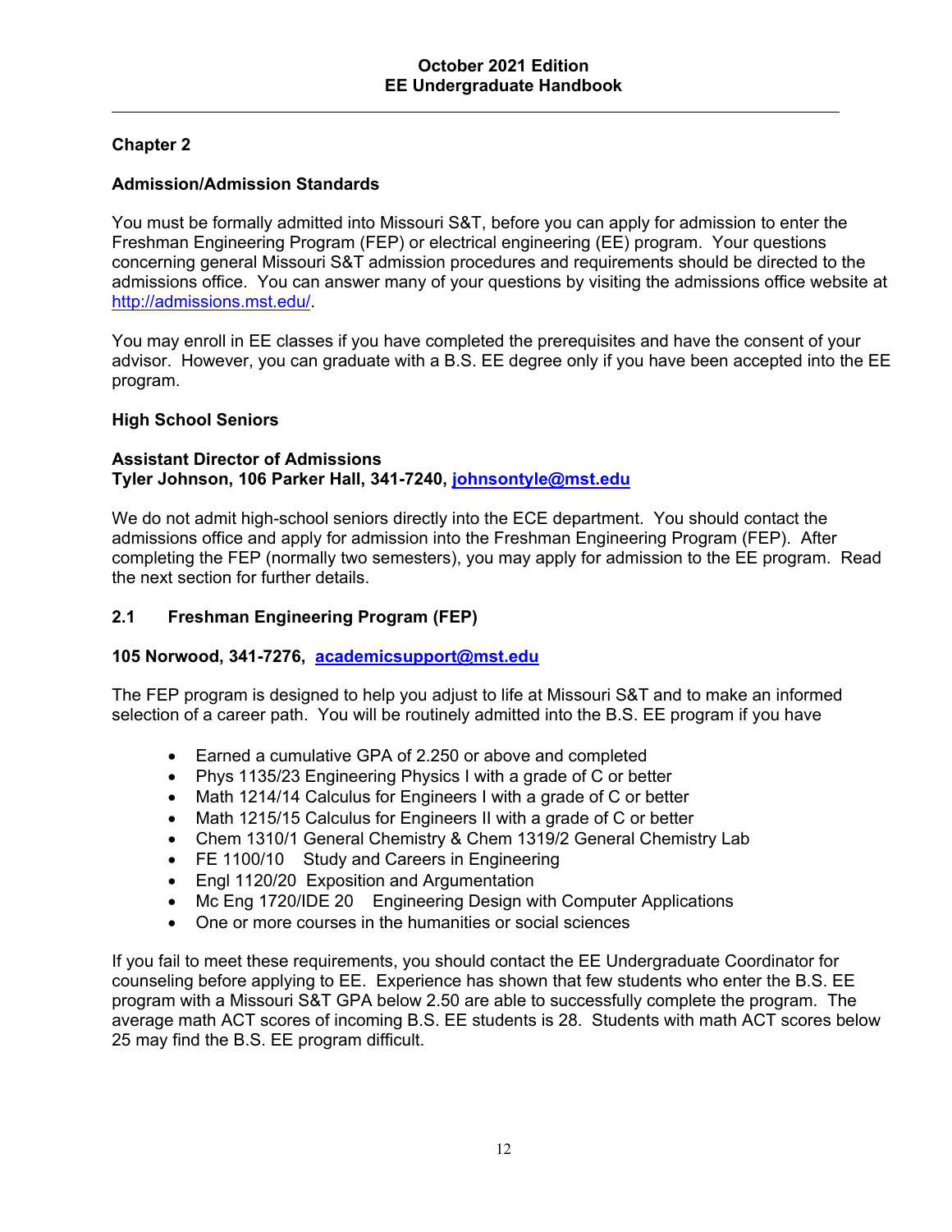## Chapter 2

### Admission/Admission Standards

You must be formally admitted into Missouri S&T, before you can apply for admission to enter the Freshman Engineering Program (FEP) or electrical engineering (EE) program. Your questions concerning general Missouri S&T admission procedures and requirements should be directed to the admissions office. You can answer many of your questions by visiting the admissions office website at http://admissions.mst.edu/.

You may enroll in EE classes if you have completed the prerequisites and have the consent of your advisor. However, you can graduate with a B.S. EE degree only if you have been accepted into the EE program.

### High School Seniors

**Assistant Director of Admissions**
**Tyler Johnson, 106 Parker Hall, 341-7240, johnsontyle@mst.edu**

We do not admit high-school seniors directly into the ECE department. You should contact the admissions office and apply for admission into the Freshman Engineering Program (FEP). After completing the FEP (normally two semesters), you may apply for admission to the EE program. Read the next section for further details.

### 2.1 Freshman Engineering Program (FEP)

**105 Norwood, 341-7276, academicsupport@mst.edu**

The FEP program is designed to help you adjust to life at Missouri S&T and to make an informed selection of a career path. You will be routinely admitted into the B.S. EE program if you have

- Earned a cumulative GPA of 2.250 or above and completed
- Phys 1135/23 Engineering Physics I with a grade of C or better
- Math 1214/14 Calculus for Engineers I with a grade of C or better
- Math 1215/15 Calculus for Engineers II with a grade of C or better
- Chem 1310/1 General Chemistry & Chem 1319/2 General Chemistry Lab
- FE 1100/10 Study and Careers in Engineering
- Engl 1120/20 Exposition and Argumentation
- Mc Eng 1720/IDE 20 Engineering Design with Computer Applications
- One or more courses in the humanities or social sciences

If you fail to meet these requirements, you should contact the EE Undergraduate Coordinator for counseling before applying to EE. Experience has shown that few students who enter the B.S. EE program with a Missouri S&T GPA below 2.50 are able to successfully complete the program. The average math ACT scores of incoming B.S. EE students is 28. Students with math ACT scores below 25 may find the B.S. EE program difficult.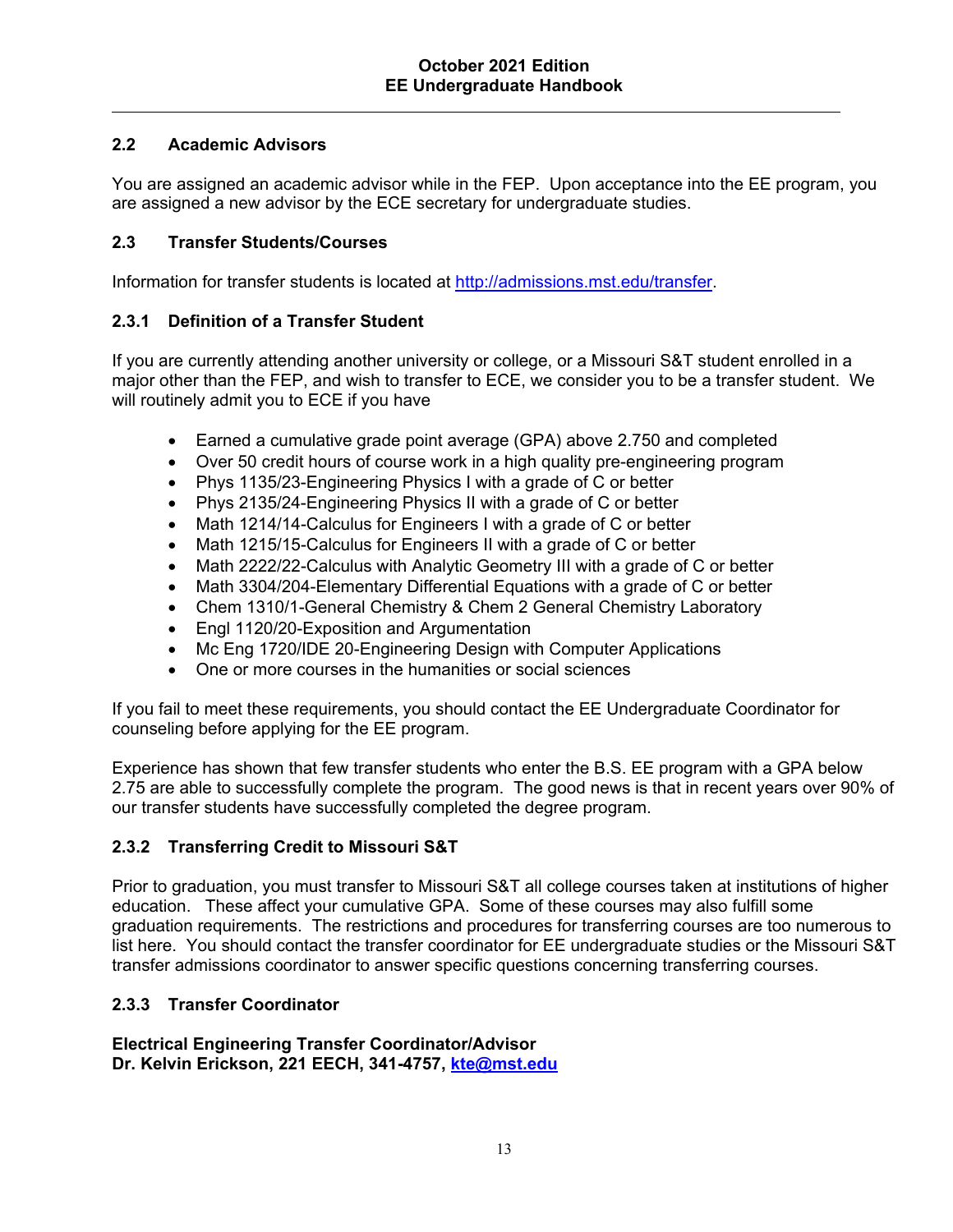## 2.2 Academic Advisors

You are assigned an academic advisor while in the FEP. Upon acceptance into the EE program, you are assigned a new advisor by the ECE secretary for undergraduate studies.

## 2.3 Transfer Students/Courses

Information for transfer students is located at [http://admissions.mst.edu/transfer](http://admissions.mst.edu/transfer).

### 2.3.1 Definition of a Transfer Student

If you are currently attending another university or college, or a Missouri S&T student enrolled in a major other than the FEP, and wish to transfer to ECE, we consider you to be a transfer student. We will routinely admit you to ECE if you have

- Earned a cumulative grade point average (GPA) above 2.750 and completed
- Over 50 credit hours of course work in a high quality pre-engineering program
- Phys 1135/23-Engineering Physics I with a grade of C or better
- Phys 2135/24-Engineering Physics II with a grade of C or better
- Math 1214/14-Calculus for Engineers I with a grade of C or better
- Math 1215/15-Calculus for Engineers II with a grade of C or better
- Math 2222/22-Calculus with Analytic Geometry III with a grade of C or better
- Math 3304/204-Elementary Differential Equations with a grade of C or better
- Chem 1310/1-General Chemistry & Chem 2 General Chemistry Laboratory
- Engl 1120/20-Exposition and Argumentation
- Mc Eng 1720/IDE 20-Engineering Design with Computer Applications
- One or more courses in the humanities or social sciences

If you fail to meet these requirements, you should contact the EE Undergraduate Coordinator for counseling before applying for the EE program.

Experience has shown that few transfer students who enter the B.S. EE program with a GPA below 2.75 are able to successfully complete the program. The good news is that in recent years over 90% of our transfer students have successfully completed the degree program.

### 2.3.2 Transferring Credit to Missouri S&T

Prior to graduation, you must transfer to Missouri S&T all college courses taken at institutions of higher education. These affect your cumulative GPA. Some of these courses may also fulfill some graduation requirements. The restrictions and procedures for transferring courses are too numerous to list here. You should contact the transfer coordinator for EE undergraduate studies or the Missouri S&T transfer admissions coordinator to answer specific questions concerning transferring courses.

### 2.3.3 Transfer Coordinator

**Electrical Engineering Transfer Coordinator/Advisor**
**Dr. Kelvin Erickson, 221 EECH, 341-4757, [kte@mst.edu](mailto:kte@mst.edu)**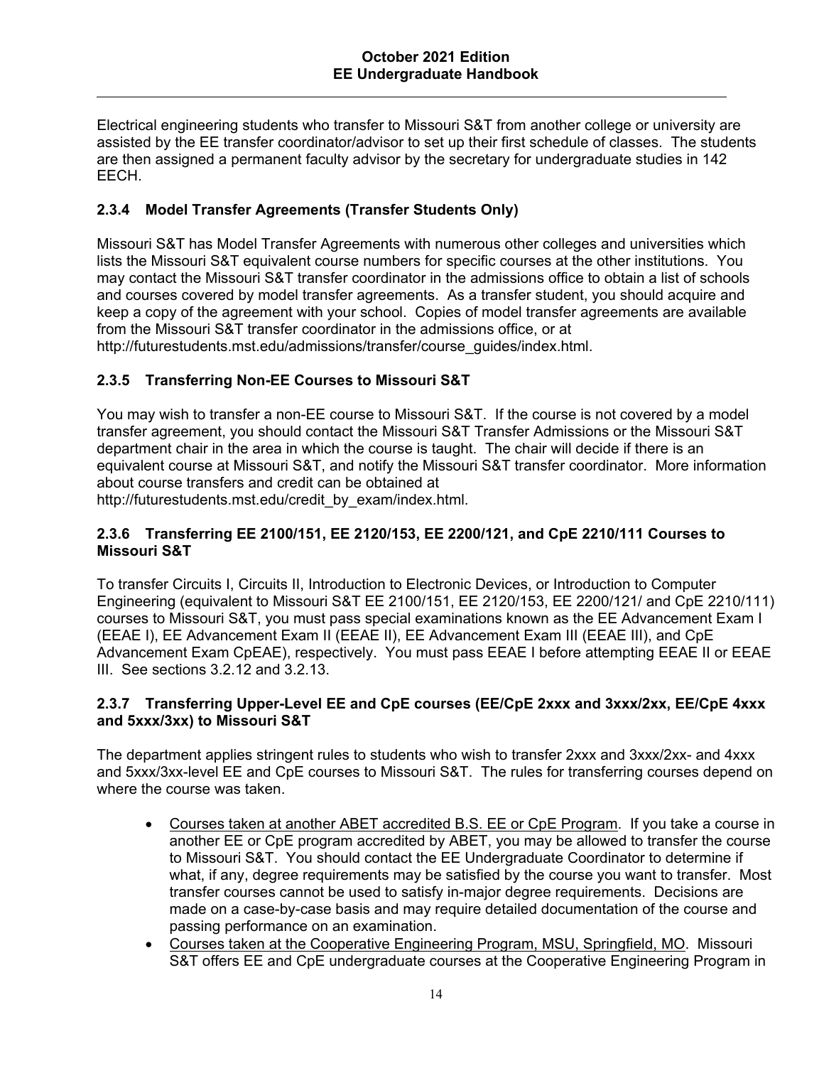Electrical engineering students who transfer to Missouri S&T from another college or university are assisted by the EE transfer coordinator/advisor to set up their first schedule of classes. The students are then assigned a permanent faculty advisor by the secretary for undergraduate studies in 142 EECH.

### 2.3.4 Model Transfer Agreements (Transfer Students Only)

Missouri S&T has Model Transfer Agreements with numerous other colleges and universities which lists the Missouri S&T equivalent course numbers for specific courses at the other institutions. You may contact the Missouri S&T transfer coordinator in the admissions office to obtain a list of schools and courses covered by model transfer agreements. As a transfer student, you should acquire and keep a copy of the agreement with your school. Copies of model transfer agreements are available from the Missouri S&T transfer coordinator in the admissions office, or at http://futurestudents.mst.edu/admissions/transfer/course_guides/index.html.

### 2.3.5 Transferring Non-EE Courses to Missouri S&T

You may wish to transfer a non-EE course to Missouri S&T. If the course is not covered by a model transfer agreement, you should contact the Missouri S&T Transfer Admissions or the Missouri S&T department chair in the area in which the course is taught. The chair will decide if there is an equivalent course at Missouri S&T, and notify the Missouri S&T transfer coordinator. More information about course transfers and credit can be obtained at http://futurestudents.mst.edu/credit_by_exam/index.html.

### 2.3.6 Transferring EE 2100/151, EE 2120/153, EE 2200/121, and CpE 2210/111 Courses to Missouri S&T

To transfer Circuits I, Circuits II, Introduction to Electronic Devices, or Introduction to Computer Engineering (equivalent to Missouri S&T EE 2100/151, EE 2120/153, EE 2200/121/ and CpE 2210/111) courses to Missouri S&T, you must pass special examinations known as the EE Advancement Exam I (EEAE I), EE Advancement Exam II (EEAE II), EE Advancement Exam III (EEAE III), and CpE Advancement Exam CpEAE), respectively. You must pass EEAE I before attempting EEAE II or EEAE III. See sections 3.2.12 and 3.2.13.

### 2.3.7 Transferring Upper-Level EE and CpE courses (EE/CpE 2xxx and 3xxx/2xx, EE/CpE 4xxx and 5xxx/3xx) to Missouri S&T

The department applies stringent rules to students who wish to transfer 2xxx and 3xxx/2xx- and 4xxx and 5xxx/3xx-level EE and CpE courses to Missouri S&T. The rules for transferring courses depend on where the course was taken.

- Courses taken at another ABET accredited B.S. EE or CpE Program. If you take a course in another EE or CpE program accredited by ABET, you may be allowed to transfer the course to Missouri S&T. You should contact the EE Undergraduate Coordinator to determine if what, if any, degree requirements may be satisfied by the course you want to transfer. Most transfer courses cannot be used to satisfy in-major degree requirements. Decisions are made on a case-by-case basis and may require detailed documentation of the course and passing performance on an examination.
- Courses taken at the Cooperative Engineering Program, MSU, Springfield, MO. Missouri S&T offers EE and CpE undergraduate courses at the Cooperative Engineering Program in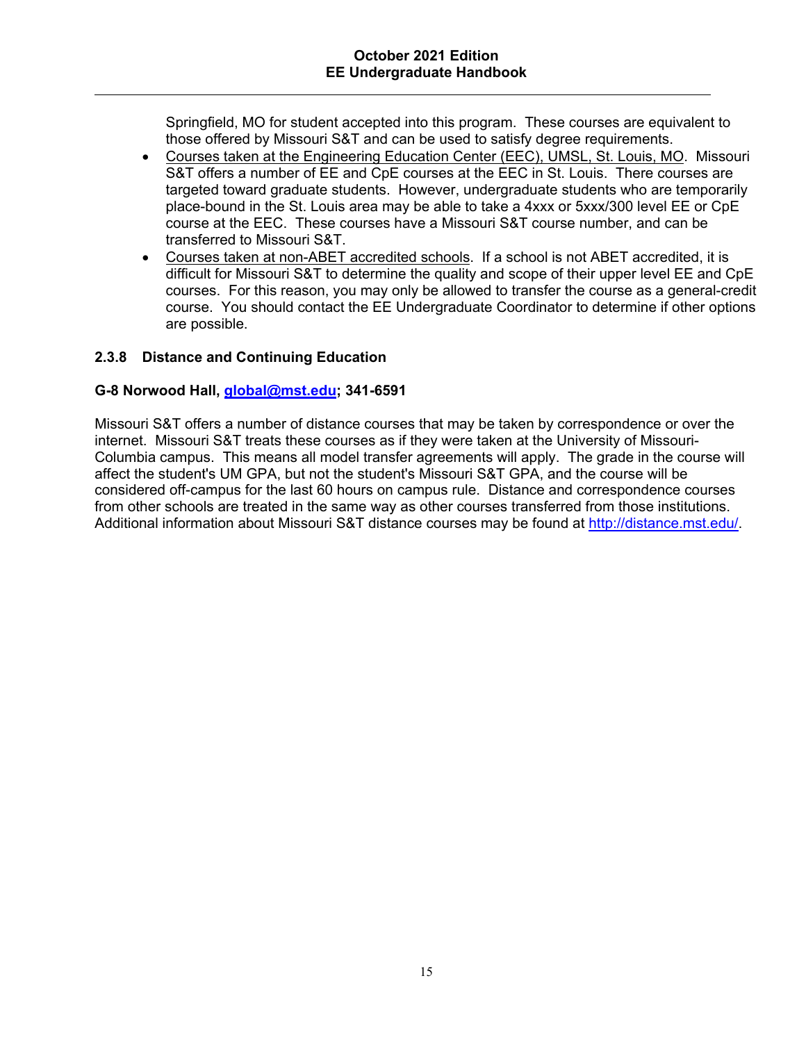Springfield, MO for student accepted into this program. These courses are equivalent to those offered by Missouri S&T and can be used to satisfy degree requirements.

- Courses taken at the Engineering Education Center (EEC), UMSL, St. Louis, MO. Missouri S&T offers a number of EE and CpE courses at the EEC in St. Louis. There courses are targeted toward graduate students. However, undergraduate students who are temporarily place-bound in the St. Louis area may be able to take a 4xxx or 5xxx/300 level EE or CpE course at the EEC. These courses have a Missouri S&T course number, and can be transferred to Missouri S&T.
- Courses taken at non-ABET accredited schools. If a school is not ABET accredited, it is difficult for Missouri S&T to determine the quality and scope of their upper level EE and CpE courses. For this reason, you may only be allowed to transfer the course as a general-credit course. You should contact the EE Undergraduate Coordinator to determine if other options are possible.

### 2.3.8 Distance and Continuing Education

**G-8 Norwood Hall, global@mst.edu; 341-6591**

Missouri S&T offers a number of distance courses that may be taken by correspondence or over the internet. Missouri S&T treats these courses as if they were taken at the University of Missouri-Columbia campus. This means all model transfer agreements will apply. The grade in the course will affect the student's UM GPA, but not the student's Missouri S&T GPA, and the course will be considered off-campus for the last 60 hours on campus rule. Distance and correspondence courses from other schools are treated in the same way as other courses transferred from those institutions. Additional information about Missouri S&T distance courses may be found at http://distance.mst.edu/.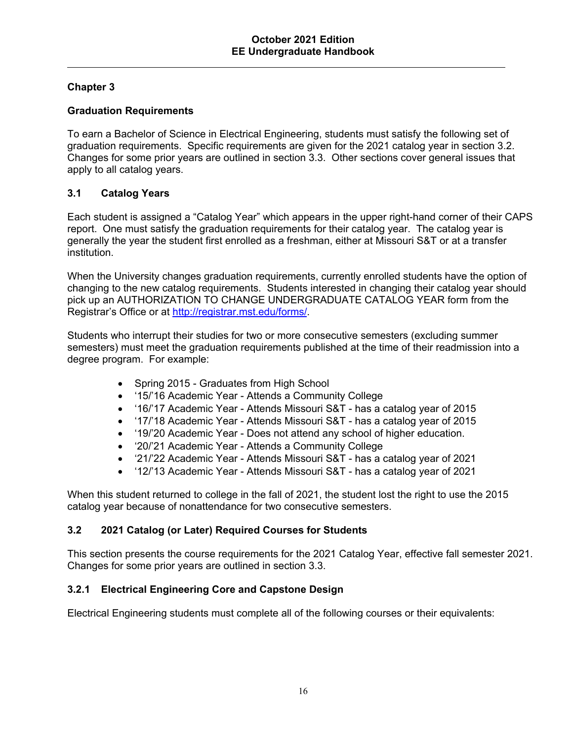## Chapter 3

## Graduation Requirements

To earn a Bachelor of Science in Electrical Engineering, students must satisfy the following set of graduation requirements. Specific requirements are given for the 2021 catalog year in section 3.2. Changes for some prior years are outlined in section 3.3. Other sections cover general issues that apply to all catalog years.

### 3.1 Catalog Years

Each student is assigned a "Catalog Year" which appears in the upper right-hand corner of their CAPS report. One must satisfy the graduation requirements for their catalog year. The catalog year is generally the year the student first enrolled as a freshman, either at Missouri S&T or at a transfer institution.

When the University changes graduation requirements, currently enrolled students have the option of changing to the new catalog requirements. Students interested in changing their catalog year should pick up an AUTHORIZATION TO CHANGE UNDERGRADUATE CATALOG YEAR form from the Registrar's Office or at http://registrar.mst.edu/forms/.

Students who interrupt their studies for two or more consecutive semesters (excluding summer semesters) must meet the graduation requirements published at the time of their readmission into a degree program. For example:

- Spring 2015 - Graduates from High School
- '15/'16 Academic Year - Attends a Community College
- '16/'17 Academic Year - Attends Missouri S&T - has a catalog year of 2015
- '17/'18 Academic Year - Attends Missouri S&T - has a catalog year of 2015
- '19/'20 Academic Year - Does not attend any school of higher education.
- '20/'21 Academic Year - Attends a Community College
- '21/'22 Academic Year - Attends Missouri S&T - has a catalog year of 2021
- '12/'13 Academic Year - Attends Missouri S&T - has a catalog year of 2021

When this student returned to college in the fall of 2021, the student lost the right to use the 2015 catalog year because of nonattendance for two consecutive semesters.

### 3.2 2021 Catalog (or Later) Required Courses for Students

This section presents the course requirements for the 2021 Catalog Year, effective fall semester 2021. Changes for some prior years are outlined in section 3.3.

#### 3.2.1 Electrical Engineering Core and Capstone Design

Electrical Engineering students must complete all of the following courses or their equivalents: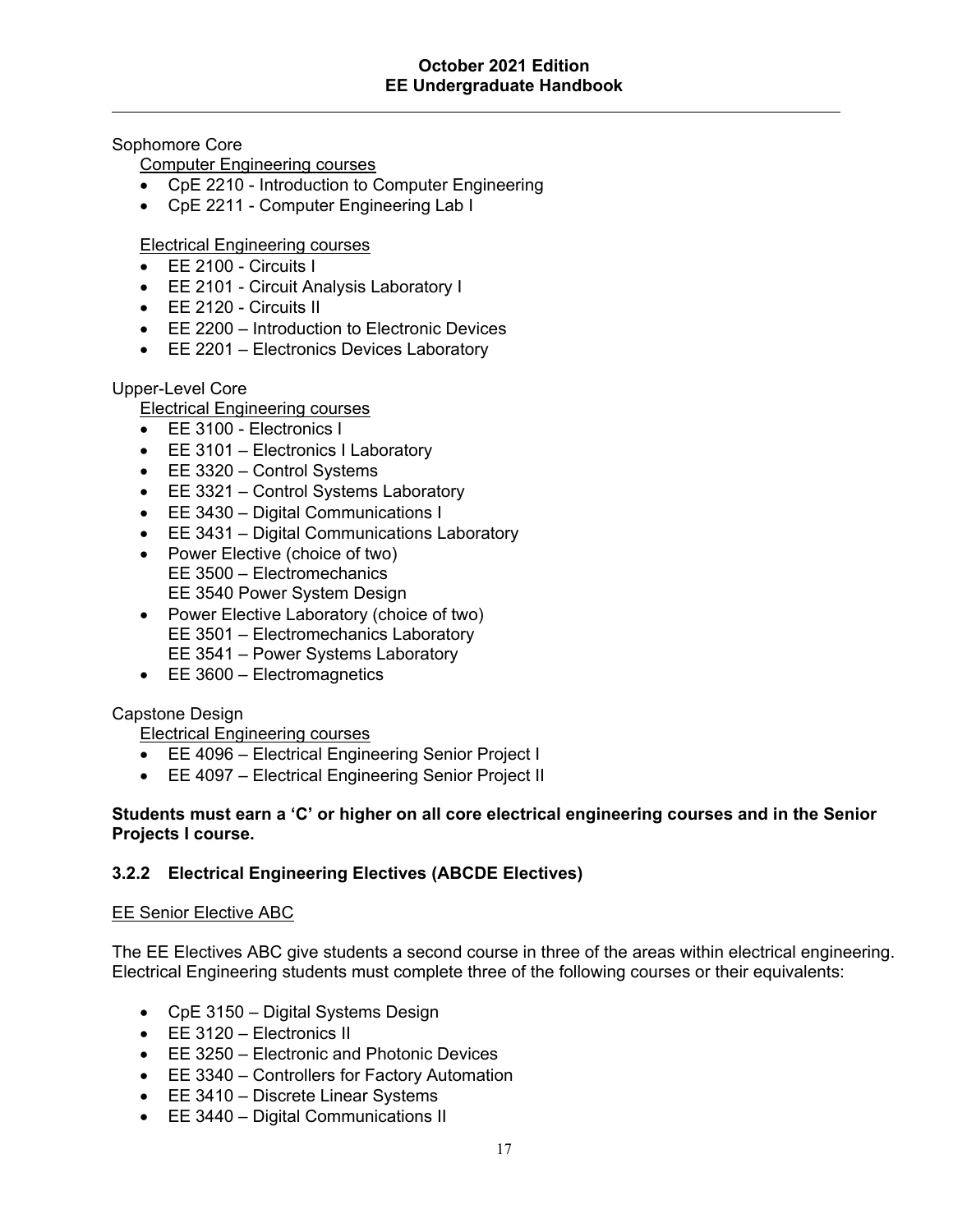Sophomore Core

Computer Engineering courses

- CpE 2210 - Introduction to Computer Engineering
- CpE 2211 - Computer Engineering Lab I

Electrical Engineering courses

- EE 2100 - Circuits I
- EE 2101 - Circuit Analysis Laboratory I
- EE 2120 - Circuits II
- EE 2200 – Introduction to Electronic Devices
- EE 2201 – Electronics Devices Laboratory

Upper-Level Core

Electrical Engineering courses

- EE 3100 - Electronics I
- EE 3101 – Electronics I Laboratory
- EE 3320 – Control Systems
- EE 3321 – Control Systems Laboratory
- EE 3430 – Digital Communications I
- EE 3431 – Digital Communications Laboratory
- Power Elective (choice of two)
  EE 3500 – Electromechanics
  EE 3540 Power System Design
- Power Elective Laboratory (choice of two)
  EE 3501 – Electromechanics Laboratory
  EE 3541 – Power Systems Laboratory
- EE 3600 – Electromagnetics

Capstone Design

Electrical Engineering courses

- EE 4096 – Electrical Engineering Senior Project I
- EE 4097 – Electrical Engineering Senior Project II

**Students must earn a 'C' or higher on all core electrical engineering courses and in the Senior Projects I course.**

### 3.2.2 Electrical Engineering Electives (ABCDE Electives)

EE Senior Elective ABC

The EE Electives ABC give students a second course in three of the areas within electrical engineering. Electrical Engineering students must complete three of the following courses or their equivalents:

- CpE 3150 – Digital Systems Design
- EE 3120 – Electronics II
- EE 3250 – Electronic and Photonic Devices
- EE 3340 – Controllers for Factory Automation
- EE 3410 – Discrete Linear Systems
- EE 3440 – Digital Communications II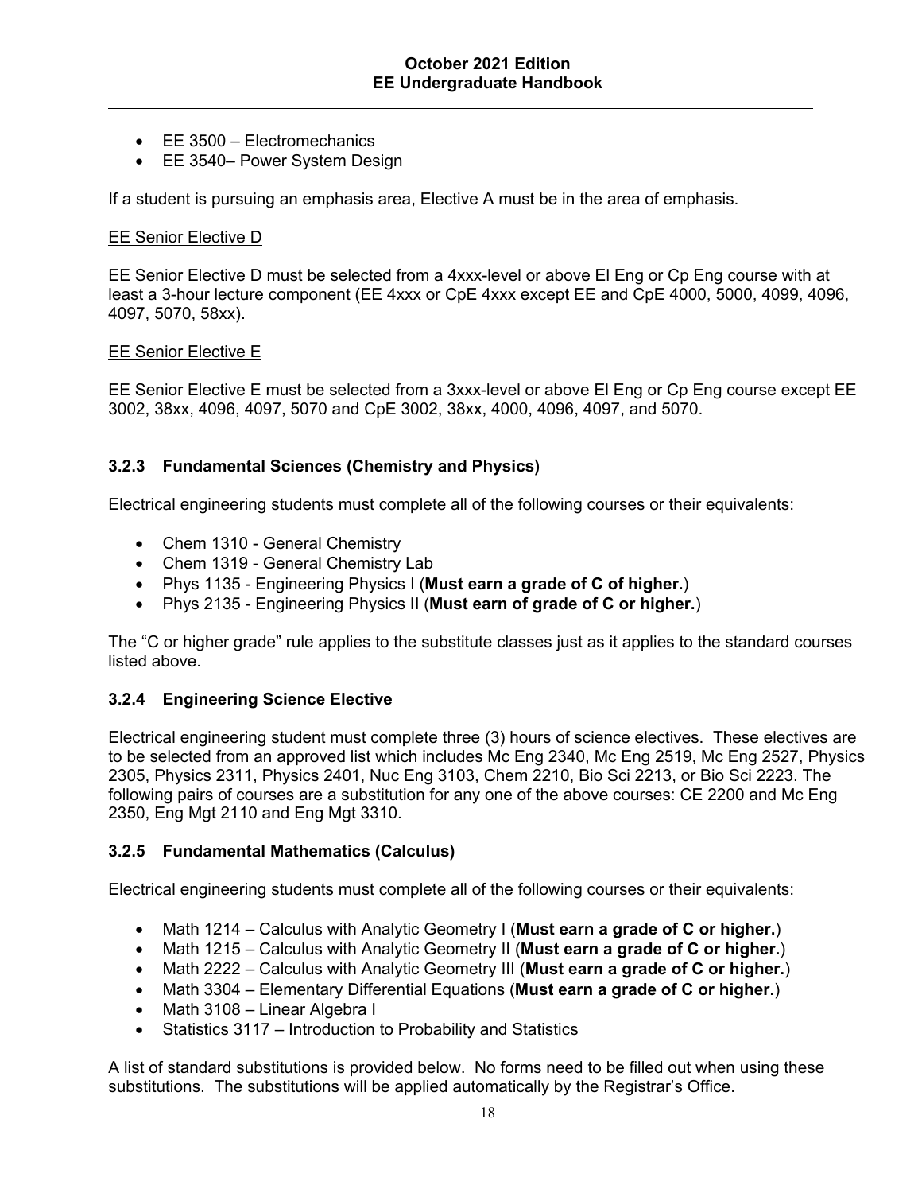- EE 3500 – Electromechanics
- EE 3540– Power System Design

If a student is pursuing an emphasis area, Elective A must be in the area of emphasis.

EE Senior Elective D

EE Senior Elective D must be selected from a 4xxx-level or above El Eng or Cp Eng course with at least a 3-hour lecture component (EE 4xxx or CpE 4xxx except EE and CpE 4000, 5000, 4099, 4096, 4097, 5070, 58xx).

EE Senior Elective E

EE Senior Elective E must be selected from a 3xxx-level or above El Eng or Cp Eng course except EE 3002, 38xx, 4096, 4097, 5070 and CpE 3002, 38xx, 4000, 4096, 4097, and 5070.

### 3.2.3 Fundamental Sciences (Chemistry and Physics)

Electrical engineering students must complete all of the following courses or their equivalents:

- Chem 1310 - General Chemistry
- Chem 1319 - General Chemistry Lab
- Phys 1135 - Engineering Physics I (**Must earn a grade of C of higher.**)
- Phys 2135 - Engineering Physics II (**Must earn of grade of C or higher.**)

The "C or higher grade" rule applies to the substitute classes just as it applies to the standard courses listed above.

### 3.2.4 Engineering Science Elective

Electrical engineering student must complete three (3) hours of science electives. These electives are to be selected from an approved list which includes Mc Eng 2340, Mc Eng 2519, Mc Eng 2527, Physics 2305, Physics 2311, Physics 2401, Nuc Eng 3103, Chem 2210, Bio Sci 2213, or Bio Sci 2223. The following pairs of courses are a substitution for any one of the above courses: CE 2200 and Mc Eng 2350, Eng Mgt 2110 and Eng Mgt 3310.

### 3.2.5 Fundamental Mathematics (Calculus)

Electrical engineering students must complete all of the following courses or their equivalents:

- Math 1214 – Calculus with Analytic Geometry I (**Must earn a grade of C or higher.**)
- Math 1215 – Calculus with Analytic Geometry II (**Must earn a grade of C or higher.**)
- Math 2222 – Calculus with Analytic Geometry III (**Must earn a grade of C or higher.**)
- Math 3304 – Elementary Differential Equations (**Must earn a grade of C or higher.**)
- Math 3108 – Linear Algebra I
- Statistics 3117 – Introduction to Probability and Statistics

A list of standard substitutions is provided below. No forms need to be filled out when using these substitutions. The substitutions will be applied automatically by the Registrar's Office.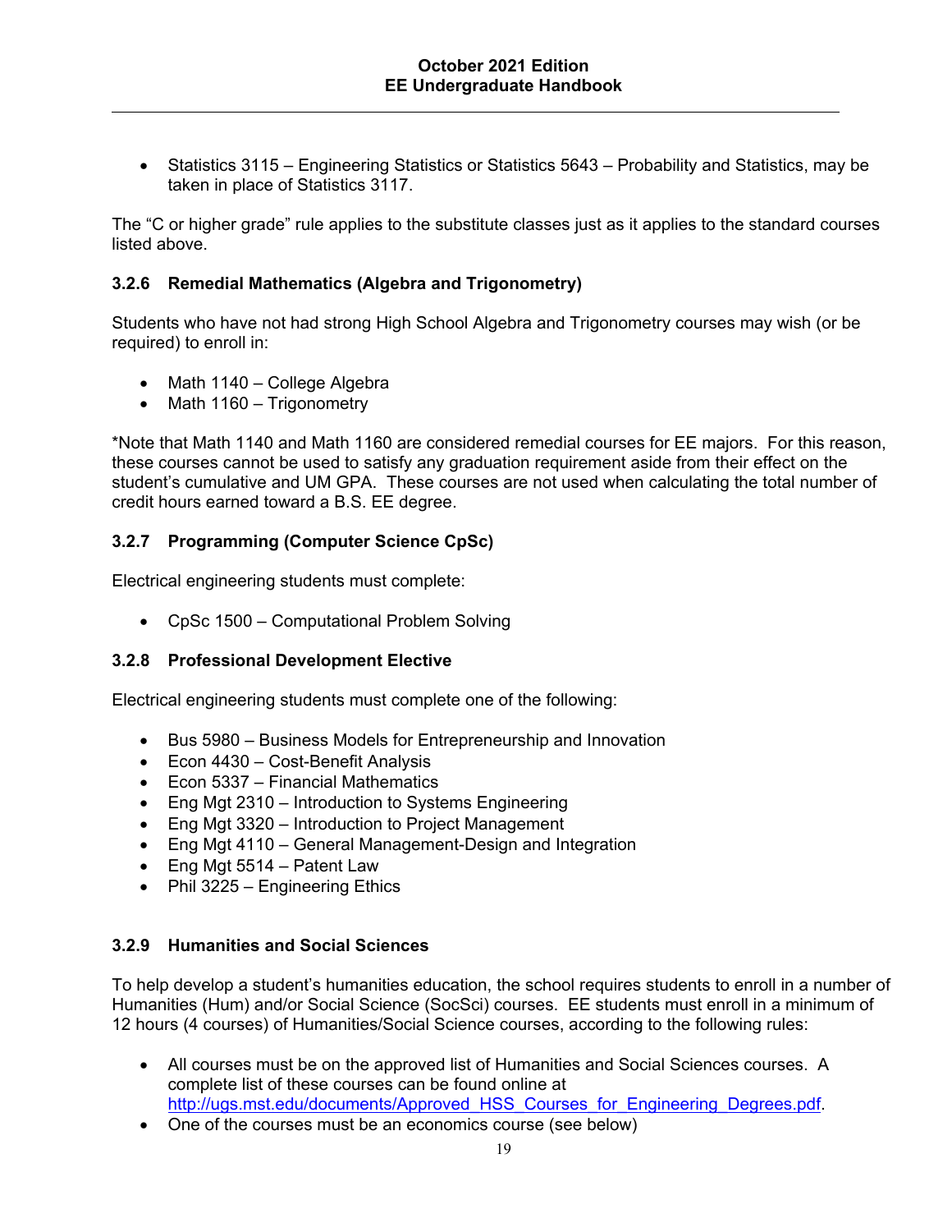- Statistics 3115 – Engineering Statistics or Statistics 5643 – Probability and Statistics, may be taken in place of Statistics 3117.

The "C or higher grade" rule applies to the substitute classes just as it applies to the standard courses listed above.

### 3.2.6 Remedial Mathematics (Algebra and Trigonometry)

Students who have not had strong High School Algebra and Trigonometry courses may wish (or be required) to enroll in:

- Math 1140 – College Algebra
- Math 1160 – Trigonometry

*Note that Math 1140 and Math 1160 are considered remedial courses for EE majors. For this reason, these courses cannot be used to satisfy any graduation requirement aside from their effect on the student's cumulative and UM GPA. These courses are not used when calculating the total number of credit hours earned toward a B.S. EE degree.

### 3.2.7 Programming (Computer Science CpSc)

Electrical engineering students must complete:

- CpSc 1500 – Computational Problem Solving

### 3.2.8 Professional Development Elective

Electrical engineering students must complete one of the following:

- Bus 5980 – Business Models for Entrepreneurship and Innovation
- Econ 4430 – Cost-Benefit Analysis
- Econ 5337 – Financial Mathematics
- Eng Mgt 2310 – Introduction to Systems Engineering
- Eng Mgt 3320 – Introduction to Project Management
- Eng Mgt 4110 – General Management-Design and Integration
- Eng Mgt 5514 – Patent Law
- Phil 3225 – Engineering Ethics

### 3.2.9 Humanities and Social Sciences

To help develop a student's humanities education, the school requires students to enroll in a number of Humanities (Hum) and/or Social Science (SocSci) courses. EE students must enroll in a minimum of 12 hours (4 courses) of Humanities/Social Science courses, according to the following rules:

- All courses must be on the approved list of Humanities and Social Sciences courses. A complete list of these courses can be found online at http://ugs.mst.edu/documents/Approved_HSS_Courses_for_Engineering_Degrees.pdf.
- One of the courses must be an economics course (see below)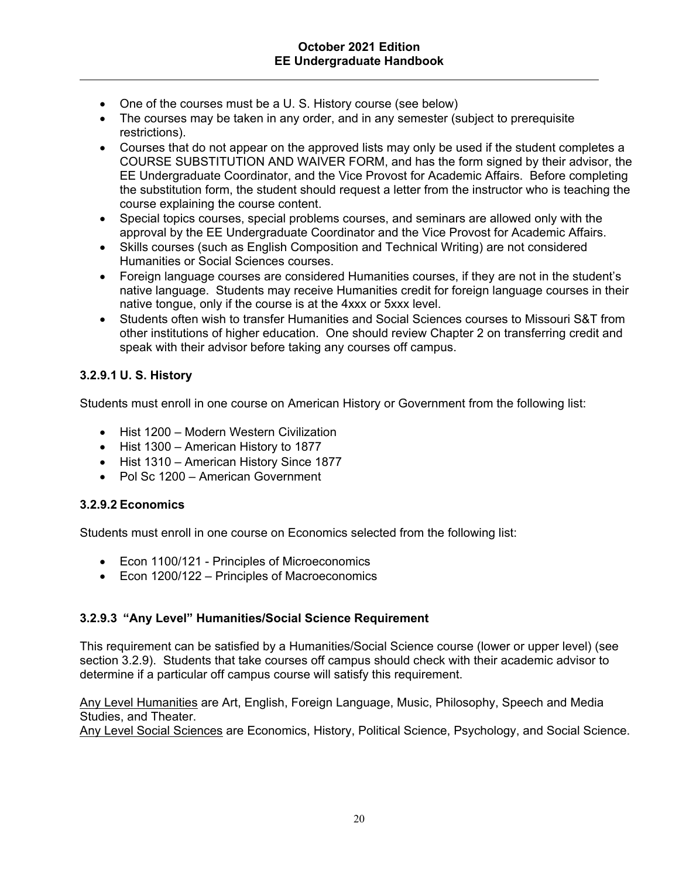- One of the courses must be a U. S. History course (see below)
- The courses may be taken in any order, and in any semester (subject to prerequisite restrictions).
- Courses that do not appear on the approved lists may only be used if the student completes a COURSE SUBSTITUTION AND WAIVER FORM, and has the form signed by their advisor, the EE Undergraduate Coordinator, and the Vice Provost for Academic Affairs. Before completing the substitution form, the student should request a letter from the instructor who is teaching the course explaining the course content.
- Special topics courses, special problems courses, and seminars are allowed only with the approval by the EE Undergraduate Coordinator and the Vice Provost for Academic Affairs.
- Skills courses (such as English Composition and Technical Writing) are not considered Humanities or Social Sciences courses.
- Foreign language courses are considered Humanities courses, if they are not in the student's native language. Students may receive Humanities credit for foreign language courses in their native tongue, only if the course is at the 4xxx or 5xxx level.
- Students often wish to transfer Humanities and Social Sciences courses to Missouri S&T from other institutions of higher education. One should review Chapter 2 on transferring credit and speak with their advisor before taking any courses off campus.

### 3.2.9.1 U. S. History

Students must enroll in one course on American History or Government from the following list:

- Hist 1200 – Modern Western Civilization
- Hist 1300 – American History to 1877
- Hist 1310 – American History Since 1877
- Pol Sc 1200 – American Government

### 3.2.9.2 Economics

Students must enroll in one course on Economics selected from the following list:

- Econ 1100/121 - Principles of Microeconomics
- Econ 1200/122 – Principles of Macroeconomics

### 3.2.9.3 "Any Level" Humanities/Social Science Requirement

This requirement can be satisfied by a Humanities/Social Science course (lower or upper level) (see section 3.2.9). Students that take courses off campus should check with their academic advisor to determine if a particular off campus course will satisfy this requirement.

Any Level Humanities are Art, English, Foreign Language, Music, Philosophy, Speech and Media Studies, and Theater.
Any Level Social Sciences are Economics, History, Political Science, Psychology, and Social Science.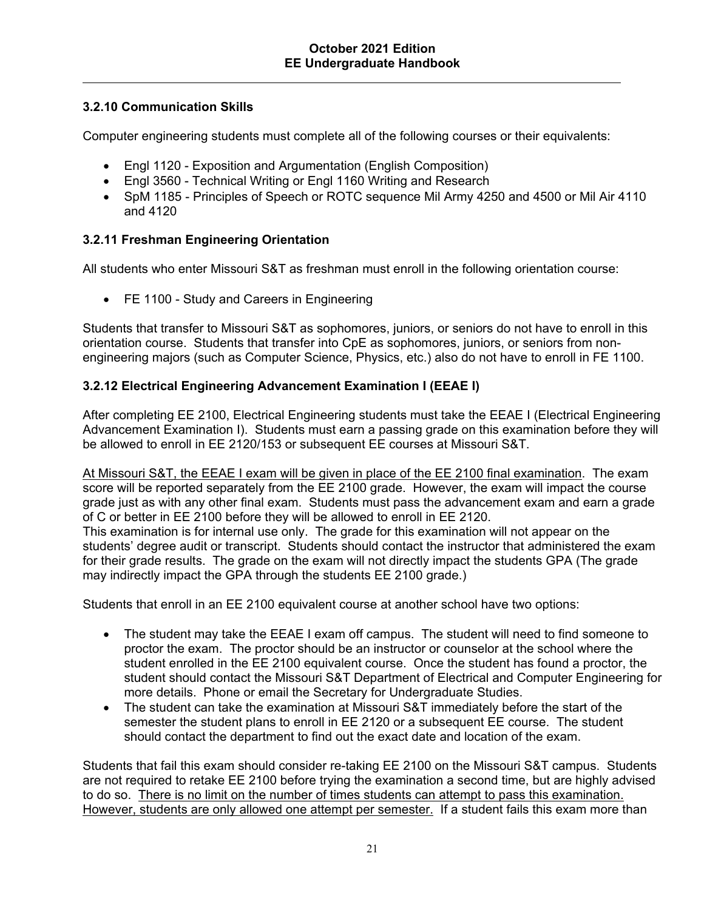### 3.2.10 Communication Skills

Computer engineering students must complete all of the following courses or their equivalents:

- Engl 1120 - Exposition and Argumentation (English Composition)
- Engl 3560 - Technical Writing or Engl 1160 Writing and Research
- SpM 1185 - Principles of Speech or ROTC sequence Mil Army 4250 and 4500 or Mil Air 4110 and 4120

### 3.2.11 Freshman Engineering Orientation

All students who enter Missouri S&T as freshman must enroll in the following orientation course:

- FE 1100 - Study and Careers in Engineering

Students that transfer to Missouri S&T as sophomores, juniors, or seniors do not have to enroll in this orientation course. Students that transfer into CpE as sophomores, juniors, or seniors from non-engineering majors (such as Computer Science, Physics, etc.) also do not have to enroll in FE 1100.

### 3.2.12 Electrical Engineering Advancement Examination I (EEAE I)

After completing EE 2100, Electrical Engineering students must take the EEAE I (Electrical Engineering Advancement Examination I). Students must earn a passing grade on this examination before they will be allowed to enroll in EE 2120/153 or subsequent EE courses at Missouri S&T.

<u>At Missouri S&T, the EEAE I exam will be given in place of the EE 2100 final examination</u>. The exam score will be reported separately from the EE 2100 grade. However, the exam will impact the course grade just as with any other final exam. Students must pass the advancement exam and earn a grade of C or better in EE 2100 before they will be allowed to enroll in EE 2120.
This examination is for internal use only. The grade for this examination will not appear on the students' degree audit or transcript. Students should contact the instructor that administered the exam for their grade results. The grade on the exam will not directly impact the students GPA (The grade may indirectly impact the GPA through the students EE 2100 grade.)

Students that enroll in an EE 2100 equivalent course at another school have two options:

- The student may take the EEAE I exam off campus. The student will need to find someone to proctor the exam. The proctor should be an instructor or counselor at the school where the student enrolled in the EE 2100 equivalent course. Once the student has found a proctor, the student should contact the Missouri S&T Department of Electrical and Computer Engineering for more details. Phone or email the Secretary for Undergraduate Studies.
- The student can take the examination at Missouri S&T immediately before the start of the semester the student plans to enroll in EE 2120 or a subsequent EE course. The student should contact the department to find out the exact date and location of the exam.

Students that fail this exam should consider re-taking EE 2100 on the Missouri S&T campus. Students are not required to retake EE 2100 before trying the examination a second time, but are highly advised to do so. <u>There is no limit on the number of times students can attempt to pass this examination. However, students are only allowed one attempt per semester.</u> If a student fails this exam more than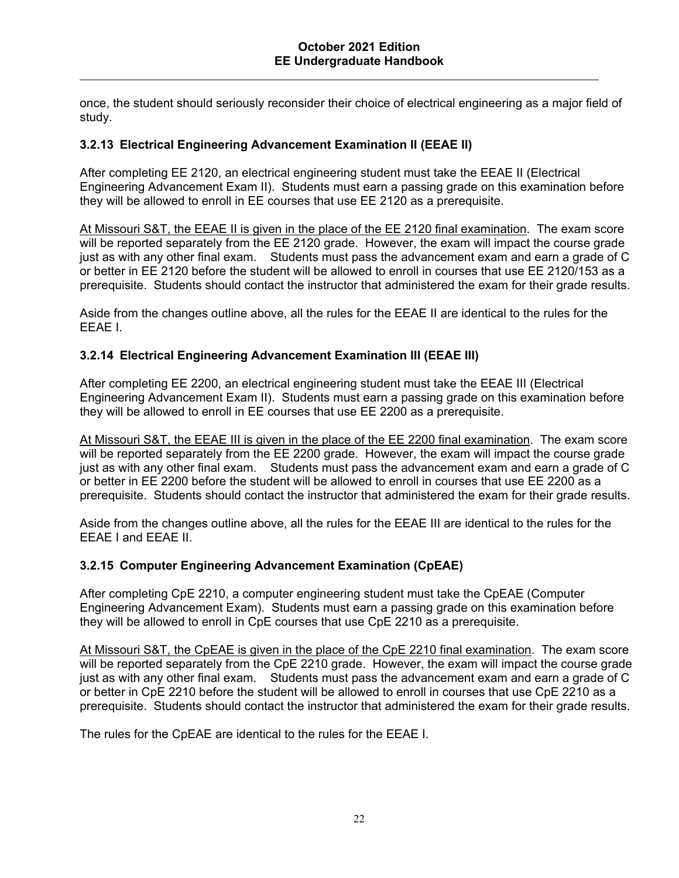once, the student should seriously reconsider their choice of electrical engineering as a major field of study.

### 3.2.13 Electrical Engineering Advancement Examination II (EEAE II)

After completing EE 2120, an electrical engineering student must take the EEAE II (Electrical Engineering Advancement Exam II). Students must earn a passing grade on this examination before they will be allowed to enroll in EE courses that use EE 2120 as a prerequisite.

<u>At Missouri S&T, the EEAE II is given in the place of the EE 2120 final examination</u>. The exam score will be reported separately from the EE 2120 grade. However, the exam will impact the course grade just as with any other final exam. Students must pass the advancement exam and earn a grade of C or better in EE 2120 before the student will be allowed to enroll in courses that use EE 2120/153 as a prerequisite. Students should contact the instructor that administered the exam for their grade results.

Aside from the changes outline above, all the rules for the EEAE II are identical to the rules for the EEAE I.

### 3.2.14 Electrical Engineering Advancement Examination III (EEAE III)

After completing EE 2200, an electrical engineering student must take the EEAE III (Electrical Engineering Advancement Exam II). Students must earn a passing grade on this examination before they will be allowed to enroll in EE courses that use EE 2200 as a prerequisite.

<u>At Missouri S&T, the EEAE III is given in the place of the EE 2200 final examination</u>. The exam score will be reported separately from the EE 2200 grade. However, the exam will impact the course grade just as with any other final exam. Students must pass the advancement exam and earn a grade of C or better in EE 2200 before the student will be allowed to enroll in courses that use EE 2200 as a prerequisite. Students should contact the instructor that administered the exam for their grade results.

Aside from the changes outline above, all the rules for the EEAE III are identical to the rules for the EEAE I and EEAE II.

### 3.2.15 Computer Engineering Advancement Examination (CpEAE)

After completing CpE 2210, a computer engineering student must take the CpEAE (Computer Engineering Advancement Exam). Students must earn a passing grade on this examination before they will be allowed to enroll in CpE courses that use CpE 2210 as a prerequisite.

<u>At Missouri S&T, the CpEAE is given in the place of the CpE 2210 final examination</u>. The exam score will be reported separately from the CpE 2210 grade. However, the exam will impact the course grade just as with any other final exam. Students must pass the advancement exam and earn a grade of C or better in CpE 2210 before the student will be allowed to enroll in courses that use CpE 2210 as a prerequisite. Students should contact the instructor that administered the exam for their grade results.

The rules for the CpEAE are identical to the rules for the EEAE I.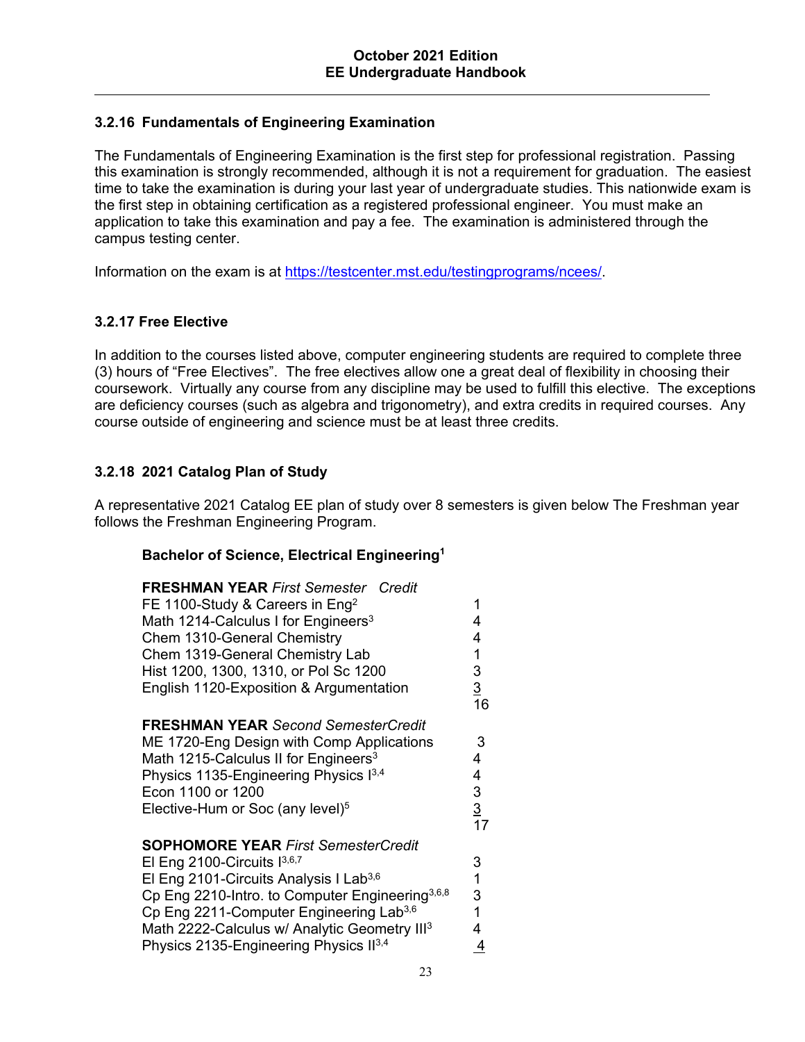### 3.2.16 Fundamentals of Engineering Examination

The Fundamentals of Engineering Examination is the first step for professional registration. Passing this examination is strongly recommended, although it is not a requirement for graduation. The easiest time to take the examination is during your last year of undergraduate studies. This nationwide exam is the first step in obtaining certification as a registered professional engineer. You must make an application to take this examination and pay a fee. The examination is administered through the campus testing center.

Information on the exam is at https://testcenter.mst.edu/testingprograms/ncees/.

### 3.2.17 Free Elective

In addition to the courses listed above, computer engineering students are required to complete three (3) hours of "Free Electives". The free electives allow one a great deal of flexibility in choosing their coursework. Virtually any course from any discipline may be used to fulfill this elective. The exceptions are deficiency courses (such as algebra and trigonometry), and extra credits in required courses. Any course outside of engineering and science must be at least three credits.

### 3.2.18 2021 Catalog Plan of Study

A representative 2021 Catalog EE plan of study over 8 semesters is given below The Freshman year follows the Freshman Engineering Program.

**Bachelor of Science, Electrical Engineering**[1]

| **FRESHMAN YEAR** *First Semester* | *Credit* |
| --- | --- |
| FE 1100-Study & Careers in Eng[2] | 1 |
| Math 1214-Calculus I for Engineers[3] | 4 |
| Chem 1310-General Chemistry | 4 |
| Chem 1319-General Chemistry Lab | 1 |
| Hist 1200, 1300, 1310, or Pol Sc 1200 | 3 |
| English 1120-Exposition & Argumentation | 3 |
| | 16 |

| **FRESHMAN YEAR** *Second Semester* | *Credit* |
| --- | --- |
| ME 1720-Eng Design with Comp Applications | 3 |
| Math 1215-Calculus II for Engineers[3] | 4 |
| Physics 1135-Engineering Physics I[3,4] | 4 |
| Econ 1100 or 1200 | 3 |
| Elective-Hum or Soc (any level)[5] | 3 |
| | 17 |

| **SOPHOMORE YEAR** *First Semester* | *Credit* |
| --- | --- |
| El Eng 2100-Circuits I[3,6,7] | 3 |
| El Eng 2101-Circuits Analysis I Lab[3,6] | 1 |
| Cp Eng 2210-Intro. to Computer Engineering[3,6,8] | 3 |
| Cp Eng 2211-Computer Engineering Lab[3,6] | 1 |
| Math 2222-Calculus w/ Analytic Geometry III[3] | 4 |
| Physics 2135-Engineering Physics II[3,4] | 4 |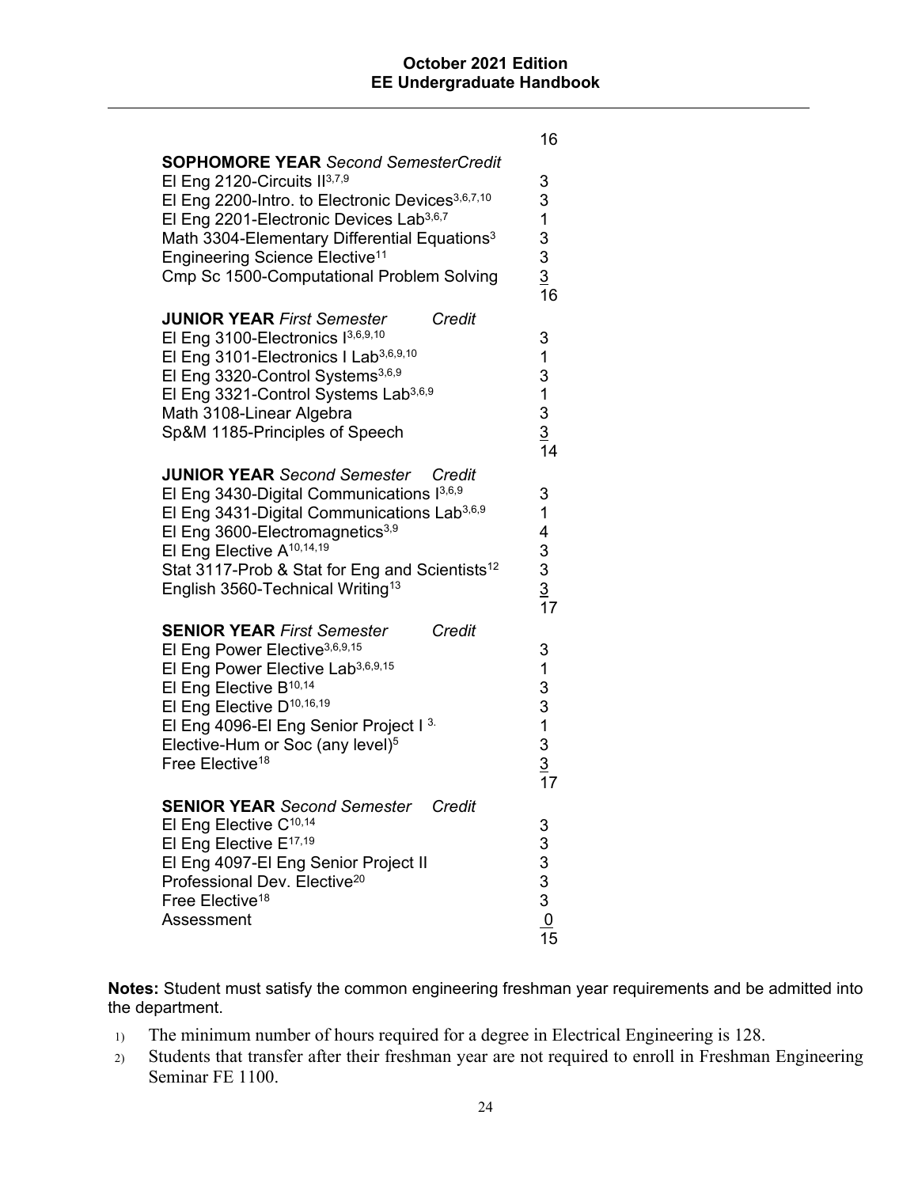16

| **SOPHOMORE YEAR** *Second Semester* | *Credit* |
|---|---|
| El Eng 2120-Circuits II[3,7,9] | 3 |
| El Eng 2200-Intro. to Electronic Devices[3,6,7,10] | 3 |
| El Eng 2201-Electronic Devices Lab[3,6,7] | 1 |
| Math 3304-Elementary Differential Equations[3] | 3 |
| Engineering Science Elective[11] | 3 |
| Cmp Sc 1500-Computational Problem Solving | 3 |
| | 16 |

| **JUNIOR YEAR** *First Semester* | *Credit* |
|---|---|
| El Eng 3100-Electronics I[3,6,9,10] | 3 |
| El Eng 3101-Electronics I Lab[3,6,9,10] | 1 |
| El Eng 3320-Control Systems[3,6,9] | 3 |
| El Eng 3321-Control Systems Lab[3,6,9] | 1 |
| Math 3108-Linear Algebra | 3 |
| Sp&M 1185-Principles of Speech | 3 |
| | 14 |

| **JUNIOR YEAR** *Second Semester* | *Credit* |
|---|---|
| El Eng 3430-Digital Communications I[3,6,9] | 3 |
| El Eng 3431-Digital Communications Lab[3,6,9] | 1 |
| El Eng 3600-Electromagnetics[3,9] | 4 |
| El Eng Elective A[10,14,19] | 3 |
| Stat 3117-Prob & Stat for Eng and Scientists[12] | 3 |
| English 3560-Technical Writing[13] | 3 |
| | 17 |

| **SENIOR YEAR** *First Semester* | *Credit* |
|---|---|
| El Eng Power Elective[3,6,9,15] | 3 |
| El Eng Power Elective Lab[3,6,9,15] | 1 |
| El Eng Elective B[10,14] | 3 |
| El Eng Elective D[10,16,19] | 3 |
| El Eng 4096-El Eng Senior Project I[3.] | 1 |
| Elective-Hum or Soc (any level)[5] | 3 |
| Free Elective[18] | 3 |
| | 17 |

| **SENIOR YEAR** *Second Semester* | *Credit* |
|---|---|
| El Eng Elective C[10,14] | 3 |
| El Eng Elective E[17,19] | 3 |
| El Eng 4097-El Eng Senior Project II | 3 |
| Professional Dev. Elective[20] | 3 |
| Free Elective[18] | 3 |
| Assessment | 0 |
| | 15 |

**Notes:** Student must satisfy the common engineering freshman year requirements and be admitted into the department.

1) The minimum number of hours required for a degree in Electrical Engineering is 128.
2) Students that transfer after their freshman year are not required to enroll in Freshman Engineering Seminar FE 1100.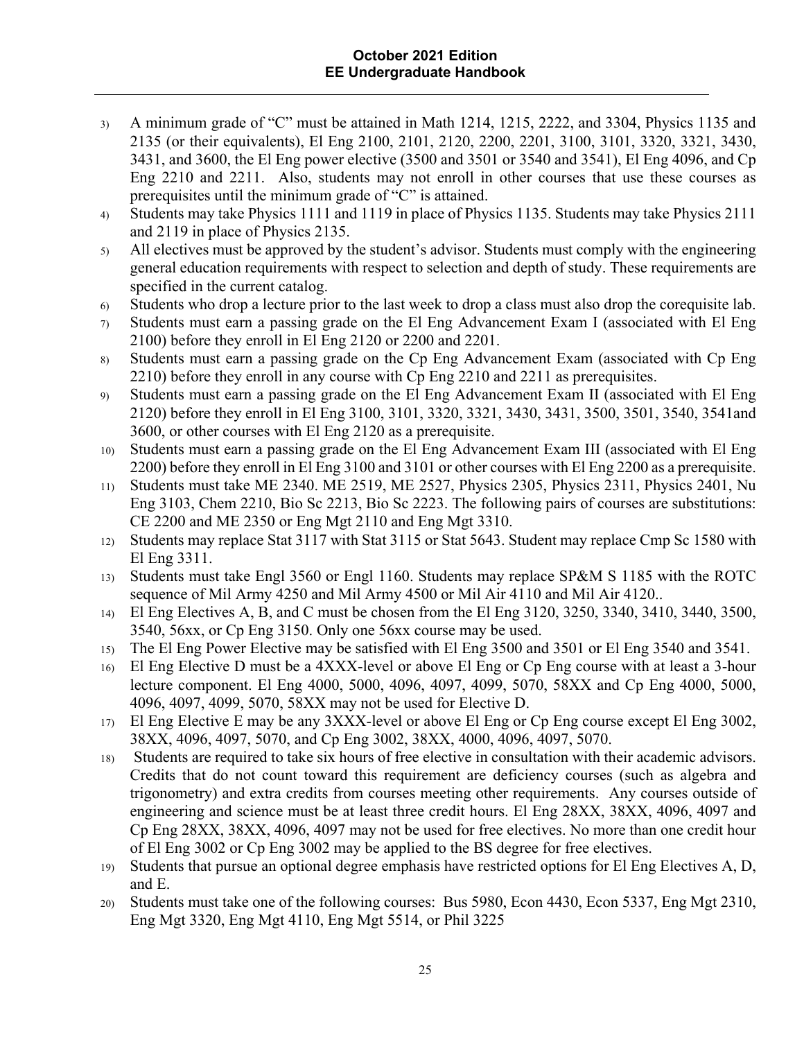3) A minimum grade of "C" must be attained in Math 1214, 1215, 2222, and 3304, Physics 1135 and 2135 (or their equivalents), El Eng 2100, 2101, 2120, 2200, 2201, 3100, 3101, 3320, 3321, 3430, 3431, and 3600, the El Eng power elective (3500 and 3501 or 3540 and 3541), El Eng 4096, and Cp Eng 2210 and 2211. Also, students may not enroll in other courses that use these courses as prerequisites until the minimum grade of "C" is attained.
4) Students may take Physics 1111 and 1119 in place of Physics 1135. Students may take Physics 2111 and 2119 in place of Physics 2135.
5) All electives must be approved by the student's advisor. Students must comply with the engineering general education requirements with respect to selection and depth of study. These requirements are specified in the current catalog.
6) Students who drop a lecture prior to the last week to drop a class must also drop the corequisite lab.
7) Students must earn a passing grade on the El Eng Advancement Exam I (associated with El Eng 2100) before they enroll in El Eng 2120 or 2200 and 2201.
8) Students must earn a passing grade on the Cp Eng Advancement Exam (associated with Cp Eng 2210) before they enroll in any course with Cp Eng 2210 and 2211 as prerequisites.
9) Students must earn a passing grade on the El Eng Advancement Exam II (associated with El Eng 2120) before they enroll in El Eng 3100, 3101, 3320, 3321, 3430, 3431, 3500, 3501, 3540, 3541and 3600, or other courses with El Eng 2120 as a prerequisite.
10) Students must earn a passing grade on the El Eng Advancement Exam III (associated with El Eng 2200) before they enroll in El Eng 3100 and 3101 or other courses with El Eng 2200 as a prerequisite.
11) Students must take ME 2340. ME 2519, ME 2527, Physics 2305, Physics 2311, Physics 2401, Nu Eng 3103, Chem 2210, Bio Sc 2213, Bio Sc 2223. The following pairs of courses are substitutions: CE 2200 and ME 2350 or Eng Mgt 2110 and Eng Mgt 3310.
12) Students may replace Stat 3117 with Stat 3115 or Stat 5643. Student may replace Cmp Sc 1580 with El Eng 3311.
13) Students must take Engl 3560 or Engl 1160. Students may replace SP&M S 1185 with the ROTC sequence of Mil Army 4250 and Mil Army 4500 or Mil Air 4110 and Mil Air 4120..
14) El Eng Electives A, B, and C must be chosen from the El Eng 3120, 3250, 3340, 3410, 3440, 3500, 3540, 56xx, or Cp Eng 3150. Only one 56xx course may be used.
15) The El Eng Power Elective may be satisfied with El Eng 3500 and 3501 or El Eng 3540 and 3541.
16) El Eng Elective D must be a 4XXX-level or above El Eng or Cp Eng course with at least a 3-hour lecture component. El Eng 4000, 5000, 4096, 4097, 4099, 5070, 58XX and Cp Eng 4000, 5000, 4096, 4097, 4099, 5070, 58XX may not be used for Elective D.
17) El Eng Elective E may be any 3XXX-level or above El Eng or Cp Eng course except El Eng 3002, 38XX, 4096, 4097, 5070, and Cp Eng 3002, 38XX, 4000, 4096, 4097, 5070.
18) Students are required to take six hours of free elective in consultation with their academic advisors. Credits that do not count toward this requirement are deficiency courses (such as algebra and trigonometry) and extra credits from courses meeting other requirements. Any courses outside of engineering and science must be at least three credit hours. El Eng 28XX, 38XX, 4096, 4097 and Cp Eng 28XX, 38XX, 4096, 4097 may not be used for free electives. No more than one credit hour of El Eng 3002 or Cp Eng 3002 may be applied to the BS degree for free electives.
19) Students that pursue an optional degree emphasis have restricted options for El Eng Electives A, D, and E.
20) Students must take one of the following courses: Bus 5980, Econ 4430, Econ 5337, Eng Mgt 2310, Eng Mgt 3320, Eng Mgt 4110, Eng Mgt 5514, or Phil 3225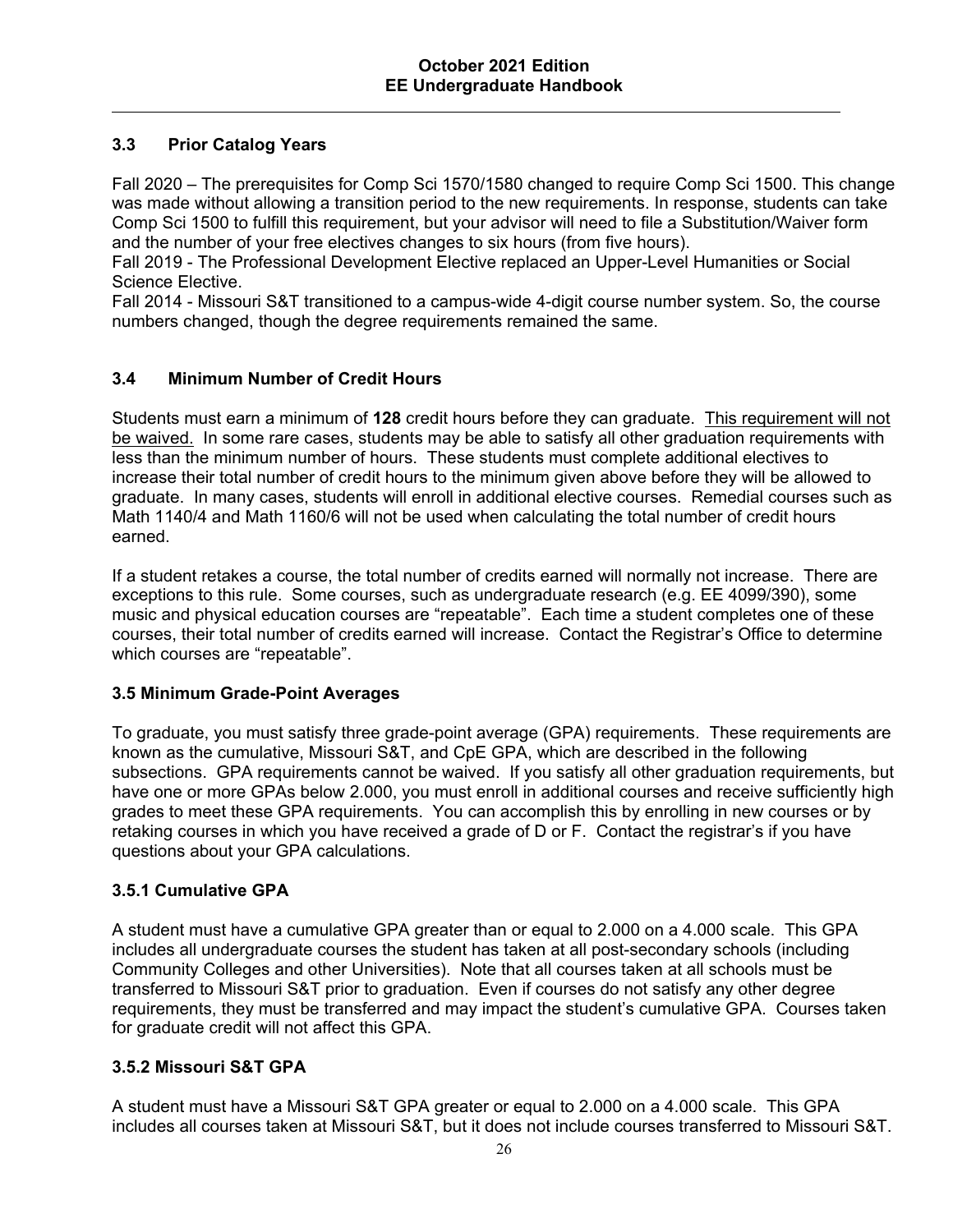### 3.3 Prior Catalog Years

Fall 2020 – The prerequisites for Comp Sci 1570/1580 changed to require Comp Sci 1500. This change was made without allowing a transition period to the new requirements. In response, students can take Comp Sci 1500 to fulfill this requirement, but your advisor will need to file a Substitution/Waiver form and the number of your free electives changes to six hours (from five hours).
Fall 2019 - The Professional Development Elective replaced an Upper-Level Humanities or Social Science Elective.
Fall 2014 - Missouri S&T transitioned to a campus-wide 4-digit course number system. So, the course numbers changed, though the degree requirements remained the same.

### 3.4 Minimum Number of Credit Hours

Students must earn a minimum of **128** credit hours before they can graduate. This requirement will not be waived. In some rare cases, students may be able to satisfy all other graduation requirements with less than the minimum number of hours. These students must complete additional electives to increase their total number of credit hours to the minimum given above before they will be allowed to graduate. In many cases, students will enroll in additional elective courses. Remedial courses such as Math 1140/4 and Math 1160/6 will not be used when calculating the total number of credit hours earned.

If a student retakes a course, the total number of credits earned will normally not increase. There are exceptions to this rule. Some courses, such as undergraduate research (e.g. EE 4099/390), some music and physical education courses are "repeatable". Each time a student completes one of these courses, their total number of credits earned will increase. Contact the Registrar's Office to determine which courses are "repeatable".

### 3.5 Minimum Grade-Point Averages

To graduate, you must satisfy three grade-point average (GPA) requirements. These requirements are known as the cumulative, Missouri S&T, and CpE GPA, which are described in the following subsections. GPA requirements cannot be waived. If you satisfy all other graduation requirements, but have one or more GPAs below 2.000, you must enroll in additional courses and receive sufficiently high grades to meet these GPA requirements. You can accomplish this by enrolling in new courses or by retaking courses in which you have received a grade of D or F. Contact the registrar's if you have questions about your GPA calculations.

#### 3.5.1 Cumulative GPA

A student must have a cumulative GPA greater than or equal to 2.000 on a 4.000 scale. This GPA includes all undergraduate courses the student has taken at all post-secondary schools (including Community Colleges and other Universities). Note that all courses taken at all schools must be transferred to Missouri S&T prior to graduation. Even if courses do not satisfy any other degree requirements, they must be transferred and may impact the student's cumulative GPA. Courses taken for graduate credit will not affect this GPA.

#### 3.5.2 Missouri S&T GPA

A student must have a Missouri S&T GPA greater or equal to 2.000 on a 4.000 scale. This GPA includes all courses taken at Missouri S&T, but it does not include courses transferred to Missouri S&T.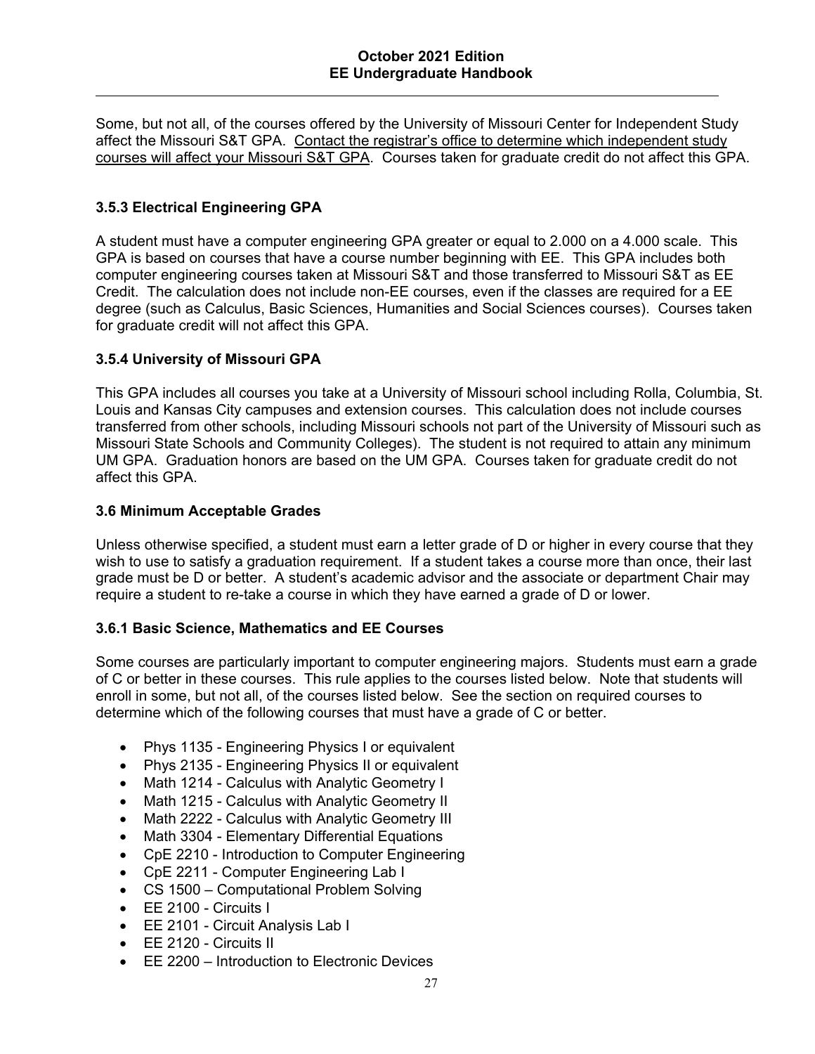Some, but not all, of the courses offered by the University of Missouri Center for Independent Study affect the Missouri S&T GPA. Contact the registrar's office to determine which independent study courses will affect your Missouri S&T GPA. Courses taken for graduate credit do not affect this GPA.

### 3.5.3 Electrical Engineering GPA

A student must have a computer engineering GPA greater or equal to 2.000 on a 4.000 scale. This GPA is based on courses that have a course number beginning with EE. This GPA includes both computer engineering courses taken at Missouri S&T and those transferred to Missouri S&T as EE Credit. The calculation does not include non-EE courses, even if the classes are required for a EE degree (such as Calculus, Basic Sciences, Humanities and Social Sciences courses). Courses taken for graduate credit will not affect this GPA.

### 3.5.4 University of Missouri GPA

This GPA includes all courses you take at a University of Missouri school including Rolla, Columbia, St. Louis and Kansas City campuses and extension courses. This calculation does not include courses transferred from other schools, including Missouri schools not part of the University of Missouri such as Missouri State Schools and Community Colleges). The student is not required to attain any minimum UM GPA. Graduation honors are based on the UM GPA. Courses taken for graduate credit do not affect this GPA.

## 3.6 Minimum Acceptable Grades

Unless otherwise specified, a student must earn a letter grade of D or higher in every course that they wish to use to satisfy a graduation requirement. If a student takes a course more than once, their last grade must be D or better. A student's academic advisor and the associate or department Chair may require a student to re-take a course in which they have earned a grade of D or lower.

### 3.6.1 Basic Science, Mathematics and EE Courses

Some courses are particularly important to computer engineering majors. Students must earn a grade of C or better in these courses. This rule applies to the courses listed below. Note that students will enroll in some, but not all, of the courses listed below. See the section on required courses to determine which of the following courses that must have a grade of C or better.

- Phys 1135 - Engineering Physics I or equivalent
- Phys 2135 - Engineering Physics II or equivalent
- Math 1214 - Calculus with Analytic Geometry I
- Math 1215 - Calculus with Analytic Geometry II
- Math 2222 - Calculus with Analytic Geometry III
- Math 3304 - Elementary Differential Equations
- CpE 2210 - Introduction to Computer Engineering
- CpE 2211 - Computer Engineering Lab I
- CS 1500 – Computational Problem Solving
- EE 2100 - Circuits I
- EE 2101 - Circuit Analysis Lab I
- EE 2120 - Circuits II
- EE 2200 – Introduction to Electronic Devices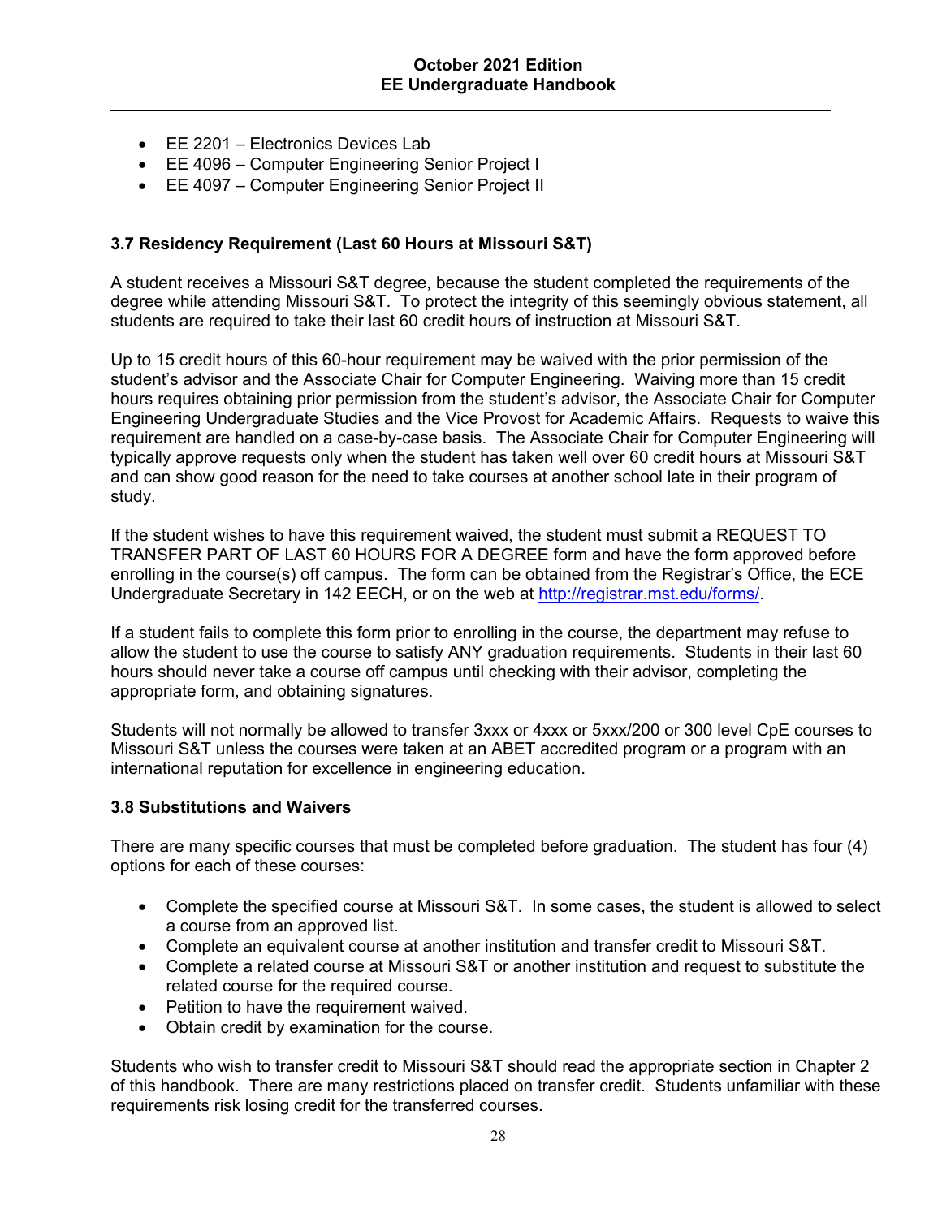- EE 2201 – Electronics Devices Lab
- EE 4096 – Computer Engineering Senior Project I
- EE 4097 – Computer Engineering Senior Project II

### 3.7 Residency Requirement (Last 60 Hours at Missouri S&T)

A student receives a Missouri S&T degree, because the student completed the requirements of the degree while attending Missouri S&T. To protect the integrity of this seemingly obvious statement, all students are required to take their last 60 credit hours of instruction at Missouri S&T.

Up to 15 credit hours of this 60-hour requirement may be waived with the prior permission of the student's advisor and the Associate Chair for Computer Engineering. Waiving more than 15 credit hours requires obtaining prior permission from the student's advisor, the Associate Chair for Computer Engineering Undergraduate Studies and the Vice Provost for Academic Affairs. Requests to waive this requirement are handled on a case-by-case basis. The Associate Chair for Computer Engineering will typically approve requests only when the student has taken well over 60 credit hours at Missouri S&T and can show good reason for the need to take courses at another school late in their program of study.

If the student wishes to have this requirement waived, the student must submit a REQUEST TO TRANSFER PART OF LAST 60 HOURS FOR A DEGREE form and have the form approved before enrolling in the course(s) off campus. The form can be obtained from the Registrar's Office, the ECE Undergraduate Secretary in 142 EECH, or on the web at http://registrar.mst.edu/forms/.

If a student fails to complete this form prior to enrolling in the course, the department may refuse to allow the student to use the course to satisfy ANY graduation requirements. Students in their last 60 hours should never take a course off campus until checking with their advisor, completing the appropriate form, and obtaining signatures.

Students will not normally be allowed to transfer 3xxx or 4xxx or 5xxx/200 or 300 level CpE courses to Missouri S&T unless the courses were taken at an ABET accredited program or a program with an international reputation for excellence in engineering education.

### 3.8 Substitutions and Waivers

There are many specific courses that must be completed before graduation. The student has four (4) options for each of these courses:

- Complete the specified course at Missouri S&T. In some cases, the student is allowed to select a course from an approved list.
- Complete an equivalent course at another institution and transfer credit to Missouri S&T.
- Complete a related course at Missouri S&T or another institution and request to substitute the related course for the required course.
- Petition to have the requirement waived.
- Obtain credit by examination for the course.

Students who wish to transfer credit to Missouri S&T should read the appropriate section in Chapter 2 of this handbook. There are many restrictions placed on transfer credit. Students unfamiliar with these requirements risk losing credit for the transferred courses.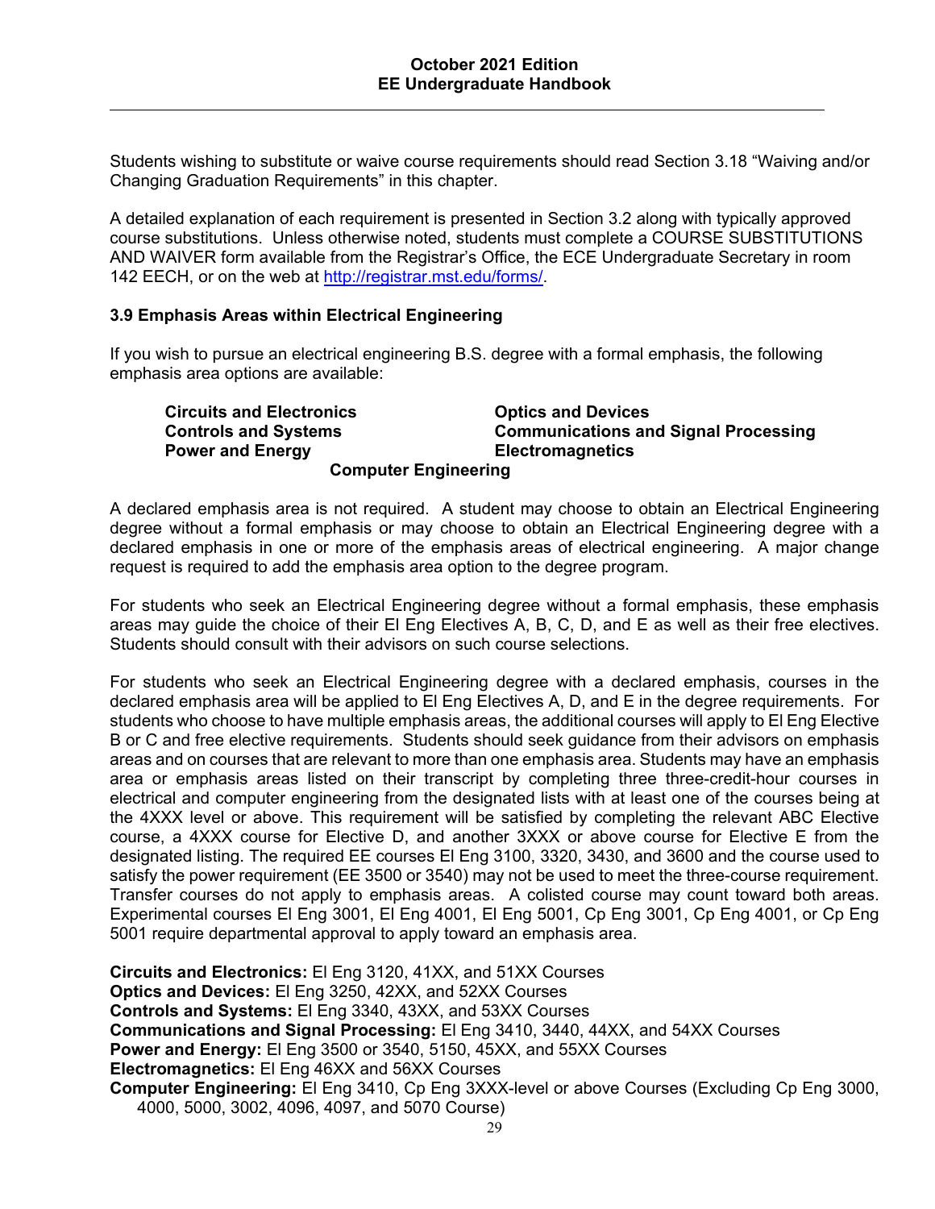Students wishing to substitute or waive course requirements should read Section 3.18 "Waiving and/or Changing Graduation Requirements" in this chapter.

A detailed explanation of each requirement is presented in Section 3.2 along with typically approved course substitutions. Unless otherwise noted, students must complete a COURSE SUBSTITUTIONS AND WAIVER form available from the Registrar's Office, the ECE Undergraduate Secretary in room 142 EECH, or on the web at http://registrar.mst.edu/forms/.

### 3.9 Emphasis Areas within Electrical Engineering

If you wish to pursue an electrical engineering B.S. degree with a formal emphasis, the following emphasis area options are available:

**Circuits and Electronics**
**Controls and Systems**
**Power and Energy**
**Optics and Devices**
**Communications and Signal Processing**
**Electromagnetics**
**Computer Engineering**

A declared emphasis area is not required. A student may choose to obtain an Electrical Engineering degree without a formal emphasis or may choose to obtain an Electrical Engineering degree with a declared emphasis in one or more of the emphasis areas of electrical engineering. A major change request is required to add the emphasis area option to the degree program.

For students who seek an Electrical Engineering degree without a formal emphasis, these emphasis areas may guide the choice of their El Eng Electives A, B, C, D, and E as well as their free electives. Students should consult with their advisors on such course selections.

For students who seek an Electrical Engineering degree with a declared emphasis, courses in the declared emphasis area will be applied to El Eng Electives A, D, and E in the degree requirements. For students who choose to have multiple emphasis areas, the additional courses will apply to El Eng Elective B or C and free elective requirements. Students should seek guidance from their advisors on emphasis areas and on courses that are relevant to more than one emphasis area. Students may have an emphasis area or emphasis areas listed on their transcript by completing three three-credit-hour courses in electrical and computer engineering from the designated lists with at least one of the courses being at the 4XXX level or above. This requirement will be satisfied by completing the relevant ABC Elective course, a 4XXX course for Elective D, and another 3XXX or above course for Elective E from the designated listing. The required EE courses El Eng 3100, 3320, 3430, and 3600 and the course used to satisfy the power requirement (EE 3500 or 3540) may not be used to meet the three-course requirement. Transfer courses do not apply to emphasis areas. A colisted course may count toward both areas. Experimental courses El Eng 3001, El Eng 4001, El Eng 5001, Cp Eng 3001, Cp Eng 4001, or Cp Eng 5001 require departmental approval to apply toward an emphasis area.

**Circuits and Electronics:** El Eng 3120, 41XX, and 51XX Courses
**Optics and Devices:** El Eng 3250, 42XX, and 52XX Courses
**Controls and Systems:** El Eng 3340, 43XX, and 53XX Courses
**Communications and Signal Processing:** El Eng 3410, 3440, 44XX, and 54XX Courses
**Power and Energy:** El Eng 3500 or 3540, 5150, 45XX, and 55XX Courses
**Electromagnetics:** El Eng 46XX and 56XX Courses
**Computer Engineering:** El Eng 3410, Cp Eng 3XXX-level or above Courses (Excluding Cp Eng 3000, 4000, 5000, 3002, 4096, 4097, and 5070 Course)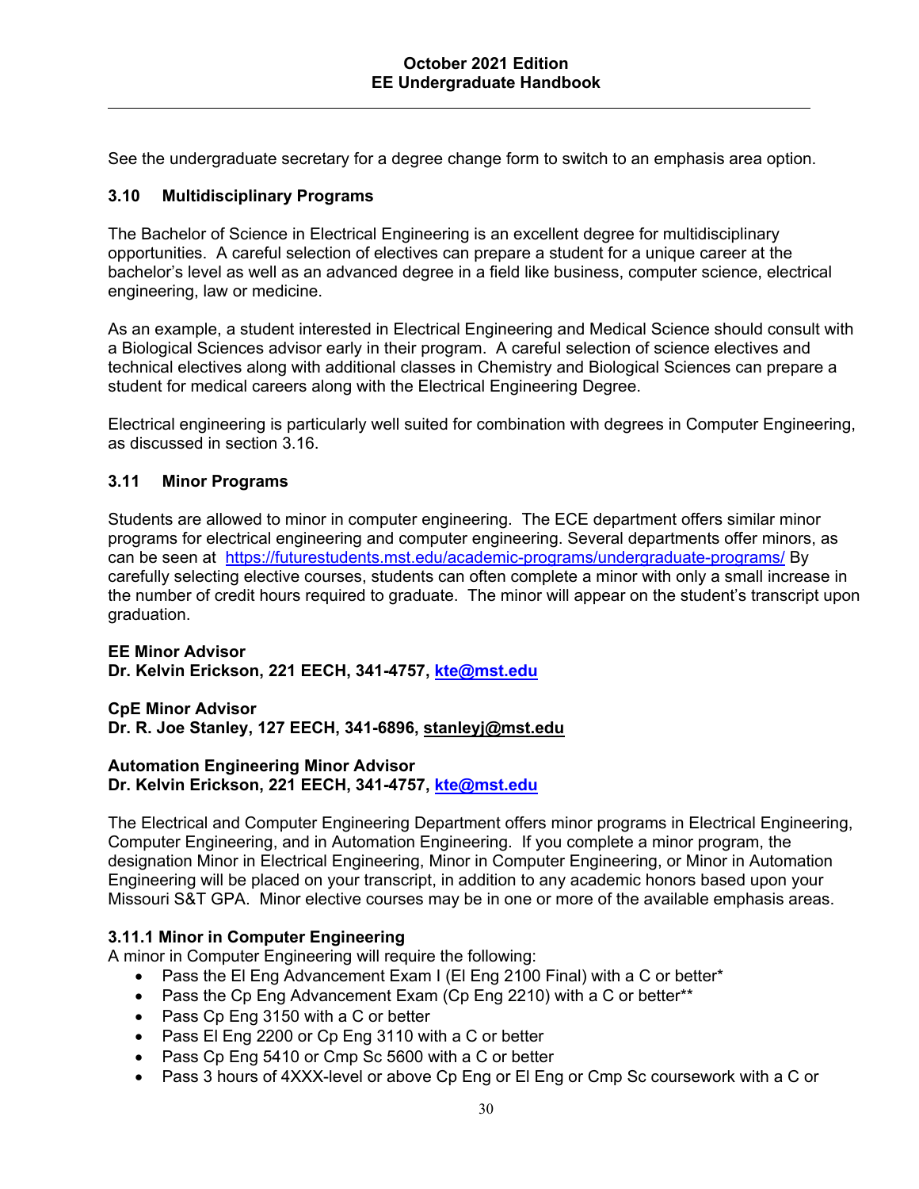See the undergraduate secretary for a degree change form to switch to an emphasis area option.

### 3.10 Multidisciplinary Programs

The Bachelor of Science in Electrical Engineering is an excellent degree for multidisciplinary opportunities. A careful selection of electives can prepare a student for a unique career at the bachelor's level as well as an advanced degree in a field like business, computer science, electrical engineering, law or medicine.

As an example, a student interested in Electrical Engineering and Medical Science should consult with a Biological Sciences advisor early in their program. A careful selection of science electives and technical electives along with additional classes in Chemistry and Biological Sciences can prepare a student for medical careers along with the Electrical Engineering Degree.

Electrical engineering is particularly well suited for combination with degrees in Computer Engineering, as discussed in section 3.16.

### 3.11 Minor Programs

Students are allowed to minor in computer engineering. The ECE department offers similar minor programs for electrical engineering and computer engineering. Several departments offer minors, as can be seen at [https://futurestudents.mst.edu/academic-programs/undergraduate-programs/](https://futurestudents.mst.edu/academic-programs/undergraduate-programs/) By carefully selecting elective courses, students can often complete a minor with only a small increase in the number of credit hours required to graduate. The minor will appear on the student's transcript upon graduation.

**EE Minor Advisor**
**Dr. Kelvin Erickson, 221 EECH, 341-4757, kte@mst.edu**

**CpE Minor Advisor**
**Dr. R. Joe Stanley, 127 EECH, 341-6896, stanleyj@mst.edu**

**Automation Engineering Minor Advisor**
**Dr. Kelvin Erickson, 221 EECH, 341-4757, kte@mst.edu**

The Electrical and Computer Engineering Department offers minor programs in Electrical Engineering, Computer Engineering, and in Automation Engineering. If you complete a minor program, the designation Minor in Electrical Engineering, Minor in Computer Engineering, or Minor in Automation Engineering will be placed on your transcript, in addition to any academic honors based upon your Missouri S&T GPA. Minor elective courses may be in one or more of the available emphasis areas.

#### 3.11.1 Minor in Computer Engineering

A minor in Computer Engineering will require the following:

- Pass the El Eng Advancement Exam I (El Eng 2100 Final) with a C or better*
- Pass the Cp Eng Advancement Exam (Cp Eng 2210) with a C or better**
- Pass Cp Eng 3150 with a C or better
- Pass El Eng 2200 or Cp Eng 3110 with a C or better
- Pass Cp Eng 5410 or Cmp Sc 5600 with a C or better
- Pass 3 hours of 4XXX-level or above Cp Eng or El Eng or Cmp Sc coursework with a C or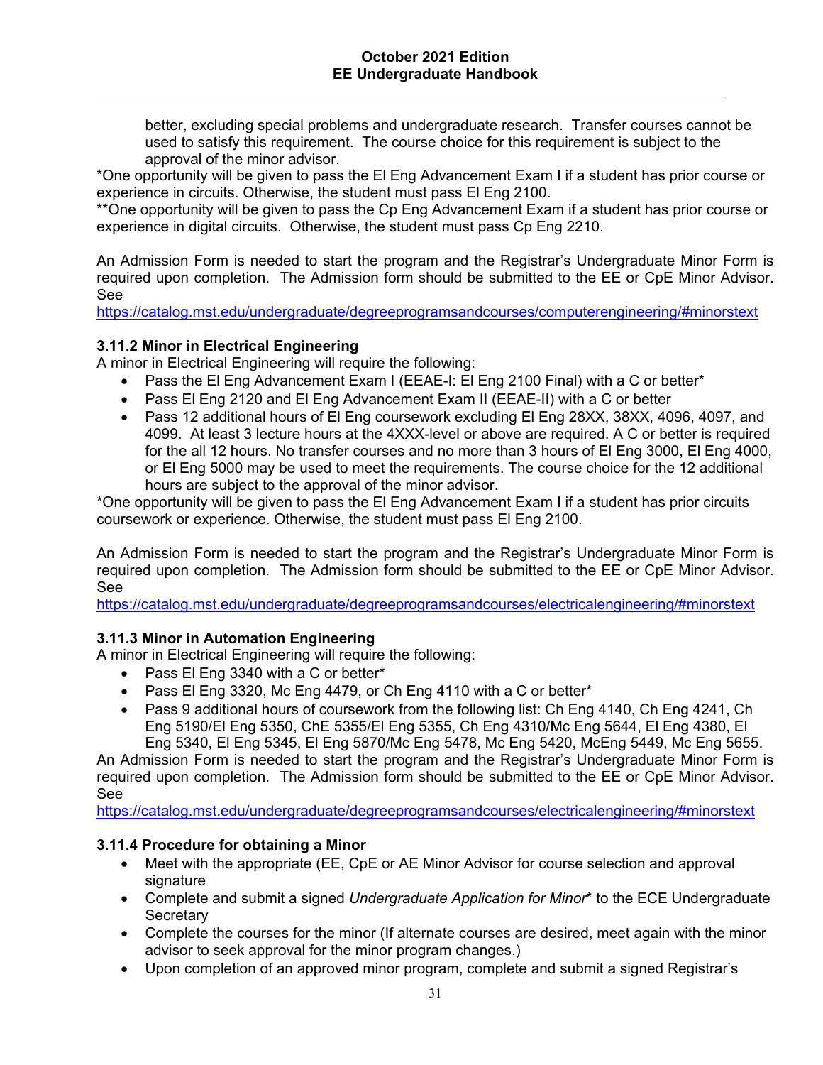better, excluding special problems and undergraduate research. Transfer courses cannot be used to satisfy this requirement. The course choice for this requirement is subject to the approval of the minor advisor.

*One opportunity will be given to pass the El Eng Advancement Exam I if a student has prior course or experience in circuits. Otherwise, the student must pass El Eng 2100.

**One opportunity will be given to pass the Cp Eng Advancement Exam if a student has prior course or experience in digital circuits. Otherwise, the student must pass Cp Eng 2210.

An Admission Form is needed to start the program and the Registrar's Undergraduate Minor Form is required upon completion. The Admission form should be submitted to the EE or CpE Minor Advisor. See
https://catalog.mst.edu/undergraduate/degreeprogramsandcourses/computerengineering/#minorstext

### 3.11.2 Minor in Electrical Engineering

A minor in Electrical Engineering will require the following:

- Pass the El Eng Advancement Exam I (EEAE-I: El Eng 2100 Final) with a C or better*
- Pass El Eng 2120 and El Eng Advancement Exam II (EEAE-II) with a C or better
- Pass 12 additional hours of El Eng coursework excluding El Eng 28XX, 38XX, 4096, 4097, and 4099. At least 3 lecture hours at the 4XXX-level or above are required. A C or better is required for the all 12 hours. No transfer courses and no more than 3 hours of El Eng 3000, El Eng 4000, or El Eng 5000 may be used to meet the requirements. The course choice for the 12 additional hours are subject to the approval of the minor advisor.

*One opportunity will be given to pass the El Eng Advancement Exam I if a student has prior circuits coursework or experience. Otherwise, the student must pass El Eng 2100.

An Admission Form is needed to start the program and the Registrar's Undergraduate Minor Form is required upon completion. The Admission form should be submitted to the EE or CpE Minor Advisor. See
https://catalog.mst.edu/undergraduate/degreeprogramsandcourses/electricalengineering/#minorstext

### 3.11.3 Minor in Automation Engineering

A minor in Electrical Engineering will require the following:

- Pass El Eng 3340 with a C or better*
- Pass El Eng 3320, Mc Eng 4479, or Ch Eng 4110 with a C or better*
- Pass 9 additional hours of coursework from the following list: Ch Eng 4140, Ch Eng 4241, Ch Eng 5190/El Eng 5350, ChE 5355/El Eng 5355, Ch Eng 4310/Mc Eng 5644, El Eng 4380, El Eng 5340, El Eng 5345, El Eng 5870/Mc Eng 5478, Mc Eng 5420, McEng 5449, Mc Eng 5655.

An Admission Form is needed to start the program and the Registrar's Undergraduate Minor Form is required upon completion. The Admission form should be submitted to the EE or CpE Minor Advisor. See
https://catalog.mst.edu/undergraduate/degreeprogramsandcourses/electricalengineering/#minorstext

### 3.11.4 Procedure for obtaining a Minor

- Meet with the appropriate (EE, CpE or AE Minor Advisor for course selection and approval signature
- Complete and submit a signed *Undergraduate Application for Minor** to the ECE Undergraduate Secretary
- Complete the courses for the minor (If alternate courses are desired, meet again with the minor advisor to seek approval for the minor program changes.)
- Upon completion of an approved minor program, complete and submit a signed Registrar's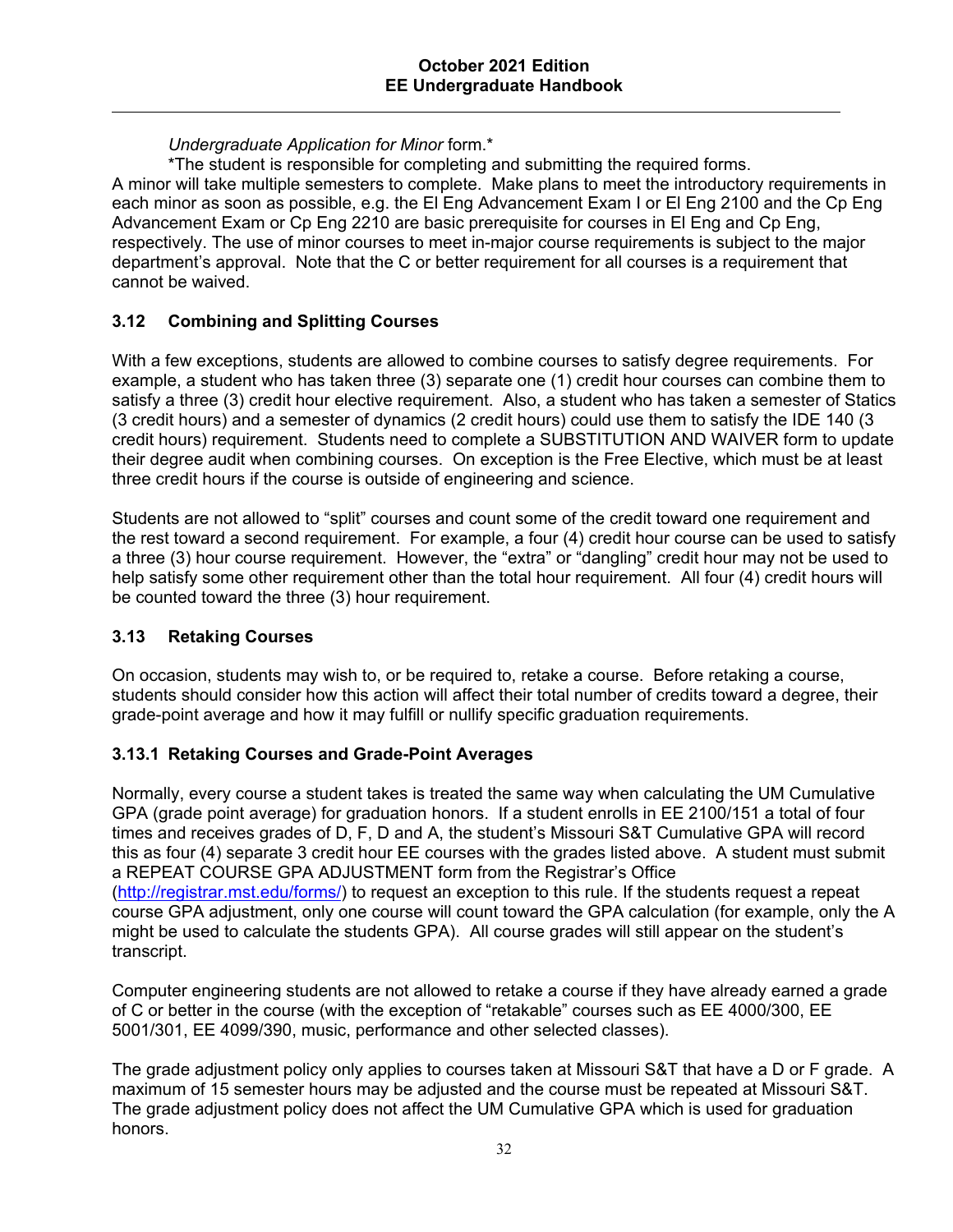*Undergraduate Application for Minor* form.*

*The student is responsible for completing and submitting the required forms.

A minor will take multiple semesters to complete. Make plans to meet the introductory requirements in each minor as soon as possible, e.g. the El Eng Advancement Exam I or El Eng 2100 and the Cp Eng Advancement Exam or Cp Eng 2210 are basic prerequisite for courses in El Eng and Cp Eng, respectively. The use of minor courses to meet in-major course requirements is subject to the major department's approval. Note that the C or better requirement for all courses is a requirement that cannot be waived.

### 3.12 Combining and Splitting Courses

With a few exceptions, students are allowed to combine courses to satisfy degree requirements. For example, a student who has taken three (3) separate one (1) credit hour courses can combine them to satisfy a three (3) credit hour elective requirement. Also, a student who has taken a semester of Statics (3 credit hours) and a semester of dynamics (2 credit hours) could use them to satisfy the IDE 140 (3 credit hours) requirement. Students need to complete a SUBSTITUTION AND WAIVER form to update their degree audit when combining courses. On exception is the Free Elective, which must be at least three credit hours if the course is outside of engineering and science.

Students are not allowed to "split" courses and count some of the credit toward one requirement and the rest toward a second requirement. For example, a four (4) credit hour course can be used to satisfy a three (3) hour course requirement. However, the "extra" or "dangling" credit hour may not be used to help satisfy some other requirement other than the total hour requirement. All four (4) credit hours will be counted toward the three (3) hour requirement.

### 3.13 Retaking Courses

On occasion, students may wish to, or be required to, retake a course. Before retaking a course, students should consider how this action will affect their total number of credits toward a degree, their grade-point average and how it may fulfill or nullify specific graduation requirements.

#### 3.13.1 Retaking Courses and Grade-Point Averages

Normally, every course a student takes is treated the same way when calculating the UM Cumulative GPA (grade point average) for graduation honors. If a student enrolls in EE 2100/151 a total of four times and receives grades of D, F, D and A, the student's Missouri S&T Cumulative GPA will record this as four (4) separate 3 credit hour EE courses with the grades listed above. A student must submit a REPEAT COURSE GPA ADJUSTMENT form from the Registrar's Office (http://registrar.mst.edu/forms/) to request an exception to this rule. If the students request a repeat course GPA adjustment, only one course will count toward the GPA calculation (for example, only the A might be used to calculate the students GPA). All course grades will still appear on the student's transcript.

Computer engineering students are not allowed to retake a course if they have already earned a grade of C or better in the course (with the exception of "retakable" courses such as EE 4000/300, EE 5001/301, EE 4099/390, music, performance and other selected classes).

The grade adjustment policy only applies to courses taken at Missouri S&T that have a D or F grade. A maximum of 15 semester hours may be adjusted and the course must be repeated at Missouri S&T. The grade adjustment policy does not affect the UM Cumulative GPA which is used for graduation honors.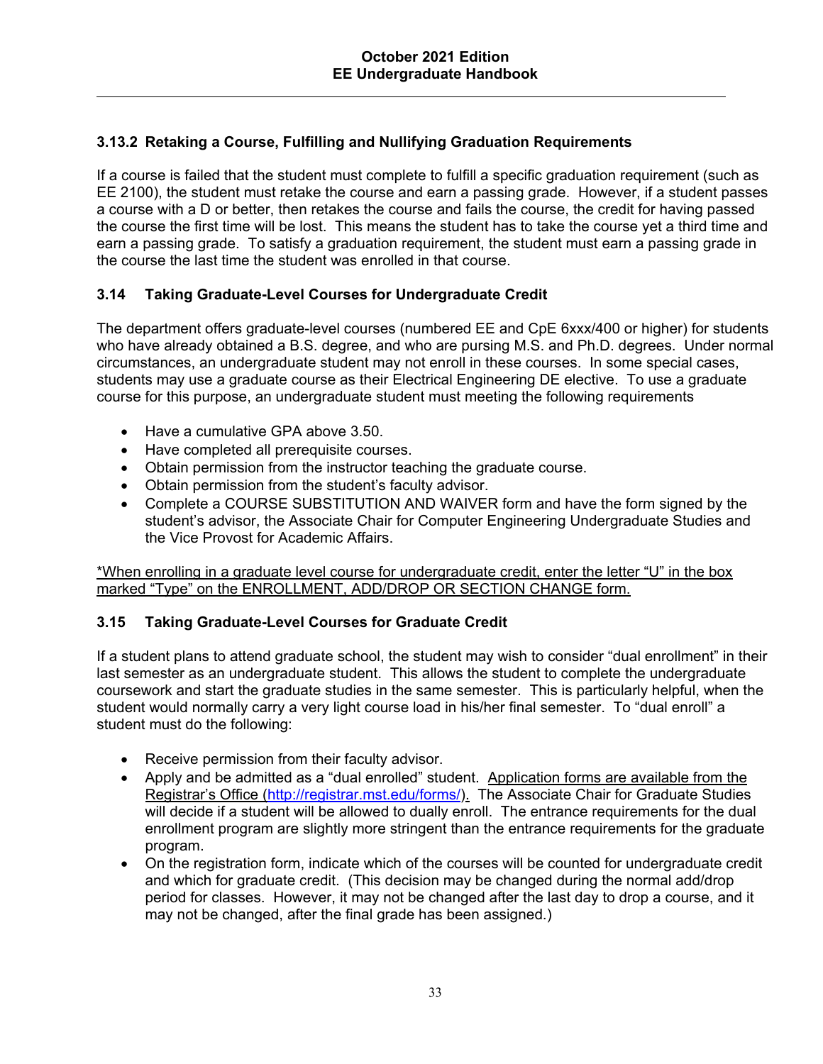### 3.13.2 Retaking a Course, Fulfilling and Nullifying Graduation Requirements

If a course is failed that the student must complete to fulfill a specific graduation requirement (such as EE 2100), the student must retake the course and earn a passing grade. However, if a student passes a course with a D or better, then retakes the course and fails the course, the credit for having passed the course the first time will be lost. This means the student has to take the course yet a third time and earn a passing grade. To satisfy a graduation requirement, the student must earn a passing grade in the course the last time the student was enrolled in that course.

## 3.14 Taking Graduate-Level Courses for Undergraduate Credit

The department offers graduate-level courses (numbered EE and CpE 6xxx/400 or higher) for students who have already obtained a B.S. degree, and who are pursing M.S. and Ph.D. degrees. Under normal circumstances, an undergraduate student may not enroll in these courses. In some special cases, students may use a graduate course as their Electrical Engineering DE elective. To use a graduate course for this purpose, an undergraduate student must meeting the following requirements

- Have a cumulative GPA above 3.50.
- Have completed all prerequisite courses.
- Obtain permission from the instructor teaching the graduate course.
- Obtain permission from the student's faculty advisor.
- Complete a COURSE SUBSTITUTION AND WAIVER form and have the form signed by the student's advisor, the Associate Chair for Computer Engineering Undergraduate Studies and the Vice Provost for Academic Affairs.

<u>*When enrolling in a graduate level course for undergraduate credit, enter the letter "U" in the box marked "Type" on the ENROLLMENT, ADD/DROP OR SECTION CHANGE form.</u>

## 3.15 Taking Graduate-Level Courses for Graduate Credit

If a student plans to attend graduate school, the student may wish to consider "dual enrollment" in their last semester as an undergraduate student. This allows the student to complete the undergraduate coursework and start the graduate studies in the same semester. This is particularly helpful, when the student would normally carry a very light course load in his/her final semester. To "dual enroll" a student must do the following:

- Receive permission from their faculty advisor.
- Apply and be admitted as a "dual enrolled" student. <u>Application forms are available from the Registrar's Office (http://registrar.mst.edu/forms/).</u> The Associate Chair for Graduate Studies will decide if a student will be allowed to dually enroll. The entrance requirements for the dual enrollment program are slightly more stringent than the entrance requirements for the graduate program.
- On the registration form, indicate which of the courses will be counted for undergraduate credit and which for graduate credit. (This decision may be changed during the normal add/drop period for classes. However, it may not be changed after the last day to drop a course, and it may not be changed, after the final grade has been assigned.)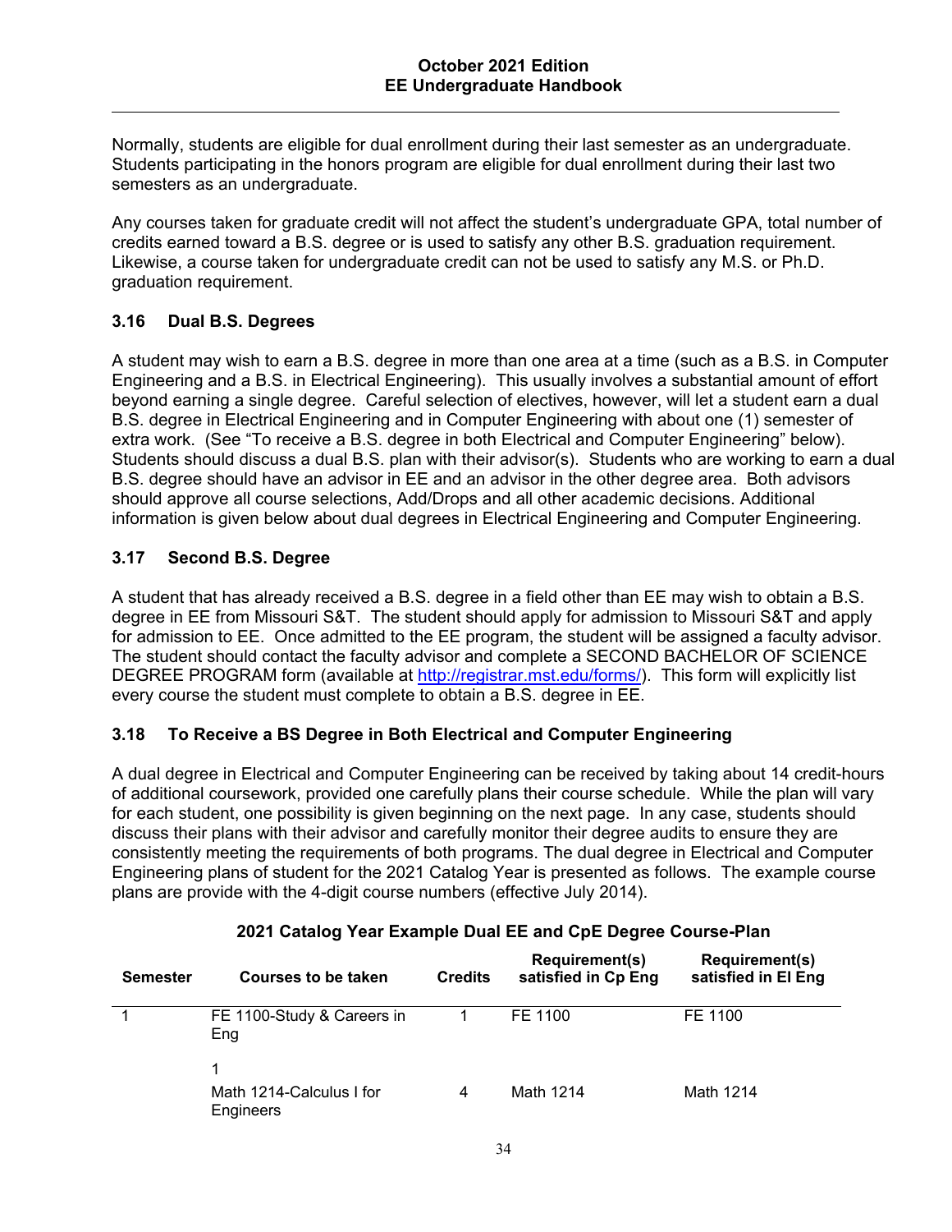Normally, students are eligible for dual enrollment during their last semester as an undergraduate. Students participating in the honors program are eligible for dual enrollment during their last two semesters as an undergraduate.

Any courses taken for graduate credit will not affect the student's undergraduate GPA, total number of credits earned toward a B.S. degree or is used to satisfy any other B.S. graduation requirement. Likewise, a course taken for undergraduate credit can not be used to satisfy any M.S. or Ph.D. graduation requirement.

### 3.16 Dual B.S. Degrees

A student may wish to earn a B.S. degree in more than one area at a time (such as a B.S. in Computer Engineering and a B.S. in Electrical Engineering). This usually involves a substantial amount of effort beyond earning a single degree. Careful selection of electives, however, will let a student earn a dual B.S. degree in Electrical Engineering and in Computer Engineering with about one (1) semester of extra work. (See "To receive a B.S. degree in both Electrical and Computer Engineering" below). Students should discuss a dual B.S. plan with their advisor(s). Students who are working to earn a dual B.S. degree should have an advisor in EE and an advisor in the other degree area. Both advisors should approve all course selections, Add/Drops and all other academic decisions. Additional information is given below about dual degrees in Electrical Engineering and Computer Engineering.

### 3.17 Second B.S. Degree

A student that has already received a B.S. degree in a field other than EE may wish to obtain a B.S. degree in EE from Missouri S&T. The student should apply for admission to Missouri S&T and apply for admission to EE. Once admitted to the EE program, the student will be assigned a faculty advisor. The student should contact the faculty advisor and complete a SECOND BACHELOR OF SCIENCE DEGREE PROGRAM form (available at http://registrar.mst.edu/forms/). This form will explicitly list every course the student must complete to obtain a B.S. degree in EE.

### 3.18 To Receive a BS Degree in Both Electrical and Computer Engineering

A dual degree in Electrical and Computer Engineering can be received by taking about 14 credit-hours of additional coursework, provided one carefully plans their course schedule. While the plan will vary for each student, one possibility is given beginning on the next page. In any case, students should discuss their plans with their advisor and carefully monitor their degree audits to ensure they are consistently meeting the requirements of both programs. The dual degree in Electrical and Computer Engineering plans of student for the 2021 Catalog Year is presented as follows. The example course plans are provide with the 4-digit course numbers (effective July 2014).

**2021 Catalog Year Example Dual EE and CpE Degree Course-Plan**

| Semester | Courses to be taken | Credits | Requirement(s) satisfied in Cp Eng | Requirement(s) satisfied in El Eng |
|---|---|---|---|---|
| 1 | FE 1100-Study & Careers in Eng | 1 | FE 1100 | FE 1100 |
| | 1 | | | |
| | Math 1214-Calculus I for Engineers | 4 | Math 1214 | Math 1214 |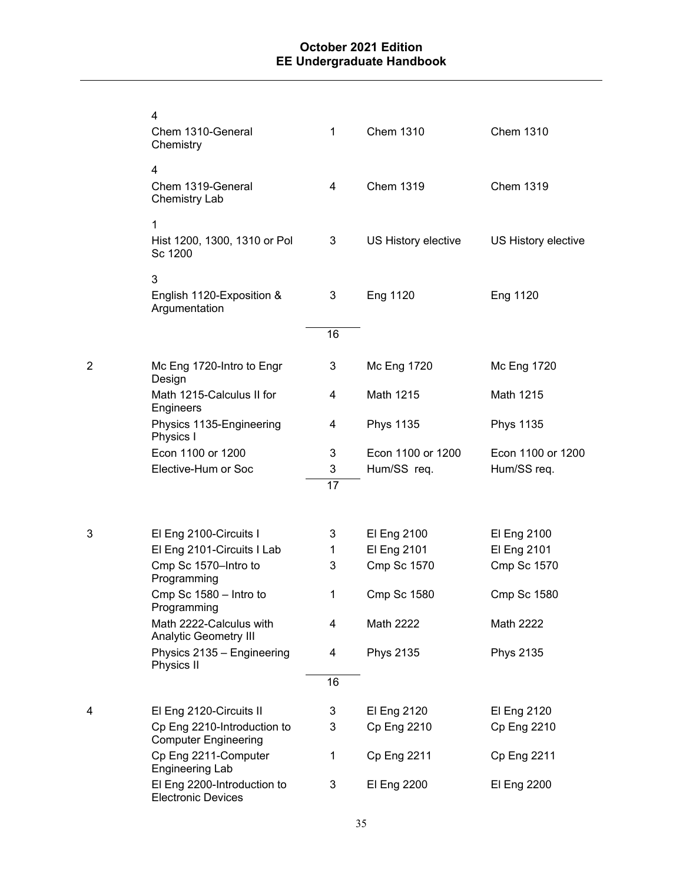| | | | | |
|---|---|---|---|---|
| | 4 | | | |
| | Chem 1310-General Chemistry | 1 | Chem 1310 | Chem 1310 |
| | 4 | | | |
| | Chem 1319-General Chemistry Lab | 4 | Chem 1319 | Chem 1319 |
| | 1 | | | |
| | Hist 1200, 1300, 1310 or Pol Sc 1200 | 3 | US History elective | US History elective |
| | 3 | | | |
| | English 1120-Exposition & Argumentation | 3 | Eng 1120 | Eng 1120 |
| | | 16 | | |
| 2 | Mc Eng 1720-Intro to Engr Design | 3 | Mc Eng 1720 | Mc Eng 1720 |
| | Math 1215-Calculus II for Engineers | 4 | Math 1215 | Math 1215 |
| | Physics 1135-Engineering Physics I | 4 | Phys 1135 | Phys 1135 |
| | Econ 1100 or 1200 | 3 | Econ 1100 or 1200 | Econ 1100 or 1200 |
| | Elective-Hum or Soc | 3 | Hum/SS req. | Hum/SS req. |
| | | 17 | | |
| 3 | El Eng 2100-Circuits I | 3 | El Eng 2100 | El Eng 2100 |
| | El Eng 2101-Circuits I Lab | 1 | El Eng 2101 | El Eng 2101 |
| | Cmp Sc 1570–Intro to Programming | 3 | Cmp Sc 1570 | Cmp Sc 1570 |
| | Cmp Sc 1580 – Intro to Programming | 1 | Cmp Sc 1580 | Cmp Sc 1580 |
| | Math 2222-Calculus with Analytic Geometry III | 4 | Math 2222 | Math 2222 |
| | Physics 2135 – Engineering Physics II | 4 | Phys 2135 | Phys 2135 |
| | | 16 | | |
| 4 | El Eng 2120-Circuits II | 3 | El Eng 2120 | El Eng 2120 |
| | Cp Eng 2210-Introduction to Computer Engineering | 3 | Cp Eng 2210 | Cp Eng 2210 |
| | Cp Eng 2211-Computer Engineering Lab | 1 | Cp Eng 2211 | Cp Eng 2211 |
| | El Eng 2200-Introduction to Electronic Devices | 3 | El Eng 2200 | El Eng 2200 |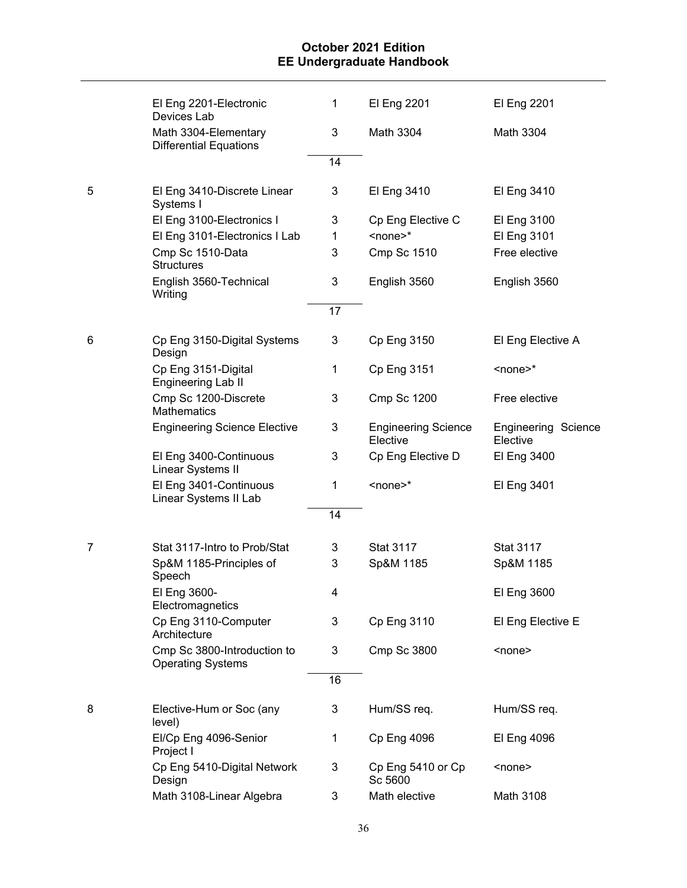| | | | | |
|---|---|---|---|---|
| | El Eng 2201-Electronic Devices Lab | 1 | El Eng 2201 | El Eng 2201 |
| | Math 3304-Elementary Differential Equations | 3 | Math 3304 | Math 3304 |
| | | 14 | | |
| 5 | El Eng 3410-Discrete Linear Systems I | 3 | El Eng 3410 | El Eng 3410 |
| | El Eng 3100-Electronics I | 3 | Cp Eng Elective C | El Eng 3100 |
| | El Eng 3101-Electronics I Lab | 1 | <none>* | El Eng 3101 |
| | Cmp Sc 1510-Data Structures | 3 | Cmp Sc 1510 | Free elective |
| | English 3560-Technical Writing | 3 | English 3560 | English 3560 |
| | | 17 | | |
| 6 | Cp Eng 3150-Digital Systems Design | 3 | Cp Eng 3150 | El Eng Elective A |
| | Cp Eng 3151-Digital Engineering Lab II | 1 | Cp Eng 3151 | <none>* |
| | Cmp Sc 1200-Discrete Mathematics | 3 | Cmp Sc 1200 | Free elective |
| | Engineering Science Elective | 3 | Engineering Science Elective | Engineering Science Elective |
| | El Eng 3400-Continuous Linear Systems II | 3 | Cp Eng Elective D | El Eng 3400 |
| | El Eng 3401-Continuous Linear Systems II Lab | 1 | <none>* | El Eng 3401 |
| | | 14 | | |
| 7 | Stat 3117-Intro to Prob/Stat | 3 | Stat 3117 | Stat 3117 |
| | Sp&M 1185-Principles of Speech | 3 | Sp&M 1185 | Sp&M 1185 |
| | El Eng 3600-Electromagnetics | 4 | | El Eng 3600 |
| | Cp Eng 3110-Computer Architecture | 3 | Cp Eng 3110 | El Eng Elective E |
| | Cmp Sc 3800-Introduction to Operating Systems | 3 | Cmp Sc 3800 | <none> |
| | | 16 | | |
| 8 | Elective-Hum or Soc (any level) | 3 | Hum/SS req. | Hum/SS req. |
| | El/Cp Eng 4096-Senior Project I | 1 | Cp Eng 4096 | El Eng 4096 |
| | Cp Eng 5410-Digital Network Design | 3 | Cp Eng 5410 or Cp Sc 5600 | <none> |
| | Math 3108-Linear Algebra | 3 | Math elective | Math 3108 |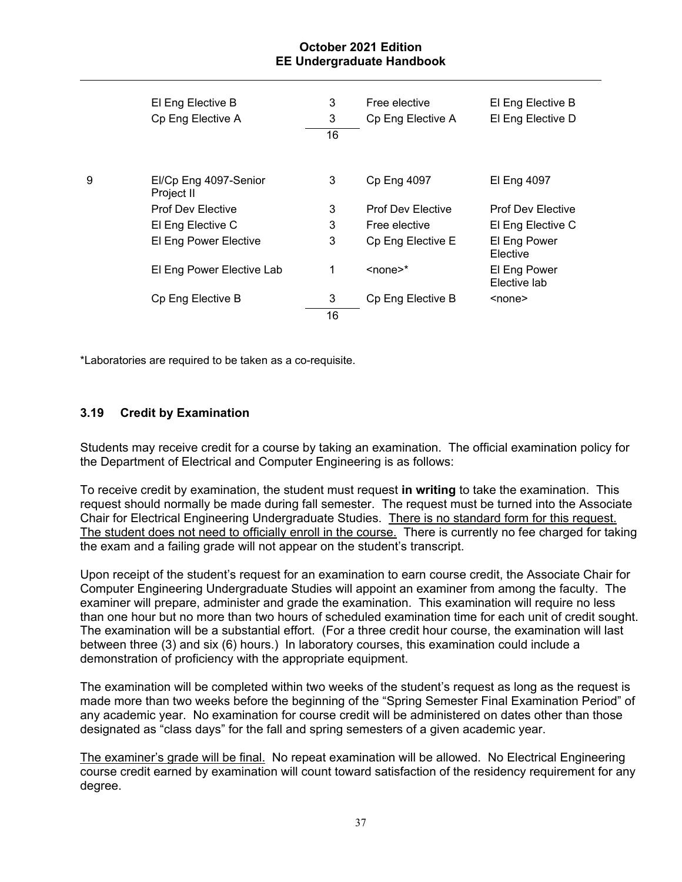| | | | | |
|---|---|---|---|---|
| | El Eng Elective B | 3 | Free elective | El Eng Elective B |
| | Cp Eng Elective A | 3 | Cp Eng Elective A | El Eng Elective D |
| | | 16 | | |
| 9 | El/Cp Eng 4097-Senior Project II | 3 | Cp Eng 4097 | El Eng 4097 |
| | Prof Dev Elective | 3 | Prof Dev Elective | Prof Dev Elective |
| | El Eng Elective C | 3 | Free elective | El Eng Elective C |
| | El Eng Power Elective | 3 | Cp Eng Elective E | El Eng Power Elective |
| | El Eng Power Elective Lab | 1 | <none>* | El Eng Power Elective lab |
| | Cp Eng Elective B | 3 | Cp Eng Elective B | <none> |
| | | 16 | | |

*Laboratories are required to be taken as a co-requisite.

### 3.19 Credit by Examination

Students may receive credit for a course by taking an examination. The official examination policy for the Department of Electrical and Computer Engineering is as follows:

To receive credit by examination, the student must request **in writing** to take the examination. This request should normally be made during fall semester. The request must be turned into the Associate Chair for Electrical Engineering Undergraduate Studies. There is no standard form for this request. The student does not need to officially enroll in the course. There is currently no fee charged for taking the exam and a failing grade will not appear on the student's transcript.

Upon receipt of the student's request for an examination to earn course credit, the Associate Chair for Computer Engineering Undergraduate Studies will appoint an examiner from among the faculty. The examiner will prepare, administer and grade the examination. This examination will require no less than one hour but no more than two hours of scheduled examination time for each unit of credit sought. The examination will be a substantial effort. (For a three credit hour course, the examination will last between three (3) and six (6) hours.) In laboratory courses, this examination could include a demonstration of proficiency with the appropriate equipment.

The examination will be completed within two weeks of the student's request as long as the request is made more than two weeks before the beginning of the "Spring Semester Final Examination Period" of any academic year. No examination for course credit will be administered on dates other than those designated as "class days" for the fall and spring semesters of a given academic year.

The examiner's grade will be final. No repeat examination will be allowed. No Electrical Engineering course credit earned by examination will count toward satisfaction of the residency requirement for any degree.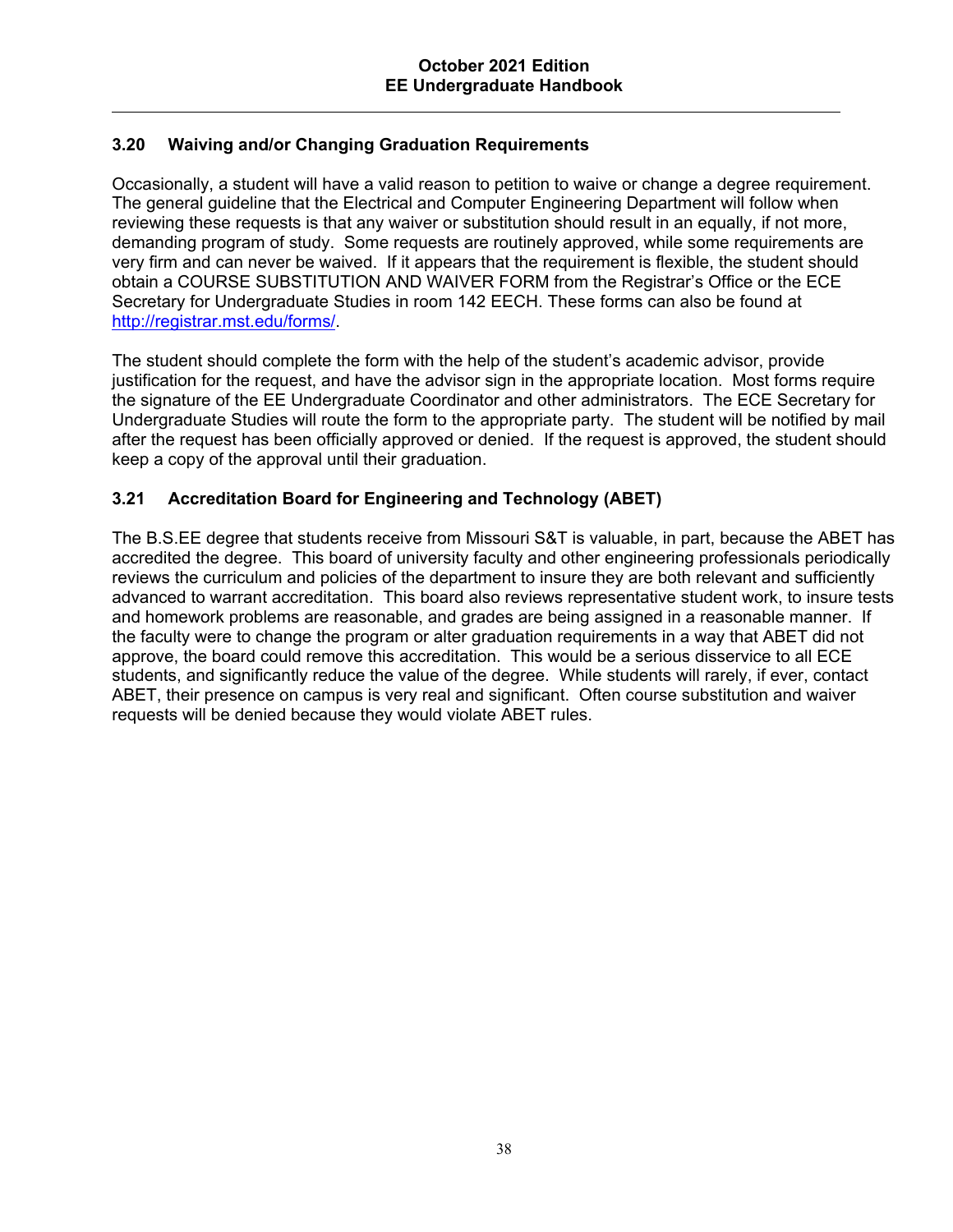### 3.20 Waiving and/or Changing Graduation Requirements

Occasionally, a student will have a valid reason to petition to waive or change a degree requirement. The general guideline that the Electrical and Computer Engineering Department will follow when reviewing these requests is that any waiver or substitution should result in an equally, if not more, demanding program of study. Some requests are routinely approved, while some requirements are very firm and can never be waived. If it appears that the requirement is flexible, the student should obtain a COURSE SUBSTITUTION AND WAIVER FORM from the Registrar's Office or the ECE Secretary for Undergraduate Studies in room 142 EECH. These forms can also be found at [http://registrar.mst.edu/forms/](http://registrar.mst.edu/forms/).

The student should complete the form with the help of the student's academic advisor, provide justification for the request, and have the advisor sign in the appropriate location. Most forms require the signature of the EE Undergraduate Coordinator and other administrators. The ECE Secretary for Undergraduate Studies will route the form to the appropriate party. The student will be notified by mail after the request has been officially approved or denied. If the request is approved, the student should keep a copy of the approval until their graduation.

### 3.21 Accreditation Board for Engineering and Technology (ABET)

The B.S.EE degree that students receive from Missouri S&T is valuable, in part, because the ABET has accredited the degree. This board of university faculty and other engineering professionals periodically reviews the curriculum and policies of the department to insure they are both relevant and sufficiently advanced to warrant accreditation. This board also reviews representative student work, to insure tests and homework problems are reasonable, and grades are being assigned in a reasonable manner. If the faculty were to change the program or alter graduation requirements in a way that ABET did not approve, the board could remove this accreditation. This would be a serious disservice to all ECE students, and significantly reduce the value of the degree. While students will rarely, if ever, contact ABET, their presence on campus is very real and significant. Often course substitution and waiver requests will be denied because they would violate ABET rules.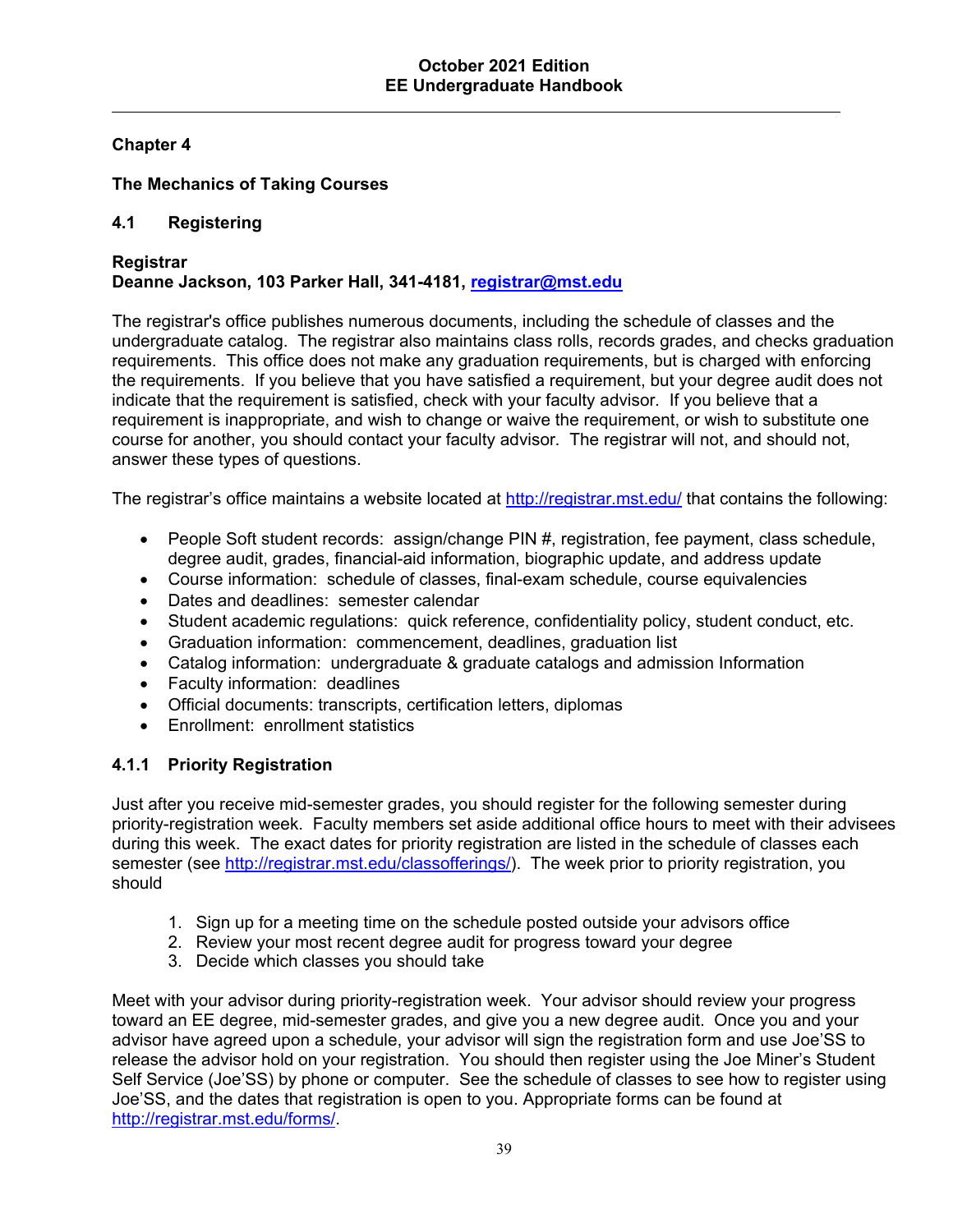## Chapter 4

## The Mechanics of Taking Courses

### 4.1 Registering

**Registrar**
**Deanne Jackson, 103 Parker Hall, 341-4181, [registrar@mst.edu](mailto:registrar@mst.edu)**

The registrar's office publishes numerous documents, including the schedule of classes and the undergraduate catalog. The registrar also maintains class rolls, records grades, and checks graduation requirements. This office does not make any graduation requirements, but is charged with enforcing the requirements. If you believe that you have satisfied a requirement, but your degree audit does not indicate that the requirement is satisfied, check with your faculty advisor. If you believe that a requirement is inappropriate, and wish to change or waive the requirement, or wish to substitute one course for another, you should contact your faculty advisor. The registrar will not, and should not, answer these types of questions.

The registrar's office maintains a website located at http://registrar.mst.edu/ that contains the following:

- People Soft student records: assign/change PIN #, registration, fee payment, class schedule, degree audit, grades, financial-aid information, biographic update, and address update
- Course information: schedule of classes, final-exam schedule, course equivalencies
- Dates and deadlines: semester calendar
- Student academic regulations: quick reference, confidentiality policy, student conduct, etc.
- Graduation information: commencement, deadlines, graduation list
- Catalog information: undergraduate & graduate catalogs and admission Information
- Faculty information: deadlines
- Official documents: transcripts, certification letters, diplomas
- Enrollment: enrollment statistics

#### 4.1.1 Priority Registration

Just after you receive mid-semester grades, you should register for the following semester during priority-registration week. Faculty members set aside additional office hours to meet with their advisees during this week. The exact dates for priority registration are listed in the schedule of classes each semester (see http://registrar.mst.edu/classofferings/). The week prior to priority registration, you should

1. Sign up for a meeting time on the schedule posted outside your advisors office
2. Review your most recent degree audit for progress toward your degree
3. Decide which classes you should take

Meet with your advisor during priority-registration week. Your advisor should review your progress toward an EE degree, mid-semester grades, and give you a new degree audit. Once you and your advisor have agreed upon a schedule, your advisor will sign the registration form and use Joe'SS to release the advisor hold on your registration. You should then register using the Joe Miner's Student Self Service (Joe'SS) by phone or computer. See the schedule of classes to see how to register using Joe'SS, and the dates that registration is open to you. Appropriate forms can be found at http://registrar.mst.edu/forms/.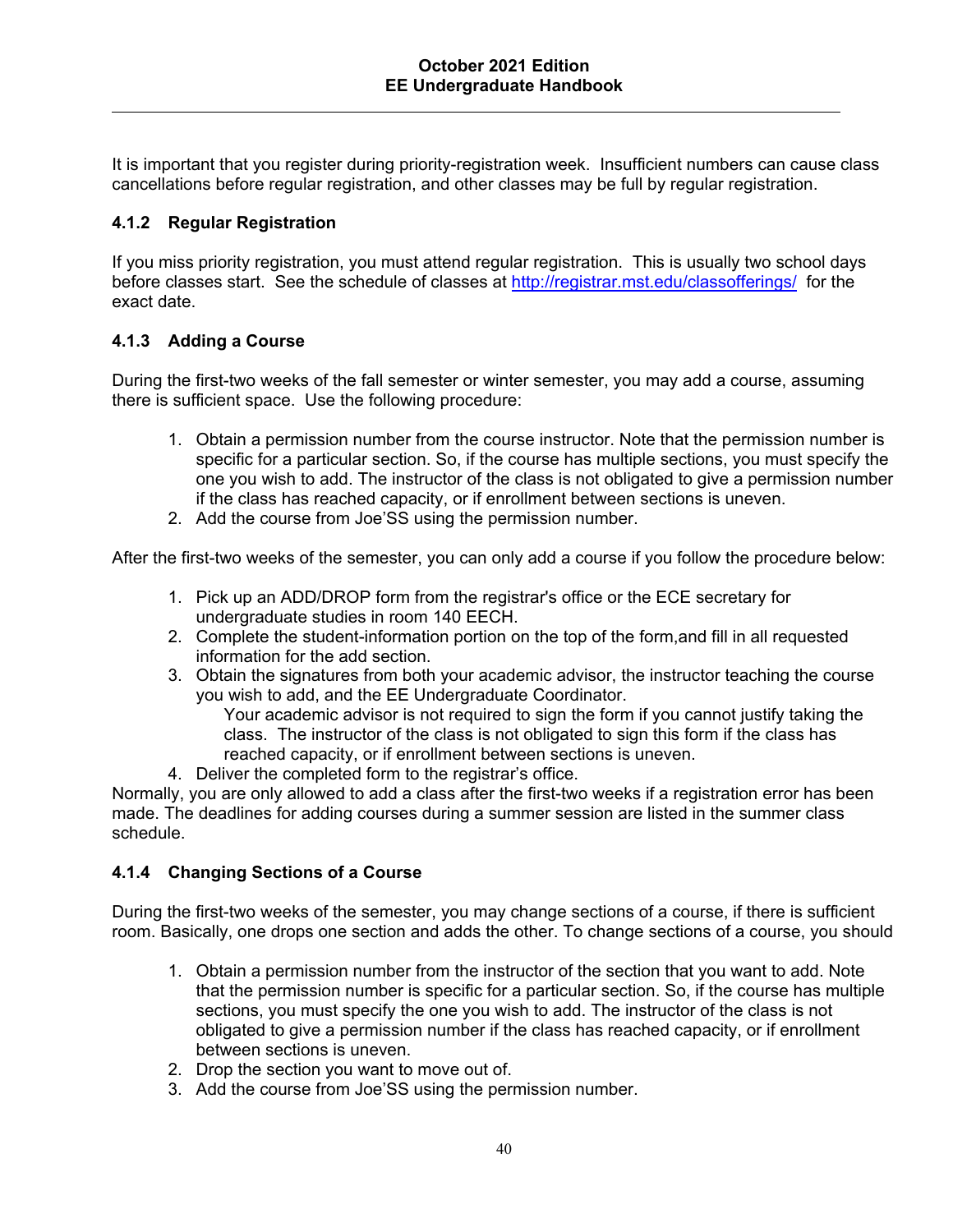It is important that you register during priority-registration week. Insufficient numbers can cause class cancellations before regular registration, and other classes may be full by regular registration.

### 4.1.2 Regular Registration

If you miss priority registration, you must attend regular registration. This is usually two school days before classes start. See the schedule of classes at http://registrar.mst.edu/classofferings/ for the exact date.

### 4.1.3 Adding a Course

During the first-two weeks of the fall semester or winter semester, you may add a course, assuming there is sufficient space. Use the following procedure:

1. Obtain a permission number from the course instructor. Note that the permission number is specific for a particular section. So, if the course has multiple sections, you must specify the one you wish to add. The instructor of the class is not obligated to give a permission number if the class has reached capacity, or if enrollment between sections is uneven.
2. Add the course from Joe'SS using the permission number.

After the first-two weeks of the semester, you can only add a course if you follow the procedure below:

1. Pick up an ADD/DROP form from the registrar's office or the ECE secretary for undergraduate studies in room 140 EECH.
2. Complete the student-information portion on the top of the form,and fill in all requested information for the add section.
3. Obtain the signatures from both your academic advisor, the instructor teaching the course you wish to add, and the EE Undergraduate Coordinator.
   Your academic advisor is not required to sign the form if you cannot justify taking the class. The instructor of the class is not obligated to sign this form if the class has reached capacity, or if enrollment between sections is uneven.
4. Deliver the completed form to the registrar's office.

Normally, you are only allowed to add a class after the first-two weeks if a registration error has been made. The deadlines for adding courses during a summer session are listed in the summer class schedule.

### 4.1.4 Changing Sections of a Course

During the first-two weeks of the semester, you may change sections of a course, if there is sufficient room. Basically, one drops one section and adds the other. To change sections of a course, you should

1. Obtain a permission number from the instructor of the section that you want to add. Note that the permission number is specific for a particular section. So, if the course has multiple sections, you must specify the one you wish to add. The instructor of the class is not obligated to give a permission number if the class has reached capacity, or if enrollment between sections is uneven.
2. Drop the section you want to move out of.
3. Add the course from Joe'SS using the permission number.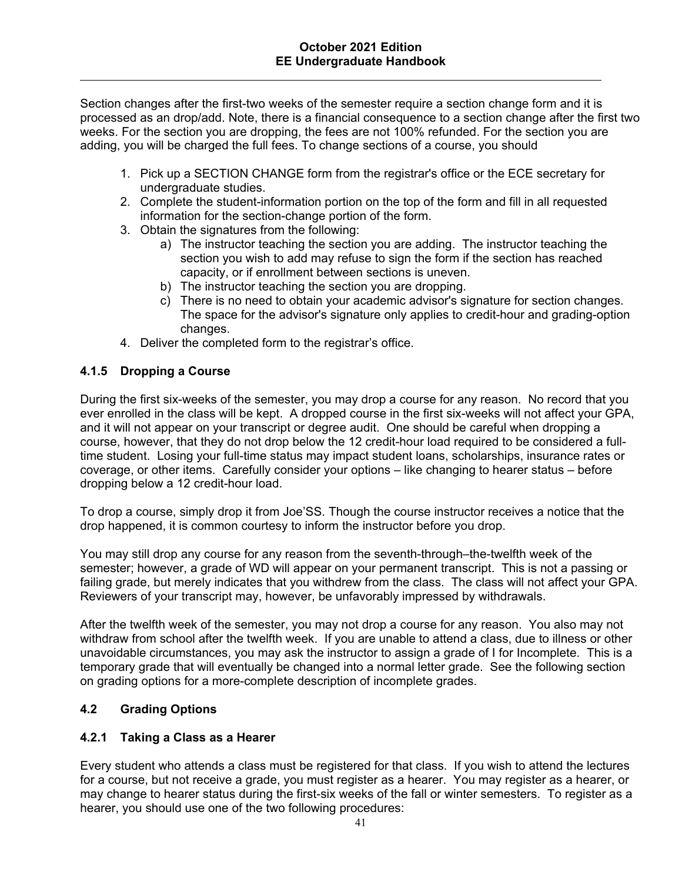Section changes after the first-two weeks of the semester require a section change form and it is processed as an drop/add. Note, there is a financial consequence to a section change after the first two weeks. For the section you are dropping, the fees are not 100% refunded. For the section you are adding, you will be charged the full fees. To change sections of a course, you should

1. Pick up a SECTION CHANGE form from the registrar's office or the ECE secretary for undergraduate studies.
2. Complete the student-information portion on the top of the form and fill in all requested information for the section-change portion of the form.
3. Obtain the signatures from the following:
   a) The instructor teaching the section you are adding. The instructor teaching the section you wish to add may refuse to sign the form if the section has reached capacity, or if enrollment between sections is uneven.
   b) The instructor teaching the section you are dropping.
   c) There is no need to obtain your academic advisor's signature for section changes. The space for the advisor's signature only applies to credit-hour and grading-option changes.
4. Deliver the completed form to the registrar's office.

### 4.1.5 Dropping a Course

During the first six-weeks of the semester, you may drop a course for any reason. No record that you ever enrolled in the class will be kept. A dropped course in the first six-weeks will not affect your GPA, and it will not appear on your transcript or degree audit. One should be careful when dropping a course, however, that they do not drop below the 12 credit-hour load required to be considered a full-time student. Losing your full-time status may impact student loans, scholarships, insurance rates or coverage, or other items. Carefully consider your options – like changing to hearer status – before dropping below a 12 credit-hour load.

To drop a course, simply drop it from Joe'SS. Though the course instructor receives a notice that the drop happened, it is common courtesy to inform the instructor before you drop.

You may still drop any course for any reason from the seventh-through–the-twelfth week of the semester; however, a grade of WD will appear on your permanent transcript. This is not a passing or failing grade, but merely indicates that you withdrew from the class. The class will not affect your GPA. Reviewers of your transcript may, however, be unfavorably impressed by withdrawals.

After the twelfth week of the semester, you may not drop a course for any reason. You also may not withdraw from school after the twelfth week. If you are unable to attend a class, due to illness or other unavoidable circumstances, you may ask the instructor to assign a grade of I for Incomplete. This is a temporary grade that will eventually be changed into a normal letter grade. See the following section on grading options for a more-complete description of incomplete grades.

## 4.2 Grading Options

### 4.2.1 Taking a Class as a Hearer

Every student who attends a class must be registered for that class. If you wish to attend the lectures for a course, but not receive a grade, you must register as a hearer. You may register as a hearer, or may change to hearer status during the first-six weeks of the fall or winter semesters. To register as a hearer, you should use one of the two following procedures: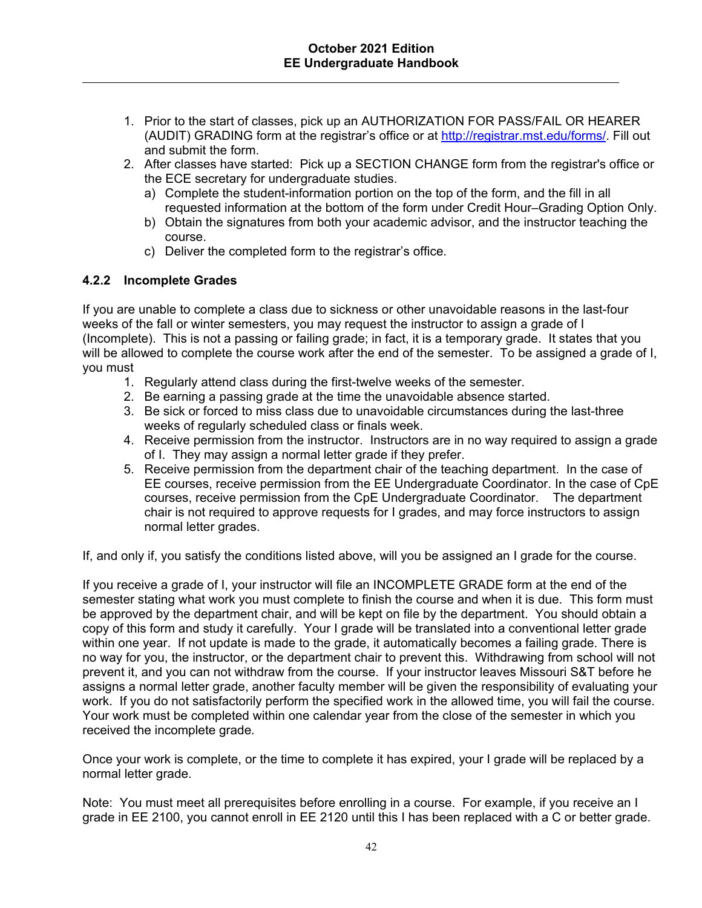1. Prior to the start of classes, pick up an AUTHORIZATION FOR PASS/FAIL OR HEARER (AUDIT) GRADING form at the registrar's office or at http://registrar.mst.edu/forms/. Fill out and submit the form.
2. After classes have started: Pick up a SECTION CHANGE form from the registrar's office or the ECE secretary for undergraduate studies.
   a) Complete the student-information portion on the top of the form, and the fill in all requested information at the bottom of the form under Credit Hour–Grading Option Only.
   b) Obtain the signatures from both your academic advisor, and the instructor teaching the course.
   c) Deliver the completed form to the registrar's office.

### 4.2.2 Incomplete Grades

If you are unable to complete a class due to sickness or other unavoidable reasons in the last-four weeks of the fall or winter semesters, you may request the instructor to assign a grade of I (Incomplete). This is not a passing or failing grade; in fact, it is a temporary grade. It states that you will be allowed to complete the course work after the end of the semester. To be assigned a grade of I, you must

1. Regularly attend class during the first-twelve weeks of the semester.
2. Be earning a passing grade at the time the unavoidable absence started.
3. Be sick or forced to miss class due to unavoidable circumstances during the last-three weeks of regularly scheduled class or finals week.
4. Receive permission from the instructor. Instructors are in no way required to assign a grade of I. They may assign a normal letter grade if they prefer.
5. Receive permission from the department chair of the teaching department. In the case of EE courses, receive permission from the EE Undergraduate Coordinator. In the case of CpE courses, receive permission from the CpE Undergraduate Coordinator. The department chair is not required to approve requests for I grades, and may force instructors to assign normal letter grades.

If, and only if, you satisfy the conditions listed above, will you be assigned an I grade for the course.

If you receive a grade of I, your instructor will file an INCOMPLETE GRADE form at the end of the semester stating what work you must complete to finish the course and when it is due. This form must be approved by the department chair, and will be kept on file by the department. You should obtain a copy of this form and study it carefully. Your I grade will be translated into a conventional letter grade within one year. If not update is made to the grade, it automatically becomes a failing grade. There is no way for you, the instructor, or the department chair to prevent this. Withdrawing from school will not prevent it, and you can not withdraw from the course. If your instructor leaves Missouri S&T before he assigns a normal letter grade, another faculty member will be given the responsibility of evaluating your work. If you do not satisfactorily perform the specified work in the allowed time, you will fail the course. Your work must be completed within one calendar year from the close of the semester in which you received the incomplete grade.

Once your work is complete, or the time to complete it has expired, your I grade will be replaced by a normal letter grade.

Note: You must meet all prerequisites before enrolling in a course. For example, if you receive an I grade in EE 2100, you cannot enroll in EE 2120 until this I has been replaced with a C or better grade.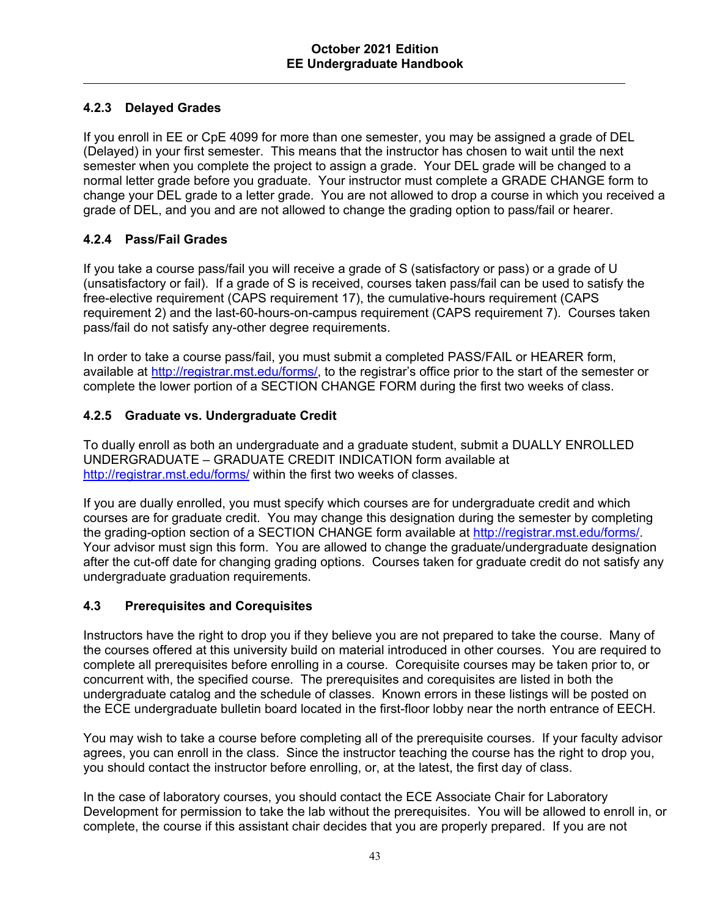### 4.2.3 Delayed Grades

If you enroll in EE or CpE 4099 for more than one semester, you may be assigned a grade of DEL (Delayed) in your first semester. This means that the instructor has chosen to wait until the next semester when you complete the project to assign a grade. Your DEL grade will be changed to a normal letter grade before you graduate. Your instructor must complete a GRADE CHANGE form to change your DEL grade to a letter grade. You are not allowed to drop a course in which you received a grade of DEL, and you and are not allowed to change the grading option to pass/fail or hearer.

### 4.2.4 Pass/Fail Grades

If you take a course pass/fail you will receive a grade of S (satisfactory or pass) or a grade of U (unsatisfactory or fail). If a grade of S is received, courses taken pass/fail can be used to satisfy the free-elective requirement (CAPS requirement 17), the cumulative-hours requirement (CAPS requirement 2) and the last-60-hours-on-campus requirement (CAPS requirement 7). Courses taken pass/fail do not satisfy any-other degree requirements.

In order to take a course pass/fail, you must submit a completed PASS/FAIL or HEARER form, available at http://registrar.mst.edu/forms/, to the registrar's office prior to the start of the semester or complete the lower portion of a SECTION CHANGE FORM during the first two weeks of class.

### 4.2.5 Graduate vs. Undergraduate Credit

To dually enroll as both an undergraduate and a graduate student, submit a DUALLY ENROLLED UNDERGRADUATE – GRADUATE CREDIT INDICATION form available at http://registrar.mst.edu/forms/ within the first two weeks of classes.

If you are dually enrolled, you must specify which courses are for undergraduate credit and which courses are for graduate credit. You may change this designation during the semester by completing the grading-option section of a SECTION CHANGE form available at http://registrar.mst.edu/forms/. Your advisor must sign this form. You are allowed to change the graduate/undergraduate designation after the cut-off date for changing grading options. Courses taken for graduate credit do not satisfy any undergraduate graduation requirements.

## 4.3 Prerequisites and Corequisites

Instructors have the right to drop you if they believe you are not prepared to take the course. Many of the courses offered at this university build on material introduced in other courses. You are required to complete all prerequisites before enrolling in a course. Corequisite courses may be taken prior to, or concurrent with, the specified course. The prerequisites and corequisites are listed in both the undergraduate catalog and the schedule of classes. Known errors in these listings will be posted on the ECE undergraduate bulletin board located in the first-floor lobby near the north entrance of EECH.

You may wish to take a course before completing all of the prerequisite courses. If your faculty advisor agrees, you can enroll in the class. Since the instructor teaching the course has the right to drop you, you should contact the instructor before enrolling, or, at the latest, the first day of class.

In the case of laboratory courses, you should contact the ECE Associate Chair for Laboratory Development for permission to take the lab without the prerequisites. You will be allowed to enroll in, or complete, the course if this assistant chair decides that you are properly prepared. If you are not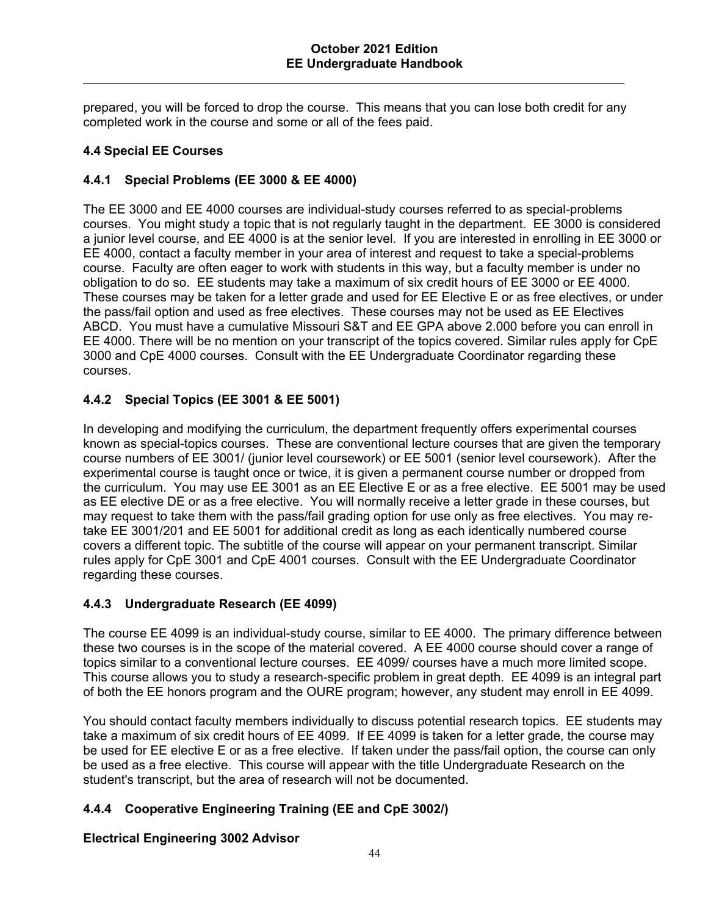prepared, you will be forced to drop the course. This means that you can lose both credit for any completed work in the course and some or all of the fees paid.

### 4.4 Special EE Courses

#### 4.4.1 Special Problems (EE 3000 & EE 4000)

The EE 3000 and EE 4000 courses are individual-study courses referred to as special-problems courses. You might study a topic that is not regularly taught in the department. EE 3000 is considered a junior level course, and EE 4000 is at the senior level. If you are interested in enrolling in EE 3000 or EE 4000, contact a faculty member in your area of interest and request to take a special-problems course. Faculty are often eager to work with students in this way, but a faculty member is under no obligation to do so. EE students may take a maximum of six credit hours of EE 3000 or EE 4000. These courses may be taken for a letter grade and used for EE Elective E or as free electives, or under the pass/fail option and used as free electives. These courses may not be used as EE Electives ABCD. You must have a cumulative Missouri S&T and EE GPA above 2.000 before you can enroll in EE 4000. There will be no mention on your transcript of the topics covered. Similar rules apply for CpE 3000 and CpE 4000 courses. Consult with the EE Undergraduate Coordinator regarding these courses.

#### 4.4.2 Special Topics (EE 3001 & EE 5001)

In developing and modifying the curriculum, the department frequently offers experimental courses known as special-topics courses. These are conventional lecture courses that are given the temporary course numbers of EE 3001/ (junior level coursework) or EE 5001 (senior level coursework). After the experimental course is taught once or twice, it is given a permanent course number or dropped from the curriculum. You may use EE 3001 as an EE Elective E or as a free elective. EE 5001 may be used as EE elective DE or as a free elective. You will normally receive a letter grade in these courses, but may request to take them with the pass/fail grading option for use only as free electives. You may re-take EE 3001/201 and EE 5001 for additional credit as long as each identically numbered course covers a different topic. The subtitle of the course will appear on your permanent transcript. Similar rules apply for CpE 3001 and CpE 4001 courses. Consult with the EE Undergraduate Coordinator regarding these courses.

#### 4.4.3 Undergraduate Research (EE 4099)

The course EE 4099 is an individual-study course, similar to EE 4000. The primary difference between these two courses is in the scope of the material covered. A EE 4000 course should cover a range of topics similar to a conventional lecture courses. EE 4099/ courses have a much more limited scope. This course allows you to study a research-specific problem in great depth. EE 4099 is an integral part of both the EE honors program and the OURE program; however, any student may enroll in EE 4099.

You should contact faculty members individually to discuss potential research topics. EE students may take a maximum of six credit hours of EE 4099. If EE 4099 is taken for a letter grade, the course may be used for EE elective E or as a free elective. If taken under the pass/fail option, the course can only be used as a free elective. This course will appear with the title Undergraduate Research on the student's transcript, but the area of research will not be documented.

#### 4.4.4 Cooperative Engineering Training (EE and CpE 3002/)

**Electrical Engineering 3002 Advisor**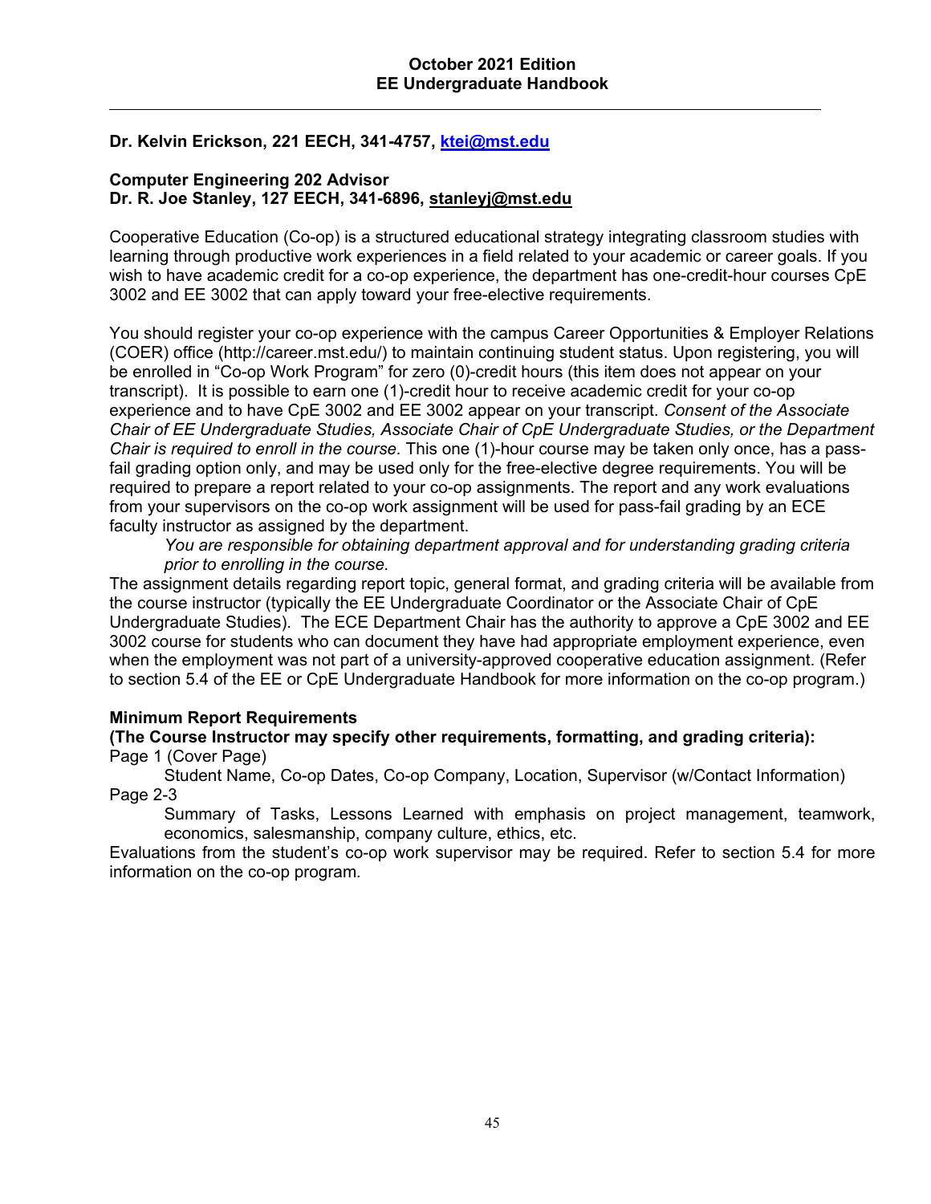**Dr. Kelvin Erickson, 221 EECH, 341-4757, ktei@mst.edu**

**Computer Engineering 202 Advisor**
**Dr. R. Joe Stanley, 127 EECH, 341-6896, stanleyj@mst.edu**

Cooperative Education (Co-op) is a structured educational strategy integrating classroom studies with learning through productive work experiences in a field related to your academic or career goals. If you wish to have academic credit for a co-op experience, the department has one-credit-hour courses CpE 3002 and EE 3002 that can apply toward your free-elective requirements.

You should register your co-op experience with the campus Career Opportunities & Employer Relations (COER) office (http://career.mst.edu/) to maintain continuing student status. Upon registering, you will be enrolled in "Co-op Work Program" for zero (0)-credit hours (this item does not appear on your transcript). It is possible to earn one (1)-credit hour to receive academic credit for your co-op experience and to have CpE 3002 and EE 3002 appear on your transcript. *Consent of the Associate Chair of EE Undergraduate Studies, Associate Chair of CpE Undergraduate Studies, or the Department Chair is required to enroll in the course.* This one (1)-hour course may be taken only once, has a pass-fail grading option only, and may be used only for the free-elective degree requirements. You will be required to prepare a report related to your co-op assignments. The report and any work evaluations from your supervisors on the co-op work assignment will be used for pass-fail grading by an ECE faculty instructor as assigned by the department.

> *You are responsible for obtaining department approval and for understanding grading criteria prior to enrolling in the course.*

The assignment details regarding report topic, general format, and grading criteria will be available from the course instructor (typically the EE Undergraduate Coordinator or the Associate Chair of CpE Undergraduate Studies). The ECE Department Chair has the authority to approve a CpE 3002 and EE 3002 course for students who can document they have had appropriate employment experience, even when the employment was not part of a university-approved cooperative education assignment. (Refer to section 5.4 of the EE or CpE Undergraduate Handbook for more information on the co-op program.)

**Minimum Report Requirements**
**(The Course Instructor may specify other requirements, formatting, and grading criteria):**

Page 1 (Cover Page)

> Student Name, Co-op Dates, Co-op Company, Location, Supervisor (w/Contact Information)

Page 2-3

> Summary of Tasks, Lessons Learned with emphasis on project management, teamwork, economics, salesmanship, company culture, ethics, etc.

Evaluations from the student's co-op work supervisor may be required. Refer to section 5.4 for more information on the co-op program.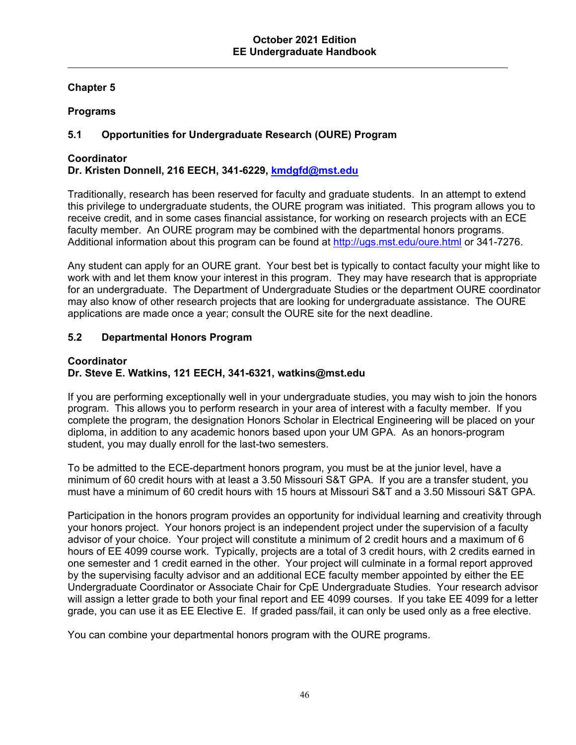# Chapter 5

## Programs

### 5.1 Opportunities for Undergraduate Research (OURE) Program

**Coordinator**
**Dr. Kristen Donnell, 216 EECH, 341-6229, kmdgfd@mst.edu**

Traditionally, research has been reserved for faculty and graduate students. In an attempt to extend this privilege to undergraduate students, the OURE program was initiated. This program allows you to receive credit, and in some cases financial assistance, for working on research projects with an ECE faculty member. An OURE program may be combined with the departmental honors programs. Additional information about this program can be found at http://ugs.mst.edu/oure.html or 341-7276.

Any student can apply for an OURE grant. Your best bet is typically to contact faculty your might like to work with and let them know your interest in this program. They may have research that is appropriate for an undergraduate. The Department of Undergraduate Studies or the department OURE coordinator may also know of other research projects that are looking for undergraduate assistance. The OURE applications are made once a year; consult the OURE site for the next deadline.

### 5.2 Departmental Honors Program

**Coordinator**
**Dr. Steve E. Watkins, 121 EECH, 341-6321, watkins@mst.edu**

If you are performing exceptionally well in your undergraduate studies, you may wish to join the honors program. This allows you to perform research in your area of interest with a faculty member. If you complete the program, the designation Honors Scholar in Electrical Engineering will be placed on your diploma, in addition to any academic honors based upon your UM GPA. As an honors-program student, you may dually enroll for the last-two semesters.

To be admitted to the ECE-department honors program, you must be at the junior level, have a minimum of 60 credit hours with at least a 3.50 Missouri S&T GPA. If you are a transfer student, you must have a minimum of 60 credit hours with 15 hours at Missouri S&T and a 3.50 Missouri S&T GPA.

Participation in the honors program provides an opportunity for individual learning and creativity through your honors project. Your honors project is an independent project under the supervision of a faculty advisor of your choice. Your project will constitute a minimum of 2 credit hours and a maximum of 6 hours of EE 4099 course work. Typically, projects are a total of 3 credit hours, with 2 credits earned in one semester and 1 credit earned in the other. Your project will culminate in a formal report approved by the supervising faculty advisor and an additional ECE faculty member appointed by either the EE Undergraduate Coordinator or Associate Chair for CpE Undergraduate Studies. Your research advisor will assign a letter grade to both your final report and EE 4099 courses. If you take EE 4099 for a letter grade, you can use it as EE Elective E. If graded pass/fail, it can only be used only as a free elective.

You can combine your departmental honors program with the OURE programs.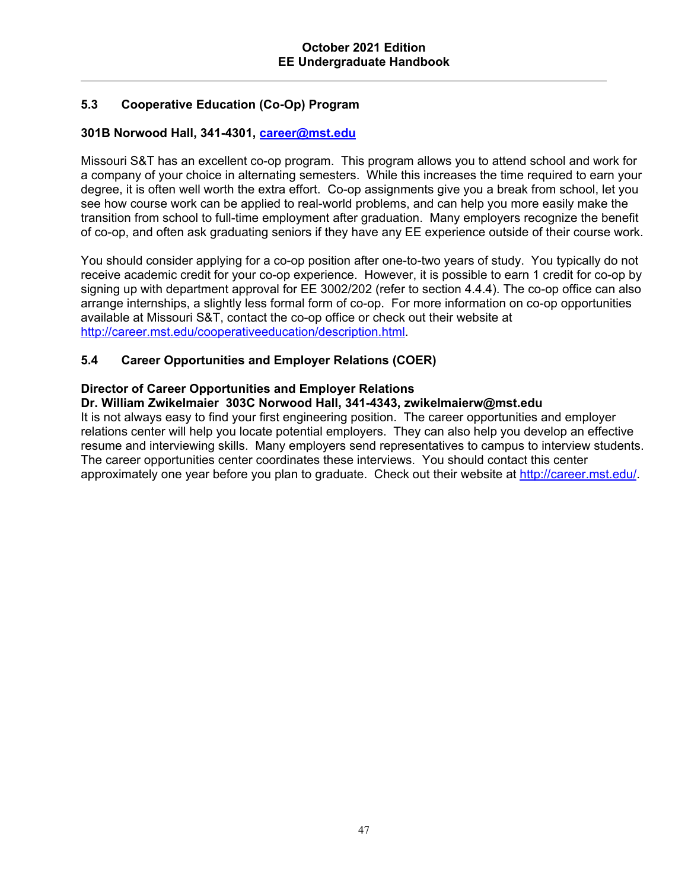## 5.3 Cooperative Education (Co-Op) Program

**301B Norwood Hall, 341-4301, career@mst.edu**

Missouri S&T has an excellent co-op program. This program allows you to attend school and work for a company of your choice in alternating semesters. While this increases the time required to earn your degree, it is often well worth the extra effort. Co-op assignments give you a break from school, let you see how course work can be applied to real-world problems, and can help you more easily make the transition from school to full-time employment after graduation. Many employers recognize the benefit of co-op, and often ask graduating seniors if they have any EE experience outside of their course work.

You should consider applying for a co-op position after one-to-two years of study. You typically do not receive academic credit for your co-op experience. However, it is possible to earn 1 credit for co-op by signing up with department approval for EE 3002/202 (refer to section 4.4.4). The co-op office can also arrange internships, a slightly less formal form of co-op. For more information on co-op opportunities available at Missouri S&T, contact the co-op office or check out their website at http://career.mst.edu/cooperativeeducation/description.html.

## 5.4 Career Opportunities and Employer Relations (COER)

**Director of Career Opportunities and Employer Relations**
**Dr. William Zwikelmaier 303C Norwood Hall, 341-4343, zwikelmaierw@mst.edu**

It is not always easy to find your first engineering position. The career opportunities and employer relations center will help you locate potential employers. They can also help you develop an effective resume and interviewing skills. Many employers send representatives to campus to interview students. The career opportunities center coordinates these interviews. You should contact this center approximately one year before you plan to graduate. Check out their website at http://career.mst.edu/.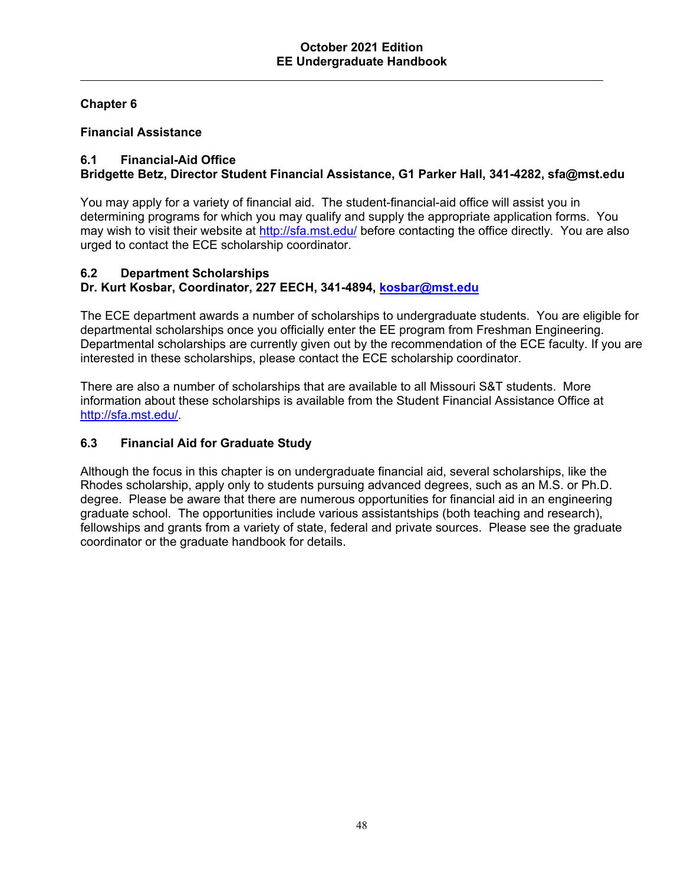# Chapter 6

## Financial Assistance

### 6.1 Financial-Aid Office

**Bridgette Betz, Director Student Financial Assistance, G1 Parker Hall, 341-4282, sfa@mst.edu**

You may apply for a variety of financial aid. The student-financial-aid office will assist you in determining programs for which you may qualify and supply the appropriate application forms. You may wish to visit their website at http://sfa.mst.edu/ before contacting the office directly. You are also urged to contact the ECE scholarship coordinator.

### 6.2 Department Scholarships

**Dr. Kurt Kosbar, Coordinator, 227 EECH, 341-4894, kosbar@mst.edu**

The ECE department awards a number of scholarships to undergraduate students. You are eligible for departmental scholarships once you officially enter the EE program from Freshman Engineering. Departmental scholarships are currently given out by the recommendation of the ECE faculty. If you are interested in these scholarships, please contact the ECE scholarship coordinator.

There are also a number of scholarships that are available to all Missouri S&T students. More information about these scholarships is available from the Student Financial Assistance Office at http://sfa.mst.edu/.

### 6.3 Financial Aid for Graduate Study

Although the focus in this chapter is on undergraduate financial aid, several scholarships, like the Rhodes scholarship, apply only to students pursuing advanced degrees, such as an M.S. or Ph.D. degree. Please be aware that there are numerous opportunities for financial aid in an engineering graduate school. The opportunities include various assistantships (both teaching and research), fellowships and grants from a variety of state, federal and private sources. Please see the graduate coordinator or the graduate handbook for details.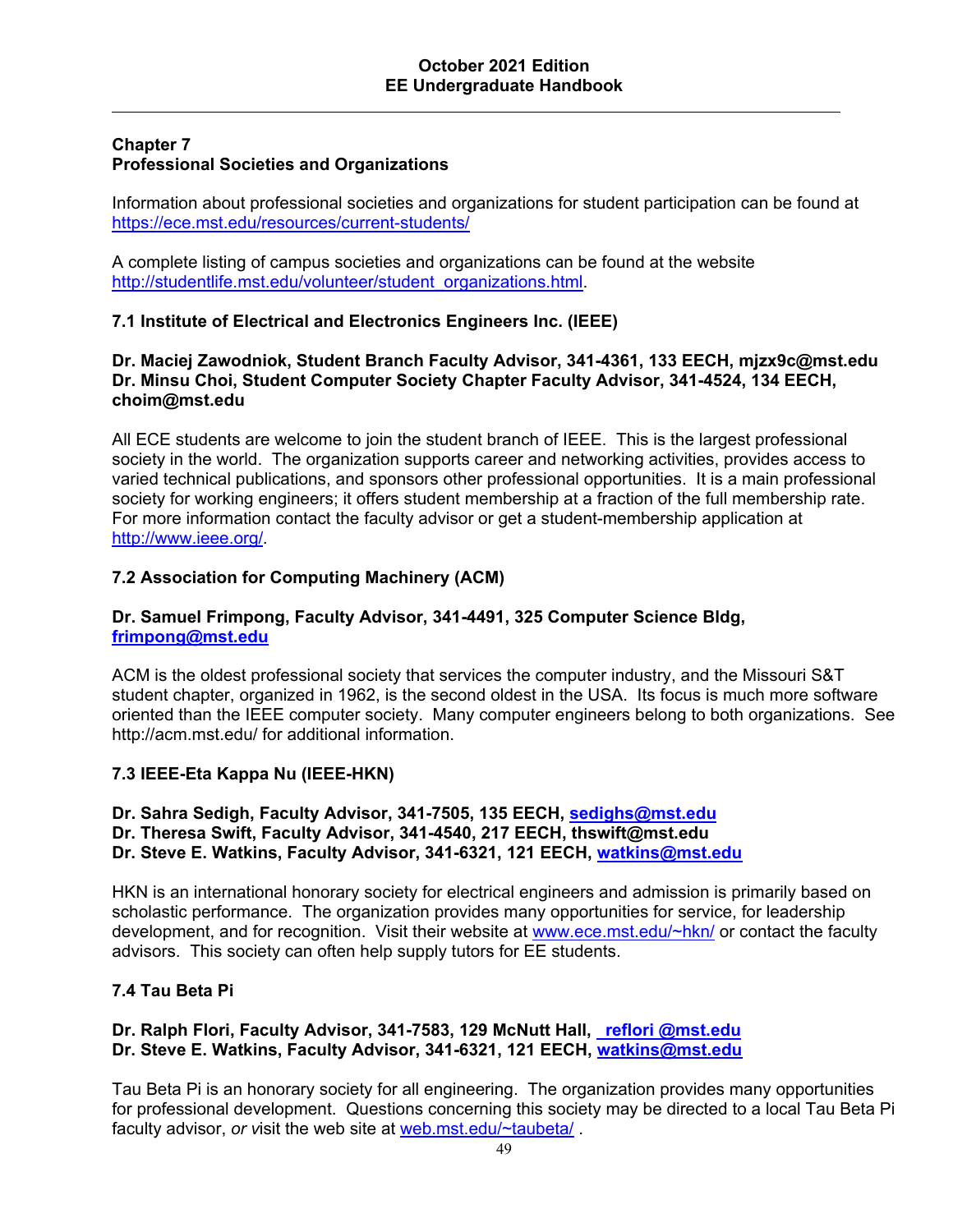## Chapter 7
## Professional Societies and Organizations

Information about professional societies and organizations for student participation can be found at https://ece.mst.edu/resources/current-students/

A complete listing of campus societies and organizations can be found at the website http://studentlife.mst.edu/volunteer/student_organizations.html.

### 7.1 Institute of Electrical and Electronics Engineers Inc. (IEEE)

**Dr. Maciej Zawodniok, Student Branch Faculty Advisor, 341-4361, 133 EECH, mjzx9c@mst.edu**
**Dr. Minsu Choi, Student Computer Society Chapter Faculty Advisor, 341-4524, 134 EECH, choim@mst.edu**

All ECE students are welcome to join the student branch of IEEE. This is the largest professional society in the world. The organization supports career and networking activities, provides access to varied technical publications, and sponsors other professional opportunities. It is a main professional society for working engineers; it offers student membership at a fraction of the full membership rate. For more information contact the faculty advisor or get a student-membership application at http://www.ieee.org/.

### 7.2 Association for Computing Machinery (ACM)

**Dr. Samuel Frimpong, Faculty Advisor, 341-4491, 325 Computer Science Bldg, frimpong@mst.edu**

ACM is the oldest professional society that services the computer industry, and the Missouri S&T student chapter, organized in 1962, is the second oldest in the USA. Its focus is much more software oriented than the IEEE computer society. Many computer engineers belong to both organizations. See http://acm.mst.edu/ for additional information.

### 7.3 IEEE-Eta Kappa Nu (IEEE-HKN)

**Dr. Sahra Sedigh, Faculty Advisor, 341-7505, 135 EECH, sedighs@mst.edu**
**Dr. Theresa Swift, Faculty Advisor, 341-4540, 217 EECH, thswift@mst.edu**
**Dr. Steve E. Watkins, Faculty Advisor, 341-6321, 121 EECH, watkins@mst.edu**

HKN is an international honorary society for electrical engineers and admission is primarily based on scholastic performance. The organization provides many opportunities for service, for leadership development, and for recognition. Visit their website at www.ece.mst.edu/~hkn/ or contact the faculty advisors. This society can often help supply tutors for EE students.

### 7.4 Tau Beta Pi

**Dr. Ralph Flori, Faculty Advisor, 341-7583, 129 McNutt Hall, reflori @mst.edu**
**Dr. Steve E. Watkins, Faculty Advisor, 341-6321, 121 EECH, watkins@mst.edu**

Tau Beta Pi is an honorary society for all engineering. The organization provides many opportunities for professional development. Questions concerning this society may be directed to a local Tau Beta Pi faculty advisor, *or v*isit the web site at web.mst.edu/~taubeta/ .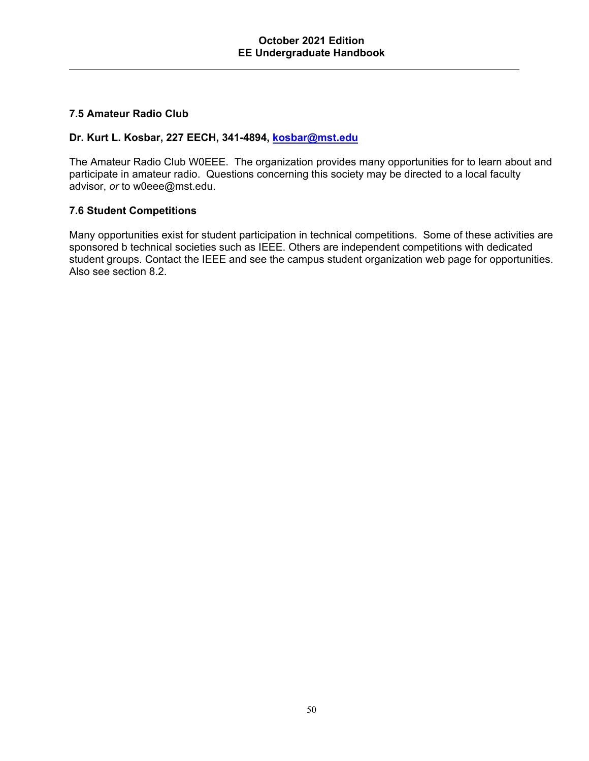### 7.5 Amateur Radio Club

**Dr. Kurt L. Kosbar, 227 EECH, 341-4894, kosbar@mst.edu**

The Amateur Radio Club W0EEE. The organization provides many opportunities for to learn about and participate in amateur radio. Questions concerning this society may be directed to a local faculty advisor, *or* to w0eee@mst.edu.

### 7.6 Student Competitions

Many opportunities exist for student participation in technical competitions. Some of these activities are sponsored b technical societies such as IEEE. Others are independent competitions with dedicated student groups. Contact the IEEE and see the campus student organization web page for opportunities. Also see section 8.2.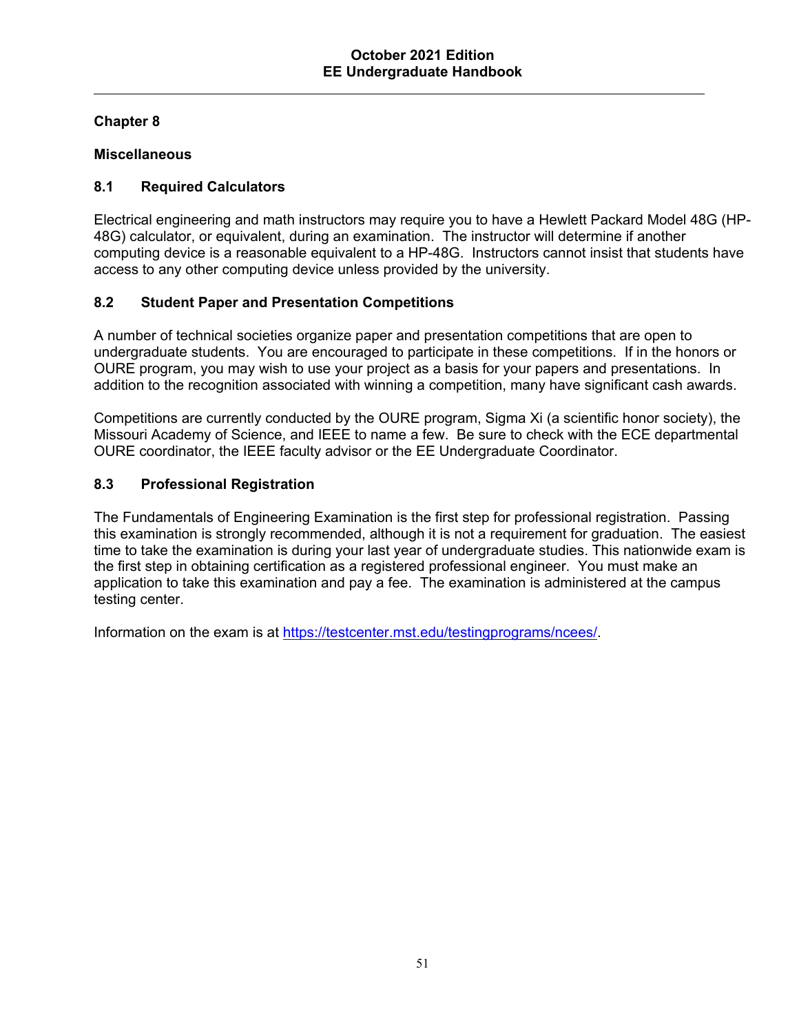## Chapter 8

## Miscellaneous

### 8.1 Required Calculators

Electrical engineering and math instructors may require you to have a Hewlett Packard Model 48G (HP-48G) calculator, or equivalent, during an examination. The instructor will determine if another computing device is a reasonable equivalent to a HP-48G. Instructors cannot insist that students have access to any other computing device unless provided by the university.

### 8.2 Student Paper and Presentation Competitions

A number of technical societies organize paper and presentation competitions that are open to undergraduate students. You are encouraged to participate in these competitions. If in the honors or OURE program, you may wish to use your project as a basis for your papers and presentations. In addition to the recognition associated with winning a competition, many have significant cash awards.

Competitions are currently conducted by the OURE program, Sigma Xi (a scientific honor society), the Missouri Academy of Science, and IEEE to name a few. Be sure to check with the ECE departmental OURE coordinator, the IEEE faculty advisor or the EE Undergraduate Coordinator.

### 8.3 Professional Registration

The Fundamentals of Engineering Examination is the first step for professional registration. Passing this examination is strongly recommended, although it is not a requirement for graduation. The easiest time to take the examination is during your last year of undergraduate studies. This nationwide exam is the first step in obtaining certification as a registered professional engineer. You must make an application to take this examination and pay a fee. The examination is administered at the campus testing center.

Information on the exam is at https://testcenter.mst.edu/testingprograms/ncees/.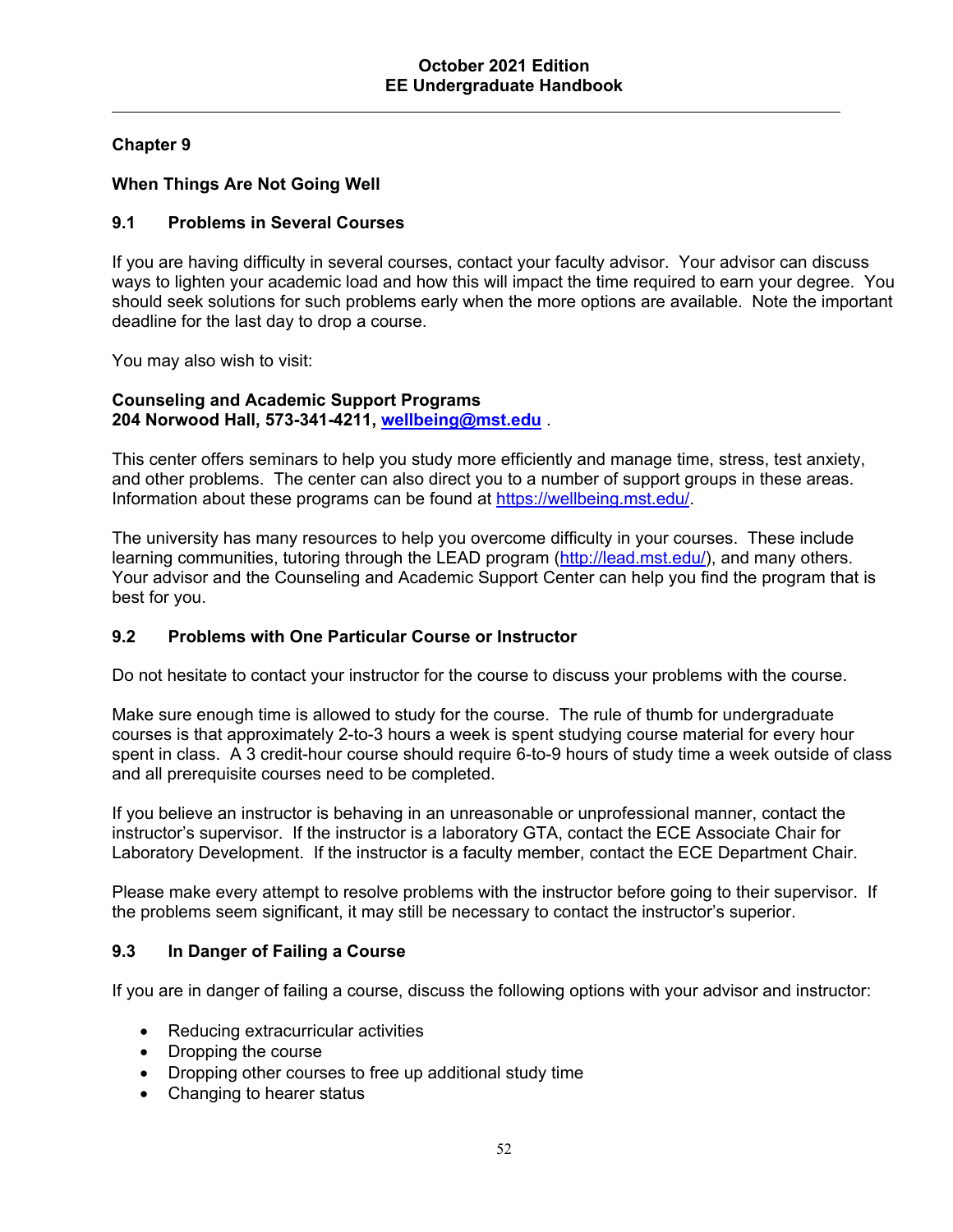## Chapter 9

## When Things Are Not Going Well

### 9.1 Problems in Several Courses

If you are having difficulty in several courses, contact your faculty advisor. Your advisor can discuss ways to lighten your academic load and how this will impact the time required to earn your degree. You should seek solutions for such problems early when the more options are available. Note the important deadline for the last day to drop a course.

You may also wish to visit:

**Counseling and Academic Support Programs**
**204 Norwood Hall, 573-341-4211, wellbeing@mst.edu** .

This center offers seminars to help you study more efficiently and manage time, stress, test anxiety, and other problems. The center can also direct you to a number of support groups in these areas. Information about these programs can be found at https://wellbeing.mst.edu/.

The university has many resources to help you overcome difficulty in your courses. These include learning communities, tutoring through the LEAD program (http://lead.mst.edu/), and many others. Your advisor and the Counseling and Academic Support Center can help you find the program that is best for you.

### 9.2 Problems with One Particular Course or Instructor

Do not hesitate to contact your instructor for the course to discuss your problems with the course.

Make sure enough time is allowed to study for the course. The rule of thumb for undergraduate courses is that approximately 2-to-3 hours a week is spent studying course material for every hour spent in class. A 3 credit-hour course should require 6-to-9 hours of study time a week outside of class and all prerequisite courses need to be completed.

If you believe an instructor is behaving in an unreasonable or unprofessional manner, contact the instructor's supervisor. If the instructor is a laboratory GTA, contact the ECE Associate Chair for Laboratory Development. If the instructor is a faculty member, contact the ECE Department Chair.

Please make every attempt to resolve problems with the instructor before going to their supervisor. If the problems seem significant, it may still be necessary to contact the instructor's superior.

### 9.3 In Danger of Failing a Course

If you are in danger of failing a course, discuss the following options with your advisor and instructor:

- Reducing extracurricular activities
- Dropping the course
- Dropping other courses to free up additional study time
- Changing to hearer status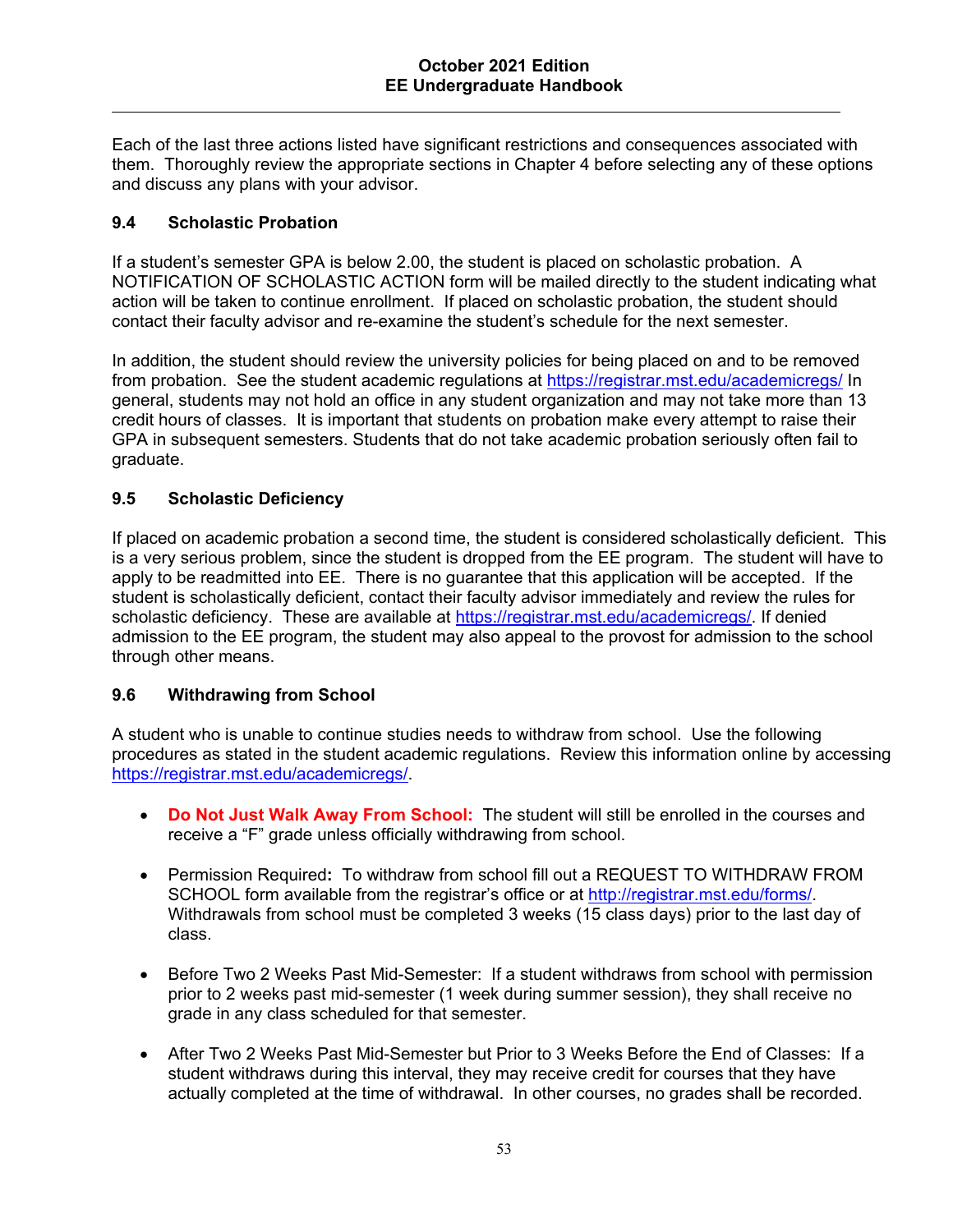Each of the last three actions listed have significant restrictions and consequences associated with them. Thoroughly review the appropriate sections in Chapter 4 before selecting any of these options and discuss any plans with your advisor.

### 9.4 Scholastic Probation

If a student's semester GPA is below 2.00, the student is placed on scholastic probation. A NOTIFICATION OF SCHOLASTIC ACTION form will be mailed directly to the student indicating what action will be taken to continue enrollment. If placed on scholastic probation, the student should contact their faculty advisor and re-examine the student's schedule for the next semester.

In addition, the student should review the university policies for being placed on and to be removed from probation. See the student academic regulations at https://registrar.mst.edu/academicregs/ In general, students may not hold an office in any student organization and may not take more than 13 credit hours of classes. It is important that students on probation make every attempt to raise their GPA in subsequent semesters. Students that do not take academic probation seriously often fail to graduate.

### 9.5 Scholastic Deficiency

If placed on academic probation a second time, the student is considered scholastically deficient. This is a very serious problem, since the student is dropped from the EE program. The student will have to apply to be readmitted into EE. There is no guarantee that this application will be accepted. If the student is scholastically deficient, contact their faculty advisor immediately and review the rules for scholastic deficiency. These are available at https://registrar.mst.edu/academicregs/. If denied admission to the EE program, the student may also appeal to the provost for admission to the school through other means.

### 9.6 Withdrawing from School

A student who is unable to continue studies needs to withdraw from school. Use the following procedures as stated in the student academic regulations. Review this information online by accessing https://registrar.mst.edu/academicregs/.

- **Do Not Just Walk Away From School:** The student will still be enrolled in the courses and receive a "F" grade unless officially withdrawing from school.

- Permission Required**:** To withdraw from school fill out a REQUEST TO WITHDRAW FROM SCHOOL form available from the registrar's office or at http://registrar.mst.edu/forms/. Withdrawals from school must be completed 3 weeks (15 class days) prior to the last day of class.

- Before Two 2 Weeks Past Mid-Semester: If a student withdraws from school with permission prior to 2 weeks past mid-semester (1 week during summer session), they shall receive no grade in any class scheduled for that semester.

- After Two 2 Weeks Past Mid-Semester but Prior to 3 Weeks Before the End of Classes: If a student withdraws during this interval, they may receive credit for courses that they have actually completed at the time of withdrawal. In other courses, no grades shall be recorded.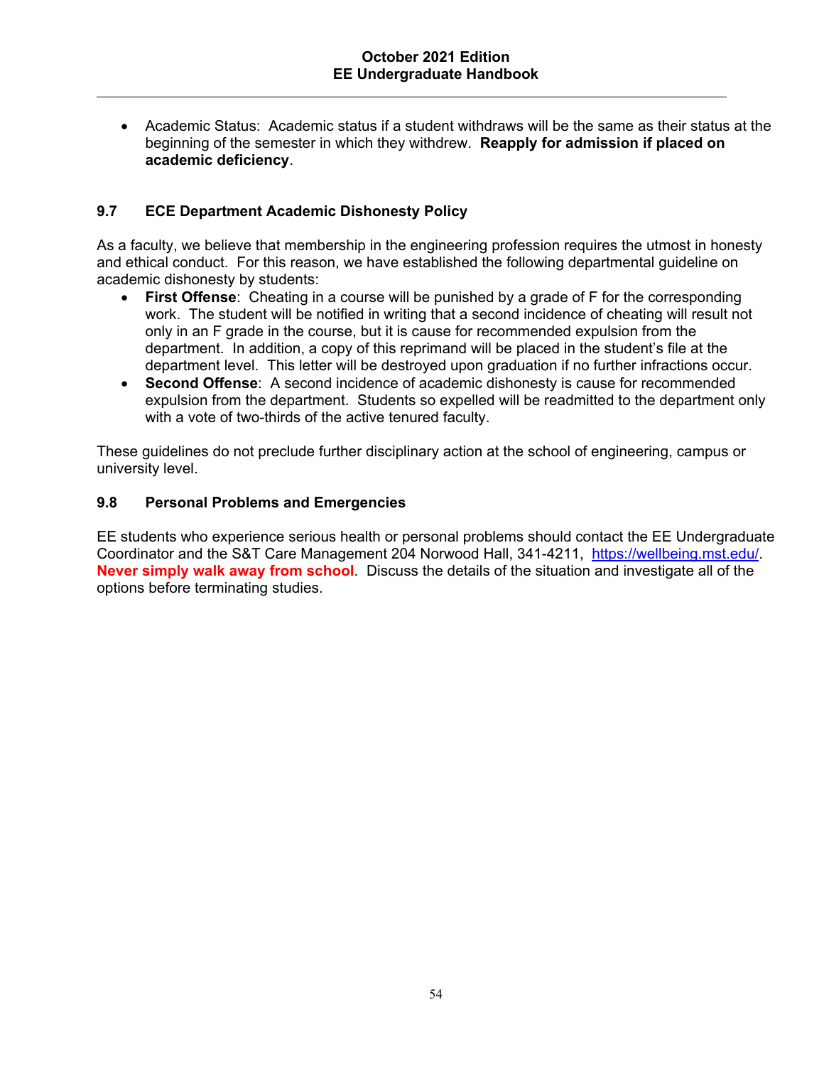- Academic Status: Academic status if a student withdraws will be the same as their status at the beginning of the semester in which they withdrew. **Reapply for admission if placed on academic deficiency**.

### 9.7 ECE Department Academic Dishonesty Policy

As a faculty, we believe that membership in the engineering profession requires the utmost in honesty and ethical conduct. For this reason, we have established the following departmental guideline on academic dishonesty by students:

- **First Offense**: Cheating in a course will be punished by a grade of F for the corresponding work. The student will be notified in writing that a second incidence of cheating will result not only in an F grade in the course, but it is cause for recommended expulsion from the department. In addition, a copy of this reprimand will be placed in the student's file at the department level. This letter will be destroyed upon graduation if no further infractions occur.
- **Second Offense**: A second incidence of academic dishonesty is cause for recommended expulsion from the department. Students so expelled will be readmitted to the department only with a vote of two-thirds of the active tenured faculty.

These guidelines do not preclude further disciplinary action at the school of engineering, campus or university level.

### 9.8 Personal Problems and Emergencies

EE students who experience serious health or personal problems should contact the EE Undergraduate Coordinator and the S&T Care Management 204 Norwood Hall, 341-4211, [https://wellbeing.mst.edu/](https://wellbeing.mst.edu/). **Never simply walk away from school**. Discuss the details of the situation and investigate all of the options before terminating studies.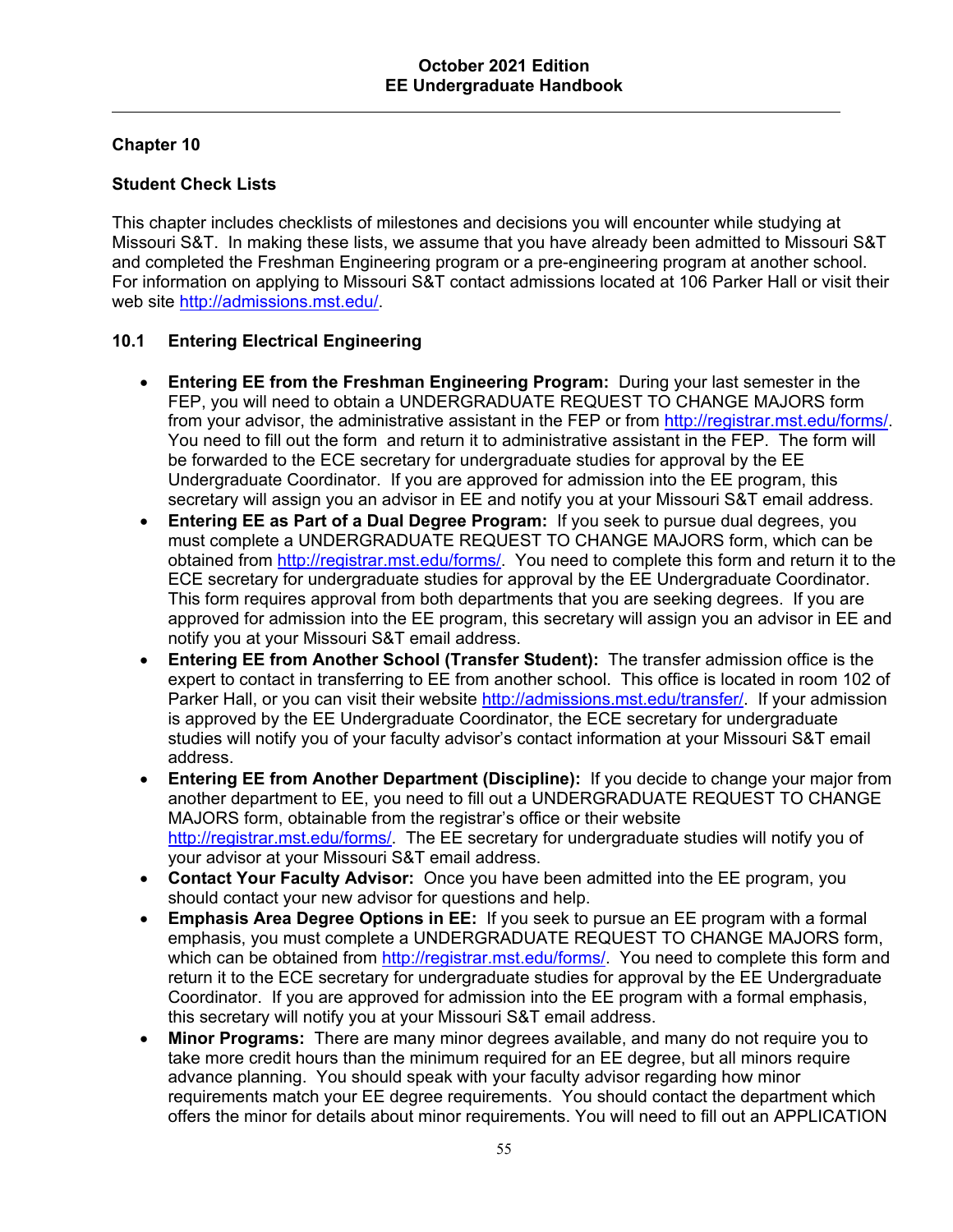## Chapter 10

## Student Check Lists

This chapter includes checklists of milestones and decisions you will encounter while studying at Missouri S&T. In making these lists, we assume that you have already been admitted to Missouri S&T and completed the Freshman Engineering program or a pre-engineering program at another school. For information on applying to Missouri S&T contact admissions located at 106 Parker Hall or visit their web site http://admissions.mst.edu/.

### 10.1 Entering Electrical Engineering

- **Entering EE from the Freshman Engineering Program:** During your last semester in the FEP, you will need to obtain a UNDERGRADUATE REQUEST TO CHANGE MAJORS form from your advisor, the administrative assistant in the FEP or from http://registrar.mst.edu/forms/. You need to fill out the form and return it to administrative assistant in the FEP. The form will be forwarded to the ECE secretary for undergraduate studies for approval by the EE Undergraduate Coordinator. If you are approved for admission into the EE program, this secretary will assign you an advisor in EE and notify you at your Missouri S&T email address.
- **Entering EE as Part of a Dual Degree Program:** If you seek to pursue dual degrees, you must complete a UNDERGRADUATE REQUEST TO CHANGE MAJORS form, which can be obtained from http://registrar.mst.edu/forms/. You need to complete this form and return it to the ECE secretary for undergraduate studies for approval by the EE Undergraduate Coordinator. This form requires approval from both departments that you are seeking degrees. If you are approved for admission into the EE program, this secretary will assign you an advisor in EE and notify you at your Missouri S&T email address.
- **Entering EE from Another School (Transfer Student):** The transfer admission office is the expert to contact in transferring to EE from another school. This office is located in room 102 of Parker Hall, or you can visit their website http://admissions.mst.edu/transfer/. If your admission is approved by the EE Undergraduate Coordinator, the ECE secretary for undergraduate studies will notify you of your faculty advisor's contact information at your Missouri S&T email address.
- **Entering EE from Another Department (Discipline):** If you decide to change your major from another department to EE, you need to fill out a UNDERGRADUATE REQUEST TO CHANGE MAJORS form, obtainable from the registrar's office or their website http://registrar.mst.edu/forms/. The EE secretary for undergraduate studies will notify you of your advisor at your Missouri S&T email address.
- **Contact Your Faculty Advisor:** Once you have been admitted into the EE program, you should contact your new advisor for questions and help.
- **Emphasis Area Degree Options in EE:** If you seek to pursue an EE program with a formal emphasis, you must complete a UNDERGRADUATE REQUEST TO CHANGE MAJORS form, which can be obtained from http://registrar.mst.edu/forms/. You need to complete this form and return it to the ECE secretary for undergraduate studies for approval by the EE Undergraduate Coordinator. If you are approved for admission into the EE program with a formal emphasis, this secretary will notify you at your Missouri S&T email address.
- **Minor Programs:** There are many minor degrees available, and many do not require you to take more credit hours than the minimum required for an EE degree, but all minors require advance planning. You should speak with your faculty advisor regarding how minor requirements match your EE degree requirements. You should contact the department which offers the minor for details about minor requirements. You will need to fill out an APPLICATION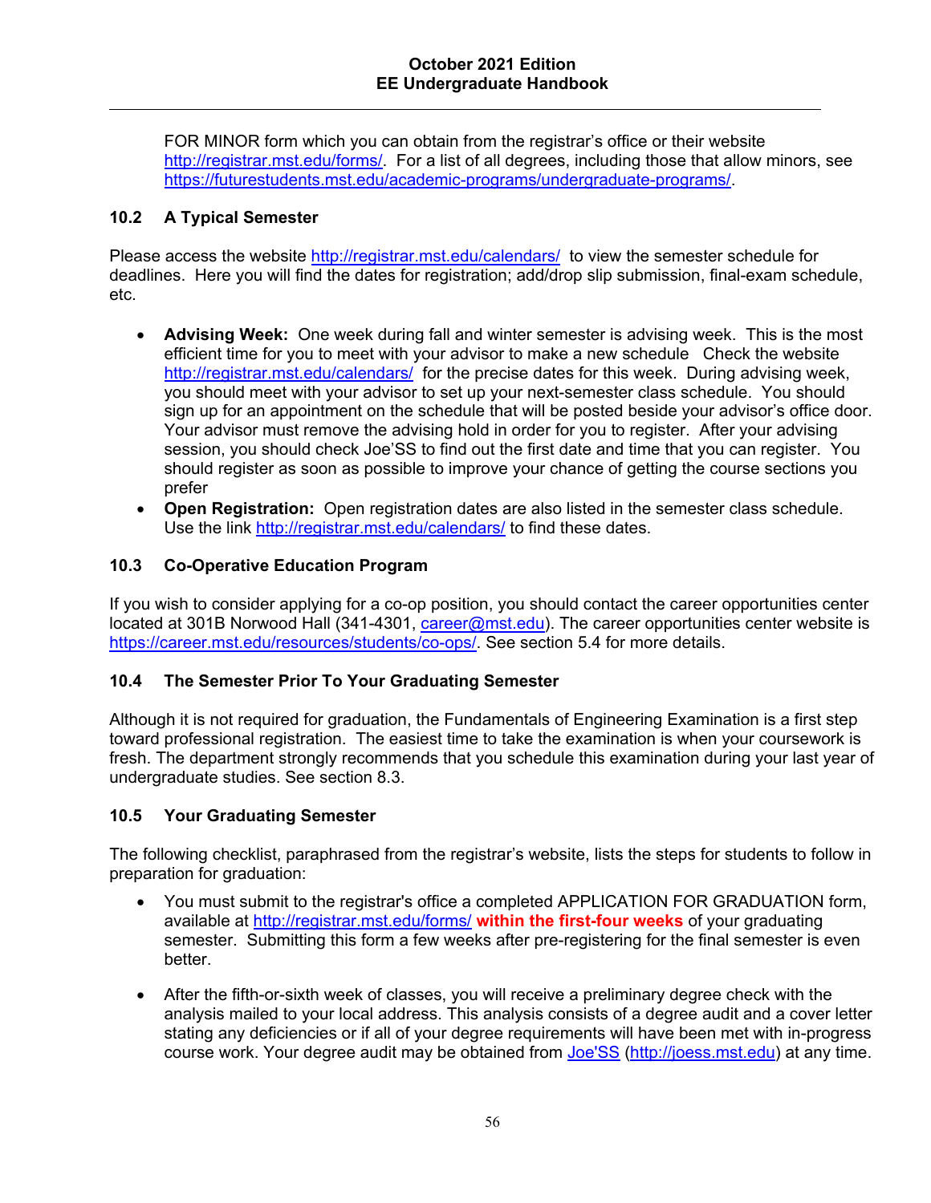FOR MINOR form which you can obtain from the registrar's office or their website http://registrar.mst.edu/forms/. For a list of all degrees, including those that allow minors, see https://futurestudents.mst.edu/academic-programs/undergraduate-programs/.

### 10.2 A Typical Semester

Please access the website http://registrar.mst.edu/calendars/ to view the semester schedule for deadlines. Here you will find the dates for registration; add/drop slip submission, final-exam schedule, etc.

- **Advising Week:** One week during fall and winter semester is advising week. This is the most efficient time for you to meet with your advisor to make a new schedule Check the website http://registrar.mst.edu/calendars/ for the precise dates for this week. During advising week, you should meet with your advisor to set up your next-semester class schedule. You should sign up for an appointment on the schedule that will be posted beside your advisor's office door. Your advisor must remove the advising hold in order for you to register. After your advising session, you should check Joe'SS to find out the first date and time that you can register. You should register as soon as possible to improve your chance of getting the course sections you prefer
- **Open Registration:** Open registration dates are also listed in the semester class schedule. Use the link http://registrar.mst.edu/calendars/ to find these dates.

### 10.3 Co-Operative Education Program

If you wish to consider applying for a co-op position, you should contact the career opportunities center located at 301B Norwood Hall (341-4301, career@mst.edu). The career opportunities center website is https://career.mst.edu/resources/students/co-ops/. See section 5.4 for more details.

### 10.4 The Semester Prior To Your Graduating Semester

Although it is not required for graduation, the Fundamentals of Engineering Examination is a first step toward professional registration. The easiest time to take the examination is when your coursework is fresh. The department strongly recommends that you schedule this examination during your last year of undergraduate studies. See section 8.3.

### 10.5 Your Graduating Semester

The following checklist, paraphrased from the registrar's website, lists the steps for students to follow in preparation for graduation:

- You must submit to the registrar's office a completed APPLICATION FOR GRADUATION form, available at http://registrar.mst.edu/forms/ **within the first-four weeks** of your graduating semester. Submitting this form a few weeks after pre-registering for the final semester is even better.

- After the fifth-or-sixth week of classes, you will receive a preliminary degree check with the analysis mailed to your local address. This analysis consists of a degree audit and a cover letter stating any deficiencies or if all of your degree requirements will have been met with in-progress course work. Your degree audit may be obtained from Joe'SS (http://joess.mst.edu) at any time.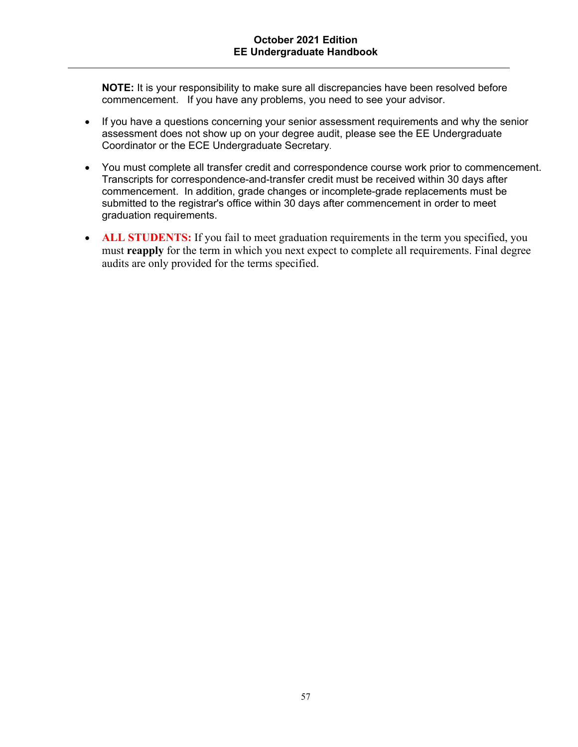**NOTE:** It is your responsibility to make sure all discrepancies have been resolved before commencement. If you have any problems, you need to see your advisor.

- If you have a questions concerning your senior assessment requirements and why the senior assessment does not show up on your degree audit, please see the EE Undergraduate Coordinator or the ECE Undergraduate Secretary.
- You must complete all transfer credit and correspondence course work prior to commencement. Transcripts for correspondence-and-transfer credit must be received within 30 days after commencement. In addition, grade changes or incomplete-grade replacements must be submitted to the registrar's office within 30 days after commencement in order to meet graduation requirements.
- **ALL STUDENTS:** If you fail to meet graduation requirements in the term you specified, you must **reapply** for the term in which you next expect to complete all requirements. Final degree audits are only provided for the terms specified.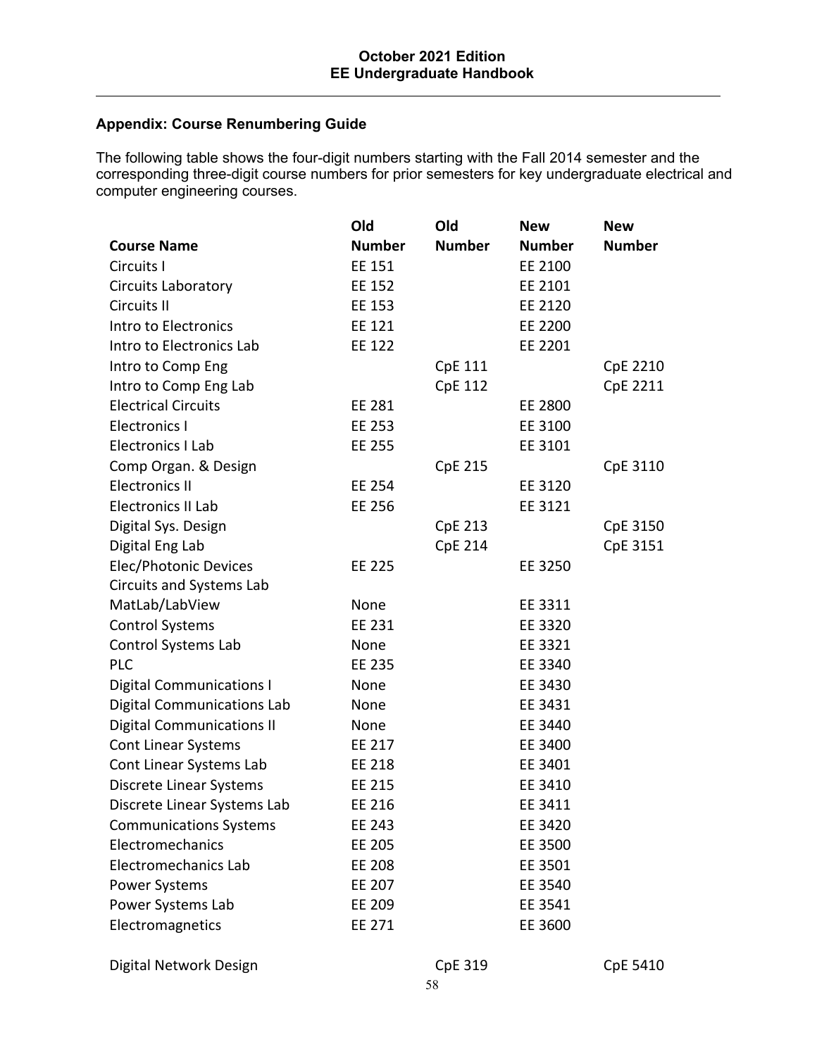## Appendix: Course Renumbering Guide

The following table shows the four-digit numbers starting with the Fall 2014 semester and the corresponding three-digit course numbers for prior semesters for key undergraduate electrical and computer engineering courses.

| Course Name | Old Number | Old Number | New Number | New Number |
|---|---|---|---|---|
| Circuits I | EE 151 | | EE 2100 | |
| Circuits Laboratory | EE 152 | | EE 2101 | |
| Circuits II | EE 153 | | EE 2120 | |
| Intro to Electronics | EE 121 | | EE 2200 | |
| Intro to Electronics Lab | EE 122 | | EE 2201 | |
| Intro to Comp Eng | | CpE 111 | | CpE 2210 |
| Intro to Comp Eng Lab | | CpE 112 | | CpE 2211 |
| Electrical Circuits | EE 281 | | EE 2800 | |
| Electronics I | EE 253 | | EE 3100 | |
| Electronics I Lab | EE 255 | | EE 3101 | |
| Comp Organ. & Design | | CpE 215 | | CpE 3110 |
| Electronics II | EE 254 | | EE 3120 | |
| Electronics II Lab | EE 256 | | EE 3121 | |
| Digital Sys. Design | | CpE 213 | | CpE 3150 |
| Digital Eng Lab | | CpE 214 | | CpE 3151 |
| Elec/Photonic Devices | EE 225 | | EE 3250 | |
| Circuits and Systems Lab MatLab/LabView | None | | EE 3311 | |
| Control Systems | EE 231 | | EE 3320 | |
| Control Systems Lab | None | | EE 3321 | |
| PLC | EE 235 | | EE 3340 | |
| Digital Communications I | None | | EE 3430 | |
| Digital Communications Lab | None | | EE 3431 | |
| Digital Communications II | None | | EE 3440 | |
| Cont Linear Systems | EE 217 | | EE 3400 | |
| Cont Linear Systems Lab | EE 218 | | EE 3401 | |
| Discrete Linear Systems | EE 215 | | EE 3410 | |
| Discrete Linear Systems Lab | EE 216 | | EE 3411 | |
| Communications Systems | EE 243 | | EE 3420 | |
| Electromechanics | EE 205 | | EE 3500 | |
| Electromechanics Lab | EE 208 | | EE 3501 | |
| Power Systems | EE 207 | | EE 3540 | |
| Power Systems Lab | EE 209 | | EE 3541 | |
| Electromagnetics | EE 271 | | EE 3600 | |
| Digital Network Design | | CpE 319 | | CpE 5410 |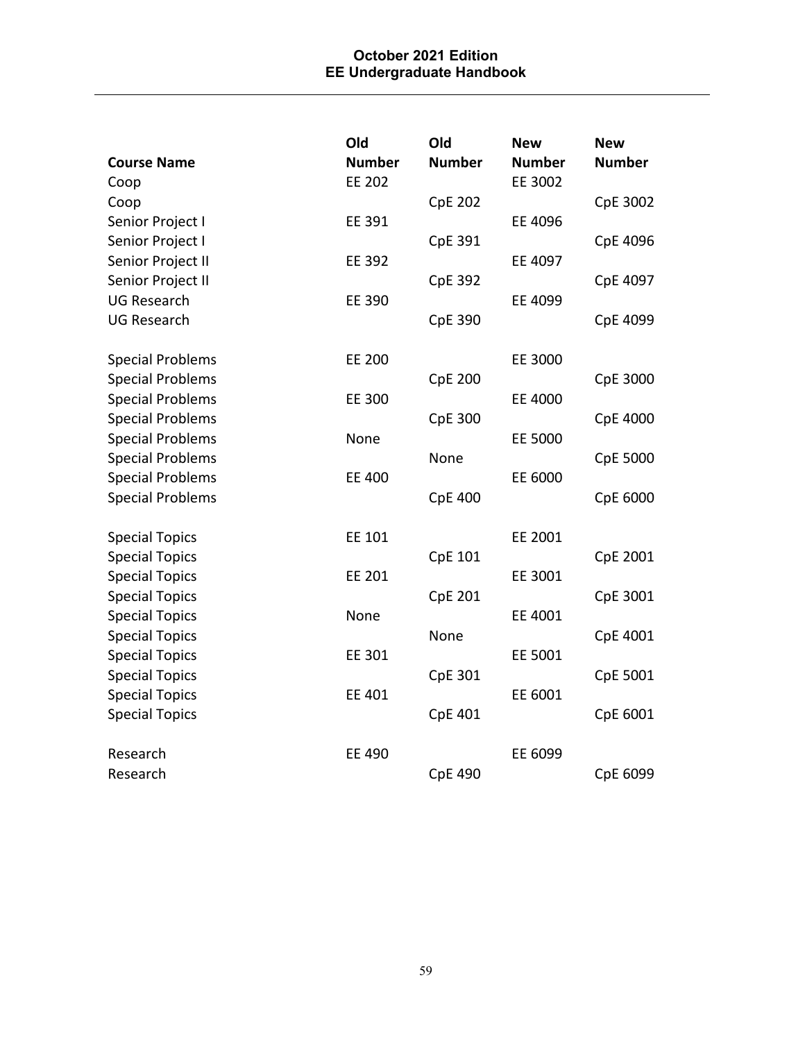| Course Name | Old Number | Old Number | New Number | New Number |
|---|---|---|---|---|
| Coop | EE 202 | | EE 3002 | |
| Coop | | CpE 202 | | CpE 3002 |
| Senior Project I | EE 391 | | EE 4096 | |
| Senior Project I | | CpE 391 | | CpE 4096 |
| Senior Project II | EE 392 | | EE 4097 | |
| Senior Project II | | CpE 392 | | CpE 4097 |
| UG Research | EE 390 | | EE 4099 | |
| UG Research | | CpE 390 | | CpE 4099 |
| | | | | |
| Special Problems | EE 200 | | EE 3000 | |
| Special Problems | | CpE 200 | | CpE 3000 |
| Special Problems | EE 300 | | EE 4000 | |
| Special Problems | | CpE 300 | | CpE 4000 |
| Special Problems | None | | EE 5000 | |
| Special Problems | | None | | CpE 5000 |
| Special Problems | EE 400 | | EE 6000 | |
| Special Problems | | CpE 400 | | CpE 6000 |
| | | | | |
| Special Topics | EE 101 | | EE 2001 | |
| Special Topics | | CpE 101 | | CpE 2001 |
| Special Topics | EE 201 | | EE 3001 | |
| Special Topics | | CpE 201 | | CpE 3001 |
| Special Topics | None | | EE 4001 | |
| Special Topics | | None | | CpE 4001 |
| Special Topics | EE 301 | | EE 5001 | |
| Special Topics | | CpE 301 | | CpE 5001 |
| Special Topics | EE 401 | | EE 6001 | |
| Special Topics | | CpE 401 | | CpE 6001 |
| | | | | |
| Research | EE 490 | | EE 6099 | |
| Research | | CpE 490 | | CpE 6099 |